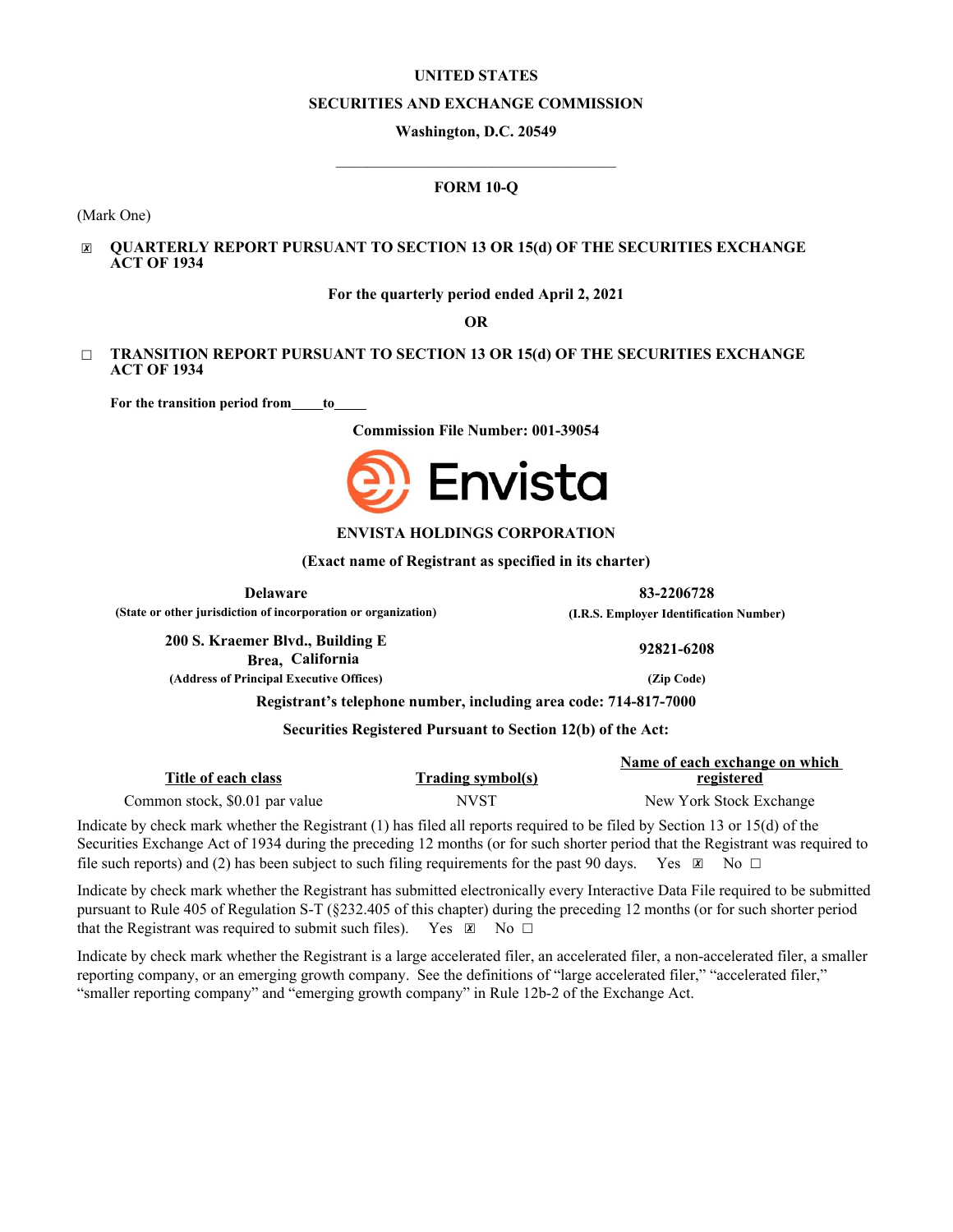UNITED STATES

SECURITIES AND EXCHANGE COMMISSION

Washington, D.C. 20549

---

FORM 10-Q

(Mark One)

☒ **QUARTERLY REPORT PURSUANT TO SECTION 13 OR 15(d) OF THE SECURITIES EXCHANGE ACT OF 1934**

**For the quarterly period ended April 2, 2021**

**OR**

☐ **TRANSITION REPORT PURSUANT TO SECTION 13 OR 15(d) OF THE SECURITIES EXCHANGE ACT OF 1934**

**For the transition period from\_\_\_\_to\_\_\_\_**

**Commission File Number: 001-39054**

Envista

**ENVISTA HOLDINGS CORPORATION**

**(Exact name of Registrant as specified in its charter)**

| | |
|---|---|
| **Delaware** | **83-2206728** |
| **(State or other jurisdiction of incorporation or organization)** | **(I.R.S. Employer Identification Number)** |
| **200 S. Kraemer Blvd., Building E Brea, California** | **92821-6208** |
| **(Address of Principal Executive Offices)** | **(Zip Code)** |

**Registrant's telephone number, including area code: 714-817-7000**

**Securities Registered Pursuant to Section 12(b) of the Act:**

| Title of each class | Trading symbol(s) | Name of each exchange on which registered |
|---|---|---|
| Common stock, $0.01 par value | NVST | New York Stock Exchange |

Indicate by check mark whether the Registrant (1) has filed all reports required to be filed by Section 13 or 15(d) of the Securities Exchange Act of 1934 during the preceding 12 months (or for such shorter period that the Registrant was required to file such reports) and (2) has been subject to such filing requirements for the past 90 days. Yes ☒ No ☐

Indicate by check mark whether the Registrant has submitted electronically every Interactive Data File required to be submitted pursuant to Rule 405 of Regulation S-T (§232.405 of this chapter) during the preceding 12 months (or for such shorter period that the Registrant was required to submit such files). Yes ☒ No ☐

Indicate by check mark whether the Registrant is a large accelerated filer, an accelerated filer, a non-accelerated filer, a smaller reporting company, or an emerging growth company. See the definitions of "large accelerated filer," "accelerated filer," "smaller reporting company" and "emerging growth company" in Rule 12b-2 of the Exchange Act.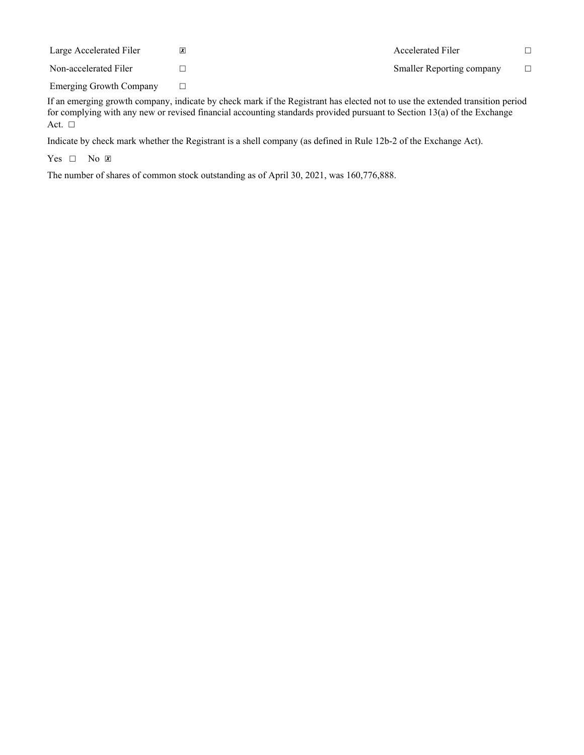| | | | |
|---|---|---|---|
| Large Accelerated Filer | ☒ | Accelerated Filer | ☐ |
| Non-accelerated Filer | ☐ | Smaller Reporting company | ☐ |
| Emerging Growth Company | ☐ | | |

If an emerging growth company, indicate by check mark if the Registrant has elected not to use the extended transition period for complying with any new or revised financial accounting standards provided pursuant to Section 13(a) of the Exchange Act. ☐

Indicate by check mark whether the Registrant is a shell company (as defined in Rule 12b-2 of the Exchange Act).

Yes ☐ No ☒

The number of shares of common stock outstanding as of April 30, 2021, was 160,776,888.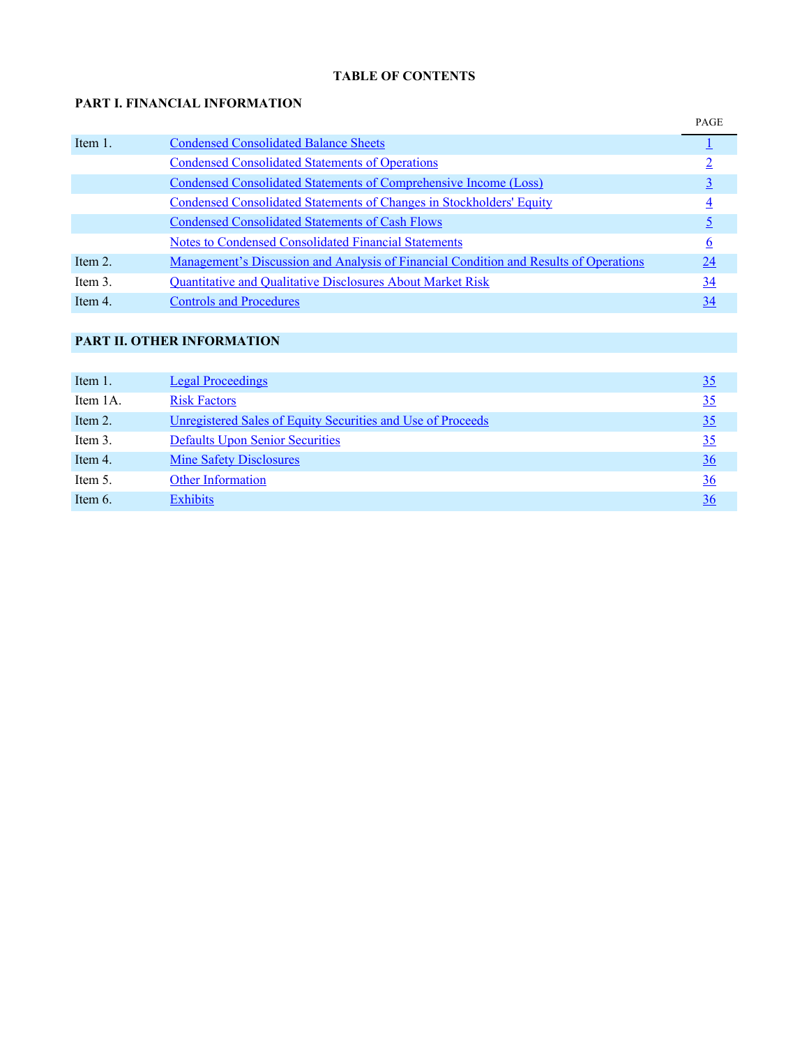# TABLE OF CONTENTS

## PART I. FINANCIAL INFORMATION

| | | PAGE |
|---|---|---|
| Item 1. | Condensed Consolidated Balance Sheets | 1 |
| | Condensed Consolidated Statements of Operations | 2 |
| | Condensed Consolidated Statements of Comprehensive Income (Loss) | 3 |
| | Condensed Consolidated Statements of Changes in Stockholders' Equity | 4 |
| | Condensed Consolidated Statements of Cash Flows | 5 |
| | Notes to Condensed Consolidated Financial Statements | 6 |
| Item 2. | Management's Discussion and Analysis of Financial Condition and Results of Operations | 24 |
| Item 3. | Quantitative and Qualitative Disclosures About Market Risk | 34 |
| Item 4. | Controls and Procedures | 34 |

## PART II. OTHER INFORMATION

| | | |
|---|---|---|
| Item 1. | Legal Proceedings | 35 |
| Item 1A. | Risk Factors | 35 |
| Item 2. | Unregistered Sales of Equity Securities and Use of Proceeds | 35 |
| Item 3. | Defaults Upon Senior Securities | 35 |
| Item 4. | Mine Safety Disclosures | 36 |
| Item 5. | Other Information | 36 |
| Item 6. | Exhibits | 36 |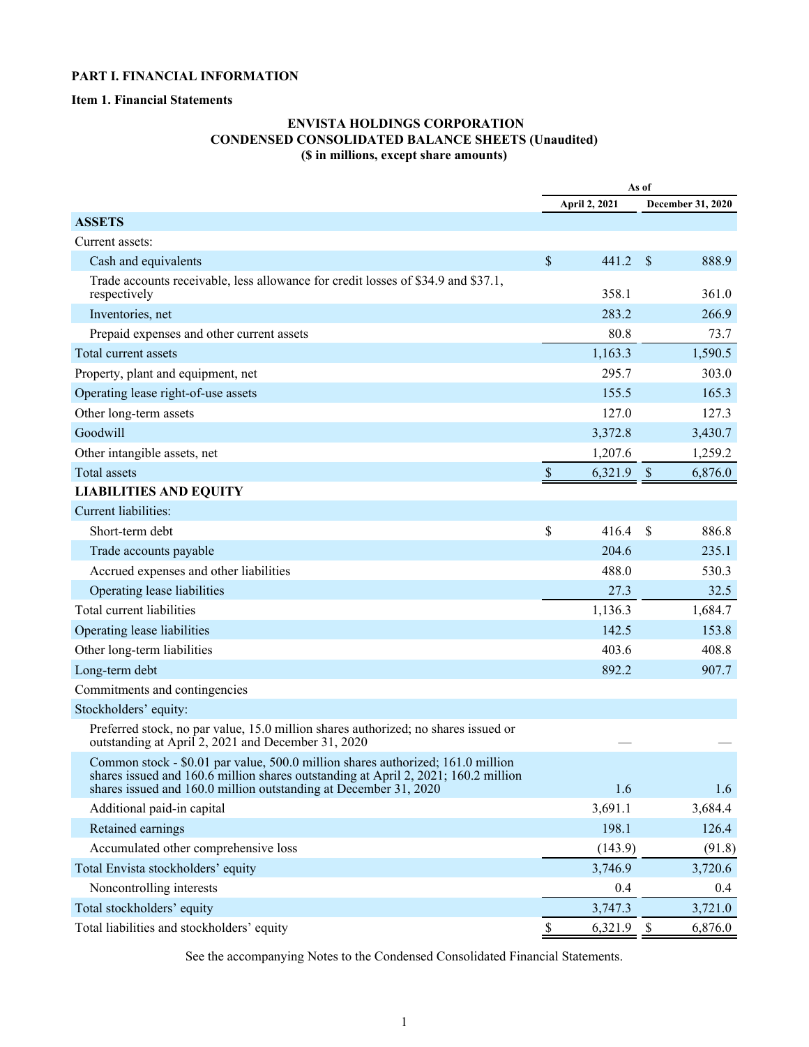## PART I. FINANCIAL INFORMATION

### Item 1. Financial Statements

**ENVISTA HOLDINGS CORPORATION**
**CONDENSED CONSOLIDATED BALANCE SHEETS (Unaudited)**
**($ in millions, except share amounts)**

| | As of | |
|---|---|---|
| | April 2, 2021 | December 31, 2020 |
| **ASSETS** | | |
| Current assets: | | |
| Cash and equivalents | $ 441.2 | $ 888.9 |
| Trade accounts receivable, less allowance for credit losses of $34.9 and $37.1, respectively | 358.1 | 361.0 |
| Inventories, net | 283.2 | 266.9 |
| Prepaid expenses and other current assets | 80.8 | 73.7 |
| Total current assets | 1,163.3 | 1,590.5 |
| Property, plant and equipment, net | 295.7 | 303.0 |
| Operating lease right-of-use assets | 155.5 | 165.3 |
| Other long-term assets | 127.0 | 127.3 |
| Goodwill | 3,372.8 | 3,430.7 |
| Other intangible assets, net | 1,207.6 | 1,259.2 |
| Total assets | $ 6,321.9 | $ 6,876.0 |
| **LIABILITIES AND EQUITY** | | |
| Current liabilities: | | |
| Short-term debt | $ 416.4 | $ 886.8 |
| Trade accounts payable | 204.6 | 235.1 |
| Accrued expenses and other liabilities | 488.0 | 530.3 |
| Operating lease liabilities | 27.3 | 32.5 |
| Total current liabilities | 1,136.3 | 1,684.7 |
| Operating lease liabilities | 142.5 | 153.8 |
| Other long-term liabilities | 403.6 | 408.8 |
| Long-term debt | 892.2 | 907.7 |
| Commitments and contingencies | | |
| Stockholders' equity: | | |
| Preferred stock, no par value, 15.0 million shares authorized; no shares issued or outstanding at April 2, 2021 and December 31, 2020 | — | — |
| Common stock - $0.01 par value, 500.0 million shares authorized; 161.0 million shares issued and 160.6 million shares outstanding at April 2, 2021; 160.2 million shares issued and 160.0 million outstanding at December 31, 2020 | 1.6 | 1.6 |
| Additional paid-in capital | 3,691.1 | 3,684.4 |
| Retained earnings | 198.1 | 126.4 |
| Accumulated other comprehensive loss | (143.9) | (91.8) |
| Total Envista stockholders' equity | 3,746.9 | 3,720.6 |
| Noncontrolling interests | 0.4 | 0.4 |
| Total stockholders' equity | 3,747.3 | 3,721.0 |
| Total liabilities and stockholders' equity | $ 6,321.9 | $ 6,876.0 |

See the accompanying Notes to the Condensed Consolidated Financial Statements.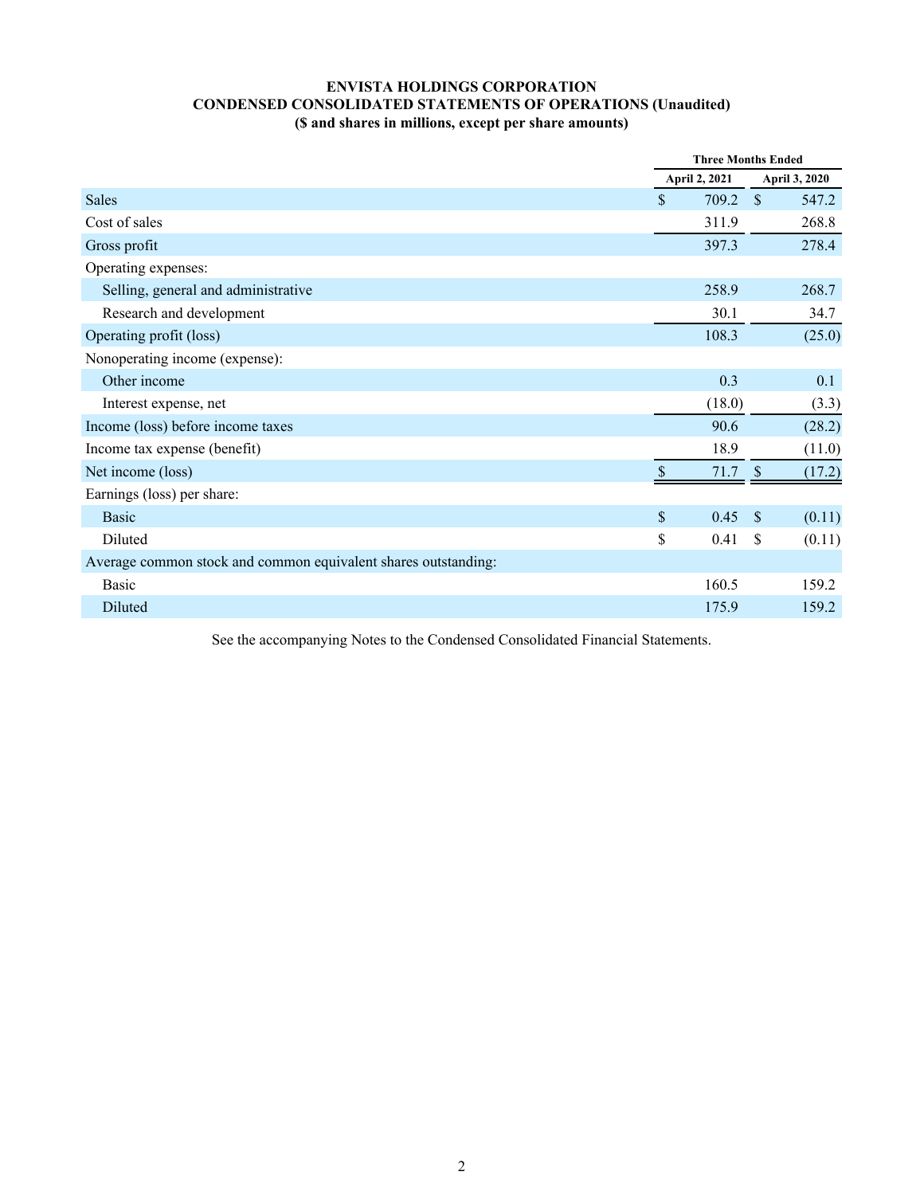**ENVISTA HOLDINGS CORPORATION**
**CONDENSED CONSOLIDATED STATEMENTS OF OPERATIONS (Unaudited)**
**($ and shares in millions, except per share amounts)**

| | Three Months Ended | |
|---|---|---|
| | April 2, 2021 | April 3, 2020 |
| Sales | $ 709.2 | $ 547.2 |
| Cost of sales | 311.9 | 268.8 |
| Gross profit | 397.3 | 278.4 |
| Operating expenses: | | |
| Selling, general and administrative | 258.9 | 268.7 |
| Research and development | 30.1 | 34.7 |
| Operating profit (loss) | 108.3 | (25.0) |
| Nonoperating income (expense): | | |
| Other income | 0.3 | 0.1 |
| Interest expense, net | (18.0) | (3.3) |
| Income (loss) before income taxes | 90.6 | (28.2) |
| Income tax expense (benefit) | 18.9 | (11.0) |
| Net income (loss) | $ 71.7 | $ (17.2) |
| Earnings (loss) per share: | | |
| Basic | $ 0.45 | $ (0.11) |
| Diluted | $ 0.41 | $ (0.11) |
| Average common stock and common equivalent shares outstanding: | | |
| Basic | 160.5 | 159.2 |
| Diluted | 175.9 | 159.2 |

See the accompanying Notes to the Condensed Consolidated Financial Statements.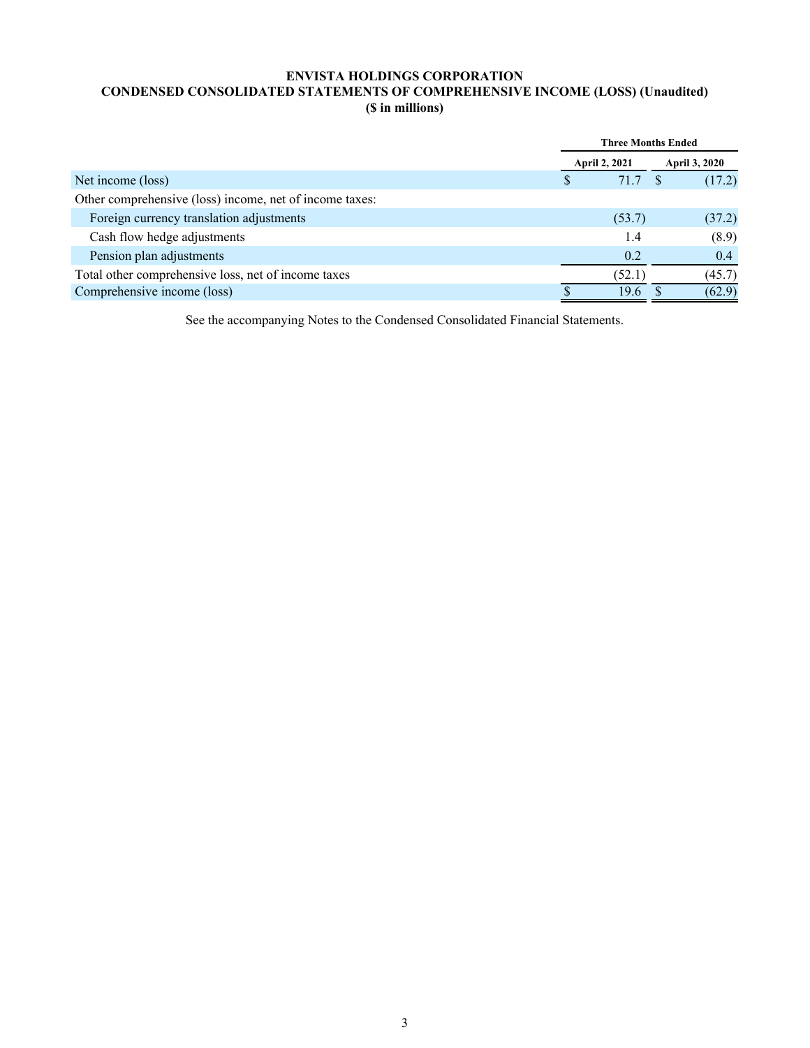**ENVISTA HOLDINGS CORPORATION**
**CONDENSED CONSOLIDATED STATEMENTS OF COMPREHENSIVE INCOME (LOSS) (Unaudited)**
**($ in millions)**

| | Three Months Ended | |
|---|---|---|
| | April 2, 2021 | April 3, 2020 |
| Net income (loss) | $ 71.7 | $ (17.2) |
| Other comprehensive (loss) income, net of income taxes: | | |
| Foreign currency translation adjustments | (53.7) | (37.2) |
| Cash flow hedge adjustments | 1.4 | (8.9) |
| Pension plan adjustments | 0.2 | 0.4 |
| Total other comprehensive loss, net of income taxes | (52.1) | (45.7) |
| Comprehensive income (loss) | $ 19.6 | $ (62.9) |

See the accompanying Notes to the Condensed Consolidated Financial Statements.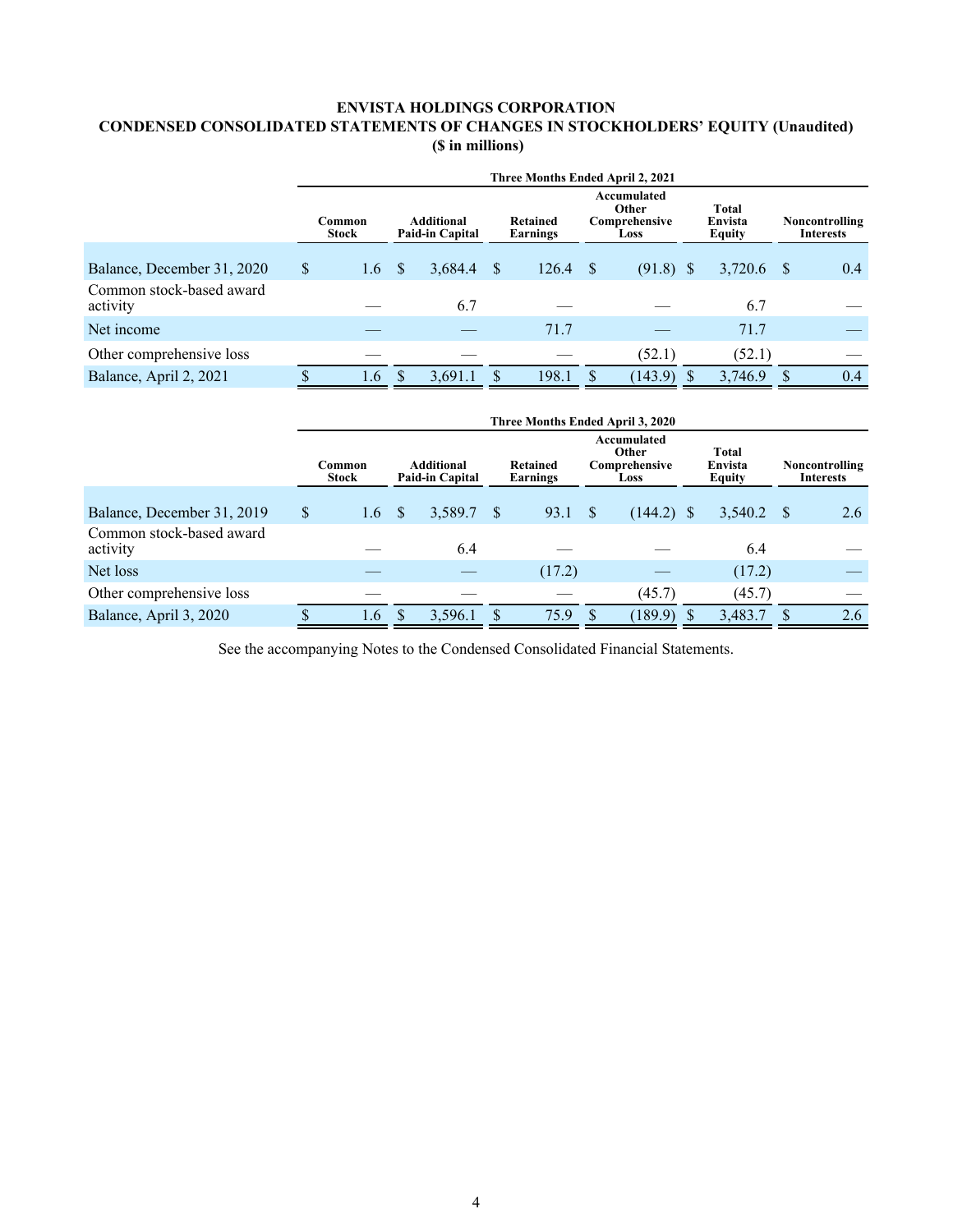# ENVISTA HOLDINGS CORPORATION
## CONDENSED CONSOLIDATED STATEMENTS OF CHANGES IN STOCKHOLDERS' EQUITY (Unaudited)
### ($ in millions)

| | Three Months Ended April 2, 2021 | | | | | |
|---|---|---|---|---|---|---|
| | Common Stock | Additional Paid-in Capital | Retained Earnings | Accumulated Other Comprehensive Loss | Total Envista Equity | Noncontrolling Interests |
| Balance, December 31, 2020 | $ 1.6 | $ 3,684.4 | $ 126.4 | $ (91.8) | $ 3,720.6 | $ 0.4 |
| Common stock-based award activity | — | 6.7 | — | — | 6.7 | — |
| Net income | — | — | 71.7 | — | 71.7 | — |
| Other comprehensive loss | — | — | — | (52.1) | (52.1) | — |
| Balance, April 2, 2021 | $ 1.6 | $ 3,691.1 | $ 198.1 | $ (143.9) | $ 3,746.9 | $ 0.4 |

| | Three Months Ended April 3, 2020 | | | | | |
|---|---|---|---|---|---|---|
| | Common Stock | Additional Paid-in Capital | Retained Earnings | Accumulated Other Comprehensive Loss | Total Envista Equity | Noncontrolling Interests |
| Balance, December 31, 2019 | $ 1.6 | $ 3,589.7 | $ 93.1 | $ (144.2) | $ 3,540.2 | $ 2.6 |
| Common stock-based award activity | — | 6.4 | — | — | 6.4 | — |
| Net loss | — | — | (17.2) | — | (17.2) | — |
| Other comprehensive loss | — | — | — | (45.7) | (45.7) | — |
| Balance, April 3, 2020 | $ 1.6 | $ 3,596.1 | $ 75.9 | $ (189.9) | $ 3,483.7 | $ 2.6 |

See the accompanying Notes to the Condensed Consolidated Financial Statements.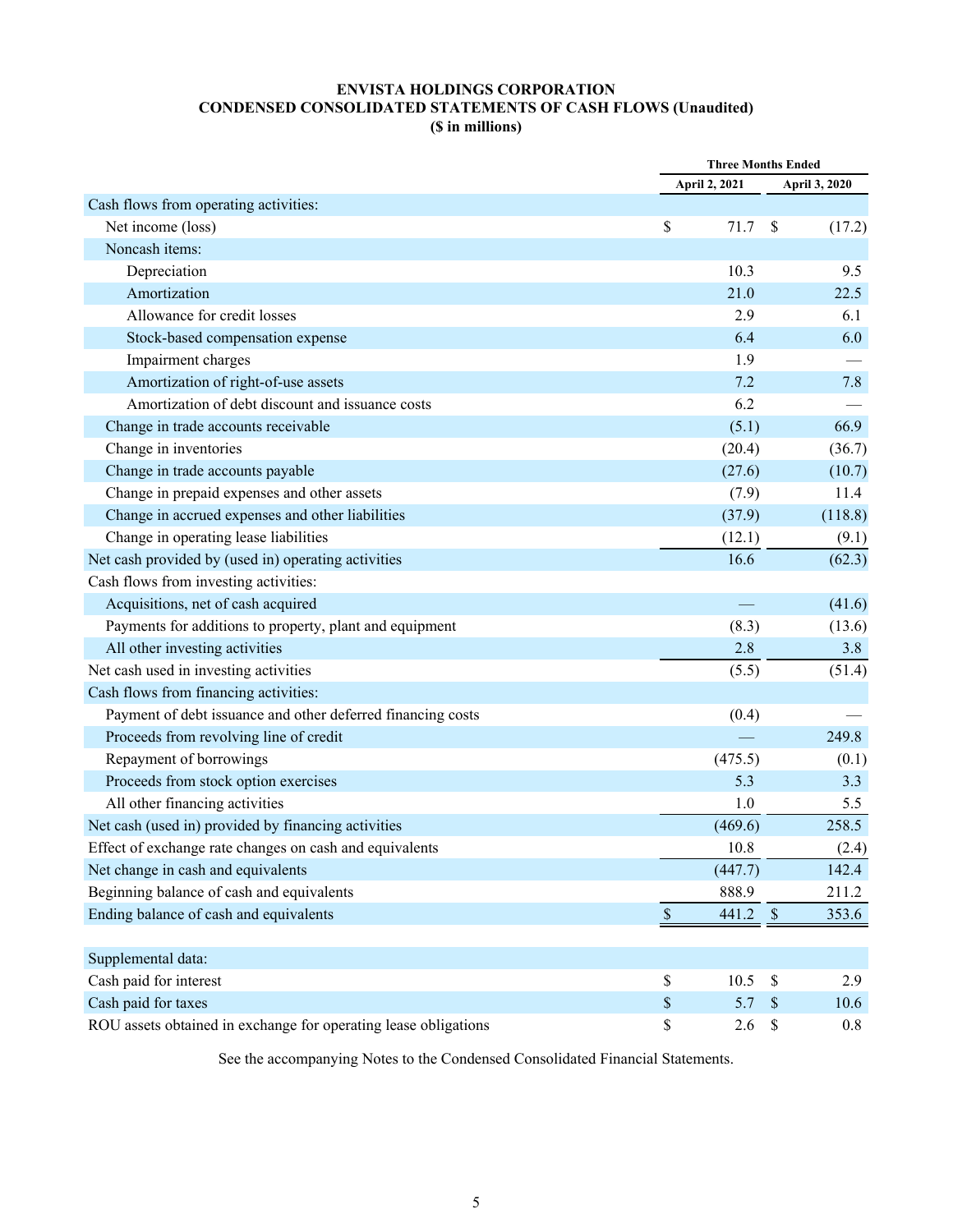# ENVISTA HOLDINGS CORPORATION
## CONDENSED CONSOLIDATED STATEMENTS OF CASH FLOWS (Unaudited)
### ($ in millions)

| | Three Months Ended | |
|---|---|---|
| | April 2, 2021 | April 3, 2020 |
| Cash flows from operating activities: | | |
| Net income (loss) | $ 71.7 | $ (17.2) |
| Noncash items: | | |
| Depreciation | 10.3 | 9.5 |
| Amortization | 21.0 | 22.5 |
| Allowance for credit losses | 2.9 | 6.1 |
| Stock-based compensation expense | 6.4 | 6.0 |
| Impairment charges | 1.9 | — |
| Amortization of right-of-use assets | 7.2 | 7.8 |
| Amortization of debt discount and issuance costs | 6.2 | — |
| Change in trade accounts receivable | (5.1) | 66.9 |
| Change in inventories | (20.4) | (36.7) |
| Change in trade accounts payable | (27.6) | (10.7) |
| Change in prepaid expenses and other assets | (7.9) | 11.4 |
| Change in accrued expenses and other liabilities | (37.9) | (118.8) |
| Change in operating lease liabilities | (12.1) | (9.1) |
| Net cash provided by (used in) operating activities | 16.6 | (62.3) |
| Cash flows from investing activities: | | |
| Acquisitions, net of cash acquired | — | (41.6) |
| Payments for additions to property, plant and equipment | (8.3) | (13.6) |
| All other investing activities | 2.8 | 3.8 |
| Net cash used in investing activities | (5.5) | (51.4) |
| Cash flows from financing activities: | | |
| Payment of debt issuance and other deferred financing costs | (0.4) | — |
| Proceeds from revolving line of credit | — | 249.8 |
| Repayment of borrowings | (475.5) | (0.1) |
| Proceeds from stock option exercises | 5.3 | 3.3 |
| All other financing activities | 1.0 | 5.5 |
| Net cash (used in) provided by financing activities | (469.6) | 258.5 |
| Effect of exchange rate changes on cash and equivalents | 10.8 | (2.4) |
| Net change in cash and equivalents | (447.7) | 142.4 |
| Beginning balance of cash and equivalents | 888.9 | 211.2 |
| Ending balance of cash and equivalents | $ 441.2 | $ 353.6 |
| | | |
| Supplemental data: | | |
| Cash paid for interest | $ 10.5 | $ 2.9 |
| Cash paid for taxes | $ 5.7 | $ 10.6 |
| ROU assets obtained in exchange for operating lease obligations | $ 2.6 | $ 0.8 |

See the accompanying Notes to the Condensed Consolidated Financial Statements.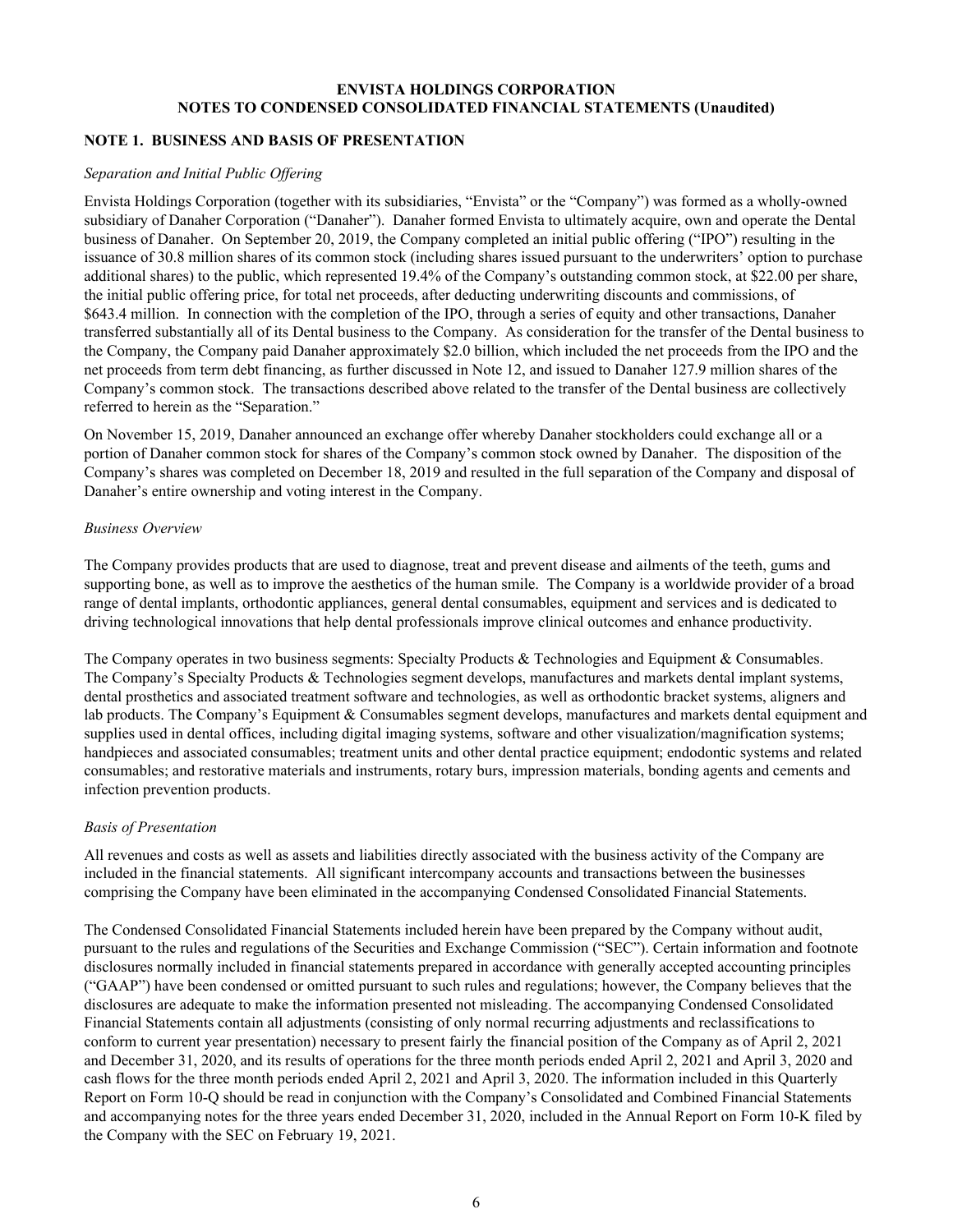**ENVISTA HOLDINGS CORPORATION**
**NOTES TO CONDENSED CONSOLIDATED FINANCIAL STATEMENTS (Unaudited)**

## NOTE 1. BUSINESS AND BASIS OF PRESENTATION

*Separation and Initial Public Offering*

Envista Holdings Corporation (together with its subsidiaries, "Envista" or the "Company") was formed as a wholly-owned subsidiary of Danaher Corporation ("Danaher"). Danaher formed Envista to ultimately acquire, own and operate the Dental business of Danaher. On September 20, 2019, the Company completed an initial public offering ("IPO") resulting in the issuance of 30.8 million shares of its common stock (including shares issued pursuant to the underwriters' option to purchase additional shares) to the public, which represented 19.4% of the Company's outstanding common stock, at $22.00 per share, the initial public offering price, for total net proceeds, after deducting underwriting discounts and commissions, of $643.4 million. In connection with the completion of the IPO, through a series of equity and other transactions, Danaher transferred substantially all of its Dental business to the Company. As consideration for the transfer of the Dental business to the Company, the Company paid Danaher approximately $2.0 billion, which included the net proceeds from the IPO and the net proceeds from term debt financing, as further discussed in Note 12, and issued to Danaher 127.9 million shares of the Company's common stock. The transactions described above related to the transfer of the Dental business are collectively referred to herein as the "Separation."

On November 15, 2019, Danaher announced an exchange offer whereby Danaher stockholders could exchange all or a portion of Danaher common stock for shares of the Company's common stock owned by Danaher. The disposition of the Company's shares was completed on December 18, 2019 and resulted in the full separation of the Company and disposal of Danaher's entire ownership and voting interest in the Company.

*Business Overview*

The Company provides products that are used to diagnose, treat and prevent disease and ailments of the teeth, gums and supporting bone, as well as to improve the aesthetics of the human smile. The Company is a worldwide provider of a broad range of dental implants, orthodontic appliances, general dental consumables, equipment and services and is dedicated to driving technological innovations that help dental professionals improve clinical outcomes and enhance productivity.

The Company operates in two business segments: Specialty Products & Technologies and Equipment & Consumables. The Company's Specialty Products & Technologies segment develops, manufactures and markets dental implant systems, dental prosthetics and associated treatment software and technologies, as well as orthodontic bracket systems, aligners and lab products. The Company's Equipment & Consumables segment develops, manufactures and markets dental equipment and supplies used in dental offices, including digital imaging systems, software and other visualization/magnification systems; handpieces and associated consumables; treatment units and other dental practice equipment; endodontic systems and related consumables; and restorative materials and instruments, rotary burs, impression materials, bonding agents and cements and infection prevention products.

*Basis of Presentation*

All revenues and costs as well as assets and liabilities directly associated with the business activity of the Company are included in the financial statements. All significant intercompany accounts and transactions between the businesses comprising the Company have been eliminated in the accompanying Condensed Consolidated Financial Statements.

The Condensed Consolidated Financial Statements included herein have been prepared by the Company without audit, pursuant to the rules and regulations of the Securities and Exchange Commission ("SEC"). Certain information and footnote disclosures normally included in financial statements prepared in accordance with generally accepted accounting principles ("GAAP") have been condensed or omitted pursuant to such rules and regulations; however, the Company believes that the disclosures are adequate to make the information presented not misleading. The accompanying Condensed Consolidated Financial Statements contain all adjustments (consisting of only normal recurring adjustments and reclassifications to conform to current year presentation) necessary to present fairly the financial position of the Company as of April 2, 2021 and December 31, 2020, and its results of operations for the three month periods ended April 2, 2021 and April 3, 2020 and cash flows for the three month periods ended April 2, 2021 and April 3, 2020. The information included in this Quarterly Report on Form 10-Q should be read in conjunction with the Company's Consolidated and Combined Financial Statements and accompanying notes for the three years ended December 31, 2020, included in the Annual Report on Form 10-K filed by the Company with the SEC on February 19, 2021.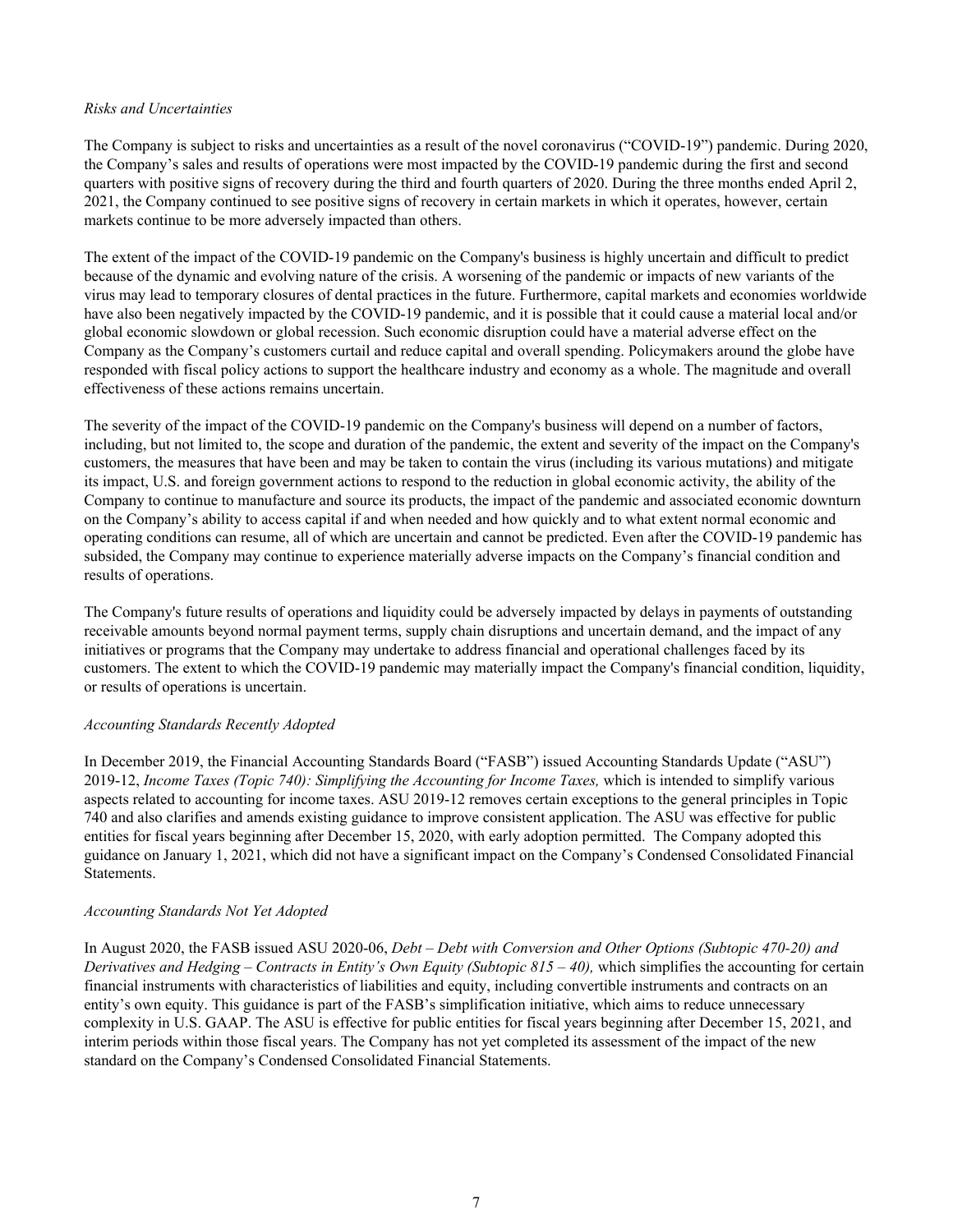*Risks and Uncertainties*

The Company is subject to risks and uncertainties as a result of the novel coronavirus ("COVID-19") pandemic. During 2020, the Company's sales and results of operations were most impacted by the COVID-19 pandemic during the first and second quarters with positive signs of recovery during the third and fourth quarters of 2020. During the three months ended April 2, 2021, the Company continued to see positive signs of recovery in certain markets in which it operates, however, certain markets continue to be more adversely impacted than others.

The extent of the impact of the COVID-19 pandemic on the Company's business is highly uncertain and difficult to predict because of the dynamic and evolving nature of the crisis. A worsening of the pandemic or impacts of new variants of the virus may lead to temporary closures of dental practices in the future. Furthermore, capital markets and economies worldwide have also been negatively impacted by the COVID-19 pandemic, and it is possible that it could cause a material local and/or global economic slowdown or global recession. Such economic disruption could have a material adverse effect on the Company as the Company's customers curtail and reduce capital and overall spending. Policymakers around the globe have responded with fiscal policy actions to support the healthcare industry and economy as a whole. The magnitude and overall effectiveness of these actions remains uncertain.

The severity of the impact of the COVID-19 pandemic on the Company's business will depend on a number of factors, including, but not limited to, the scope and duration of the pandemic, the extent and severity of the impact on the Company's customers, the measures that have been and may be taken to contain the virus (including its various mutations) and mitigate its impact, U.S. and foreign government actions to respond to the reduction in global economic activity, the ability of the Company to continue to manufacture and source its products, the impact of the pandemic and associated economic downturn on the Company's ability to access capital if and when needed and how quickly and to what extent normal economic and operating conditions can resume, all of which are uncertain and cannot be predicted. Even after the COVID-19 pandemic has subsided, the Company may continue to experience materially adverse impacts on the Company's financial condition and results of operations.

The Company's future results of operations and liquidity could be adversely impacted by delays in payments of outstanding receivable amounts beyond normal payment terms, supply chain disruptions and uncertain demand, and the impact of any initiatives or programs that the Company may undertake to address financial and operational challenges faced by its customers. The extent to which the COVID-19 pandemic may materially impact the Company's financial condition, liquidity, or results of operations is uncertain.

*Accounting Standards Recently Adopted*

In December 2019, the Financial Accounting Standards Board ("FASB") issued Accounting Standards Update ("ASU") 2019-12, *Income Taxes (Topic 740): Simplifying the Accounting for Income Taxes,* which is intended to simplify various aspects related to accounting for income taxes. ASU 2019-12 removes certain exceptions to the general principles in Topic 740 and also clarifies and amends existing guidance to improve consistent application. The ASU was effective for public entities for fiscal years beginning after December 15, 2020, with early adoption permitted. The Company adopted this guidance on January 1, 2021, which did not have a significant impact on the Company's Condensed Consolidated Financial Statements.

*Accounting Standards Not Yet Adopted*

In August 2020, the FASB issued ASU 2020-06, *Debt – Debt with Conversion and Other Options (Subtopic 470-20) and Derivatives and Hedging – Contracts in Entity's Own Equity (Subtopic 815 – 40),* which simplifies the accounting for certain financial instruments with characteristics of liabilities and equity, including convertible instruments and contracts on an entity's own equity. This guidance is part of the FASB's simplification initiative, which aims to reduce unnecessary complexity in U.S. GAAP. The ASU is effective for public entities for fiscal years beginning after December 15, 2021, and interim periods within those fiscal years. The Company has not yet completed its assessment of the impact of the new standard on the Company's Condensed Consolidated Financial Statements.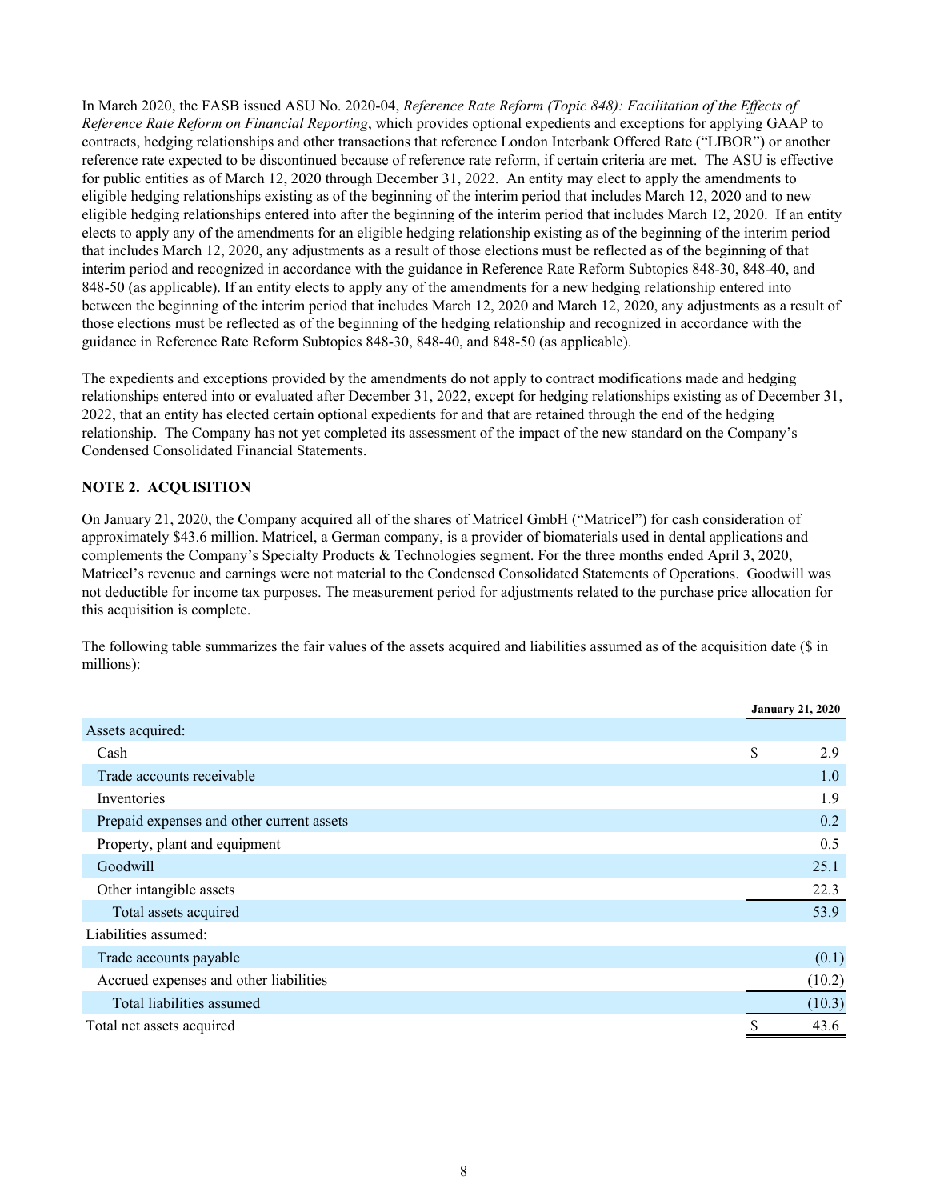In March 2020, the FASB issued ASU No. 2020-04, *Reference Rate Reform (Topic 848): Facilitation of the Effects of Reference Rate Reform on Financial Reporting*, which provides optional expedients and exceptions for applying GAAP to contracts, hedging relationships and other transactions that reference London Interbank Offered Rate ("LIBOR") or another reference rate expected to be discontinued because of reference rate reform, if certain criteria are met. The ASU is effective for public entities as of March 12, 2020 through December 31, 2022. An entity may elect to apply the amendments to eligible hedging relationships existing as of the beginning of the interim period that includes March 12, 2020 and to new eligible hedging relationships entered into after the beginning of the interim period that includes March 12, 2020. If an entity elects to apply any of the amendments for an eligible hedging relationship existing as of the beginning of the interim period that includes March 12, 2020, any adjustments as a result of those elections must be reflected as of the beginning of that interim period and recognized in accordance with the guidance in Reference Rate Reform Subtopics 848-30, 848-40, and 848-50 (as applicable). If an entity elects to apply any of the amendments for a new hedging relationship entered into between the beginning of the interim period that includes March 12, 2020 and March 12, 2020, any adjustments as a result of those elections must be reflected as of the beginning of the hedging relationship and recognized in accordance with the guidance in Reference Rate Reform Subtopics 848-30, 848-40, and 848-50 (as applicable).

The expedients and exceptions provided by the amendments do not apply to contract modifications made and hedging relationships entered into or evaluated after December 31, 2022, except for hedging relationships existing as of December 31, 2022, that an entity has elected certain optional expedients for and that are retained through the end of the hedging relationship. The Company has not yet completed its assessment of the impact of the new standard on the Company's Condensed Consolidated Financial Statements.

**NOTE 2. ACQUISITION**

On January 21, 2020, the Company acquired all of the shares of Matricel GmbH ("Matricel") for cash consideration of approximately $43.6 million. Matricel, a German company, is a provider of biomaterials used in dental applications and complements the Company's Specialty Products & Technologies segment. For the three months ended April 3, 2020, Matricel's revenue and earnings were not material to the Condensed Consolidated Statements of Operations. Goodwill was not deductible for income tax purposes. The measurement period for adjustments related to the purchase price allocation for this acquisition is complete.

The following table summarizes the fair values of the assets acquired and liabilities assumed as of the acquisition date ($ in millions):

| | January 21, 2020 |
|---|---|
| Assets acquired: | |
| Cash | $ 2.9 |
| Trade accounts receivable | 1.0 |
| Inventories | 1.9 |
| Prepaid expenses and other current assets | 0.2 |
| Property, plant and equipment | 0.5 |
| Goodwill | 25.1 |
| Other intangible assets | 22.3 |
| Total assets acquired | 53.9 |
| Liabilities assumed: | |
| Trade accounts payable | (0.1) |
| Accrued expenses and other liabilities | (10.2) |
| Total liabilities assumed | (10.3) |
| Total net assets acquired | $ 43.6 |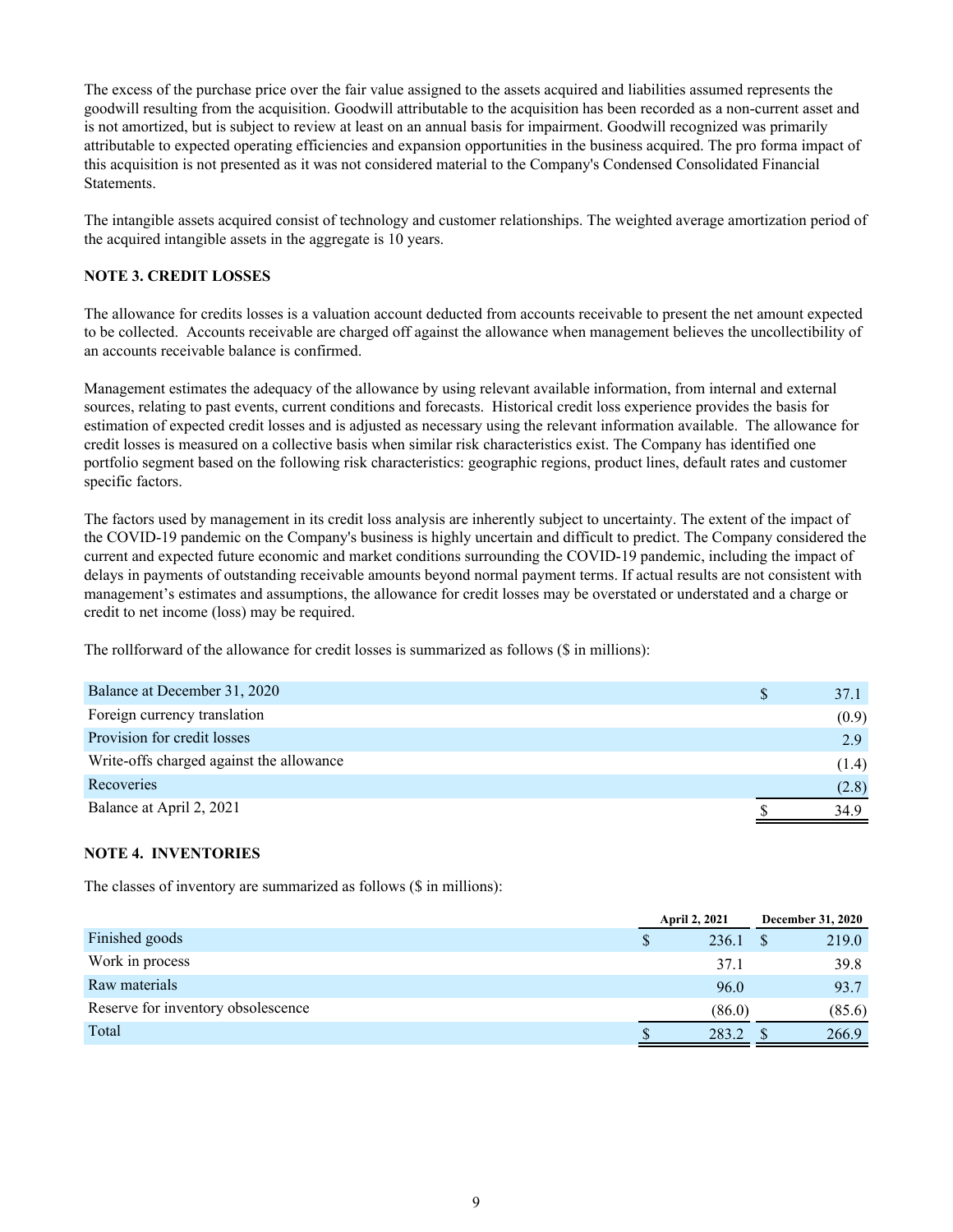The excess of the purchase price over the fair value assigned to the assets acquired and liabilities assumed represents the goodwill resulting from the acquisition. Goodwill attributable to the acquisition has been recorded as a non-current asset and is not amortized, but is subject to review at least on an annual basis for impairment. Goodwill recognized was primarily attributable to expected operating efficiencies and expansion opportunities in the business acquired. The pro forma impact of this acquisition is not presented as it was not considered material to the Company's Condensed Consolidated Financial Statements.

The intangible assets acquired consist of technology and customer relationships. The weighted average amortization period of the acquired intangible assets in the aggregate is 10 years.

**NOTE 3. CREDIT LOSSES**

The allowance for credits losses is a valuation account deducted from accounts receivable to present the net amount expected to be collected. Accounts receivable are charged off against the allowance when management believes the uncollectibility of an accounts receivable balance is confirmed.

Management estimates the adequacy of the allowance by using relevant available information, from internal and external sources, relating to past events, current conditions and forecasts. Historical credit loss experience provides the basis for estimation of expected credit losses and is adjusted as necessary using the relevant information available. The allowance for credit losses is measured on a collective basis when similar risk characteristics exist. The Company has identified one portfolio segment based on the following risk characteristics: geographic regions, product lines, default rates and customer specific factors.

The factors used by management in its credit loss analysis are inherently subject to uncertainty. The extent of the impact of the COVID-19 pandemic on the Company's business is highly uncertain and difficult to predict. The Company considered the current and expected future economic and market conditions surrounding the COVID-19 pandemic, including the impact of delays in payments of outstanding receivable amounts beyond normal payment terms. If actual results are not consistent with management's estimates and assumptions, the allowance for credit losses may be overstated or understated and a charge or credit to net income (loss) may be required.

The rollforward of the allowance for credit losses is summarized as follows ($ in millions):

| | |
|---|---|
| Balance at December 31, 2020 | $ 37.1 |
| Foreign currency translation | (0.9) |
| Provision for credit losses | 2.9 |
| Write-offs charged against the allowance | (1.4) |
| Recoveries | (2.8) |
| Balance at April 2, 2021 | $ 34.9 |

**NOTE 4. INVENTORIES**

The classes of inventory are summarized as follows ($ in millions):

| | April 2, 2021 | December 31, 2020 |
|---|---|---|
| Finished goods | $ 236.1 | $ 219.0 |
| Work in process | 37.1 | 39.8 |
| Raw materials | 96.0 | 93.7 |
| Reserve for inventory obsolescence | (86.0) | (85.6) |
| Total | $ 283.2 | $ 266.9 |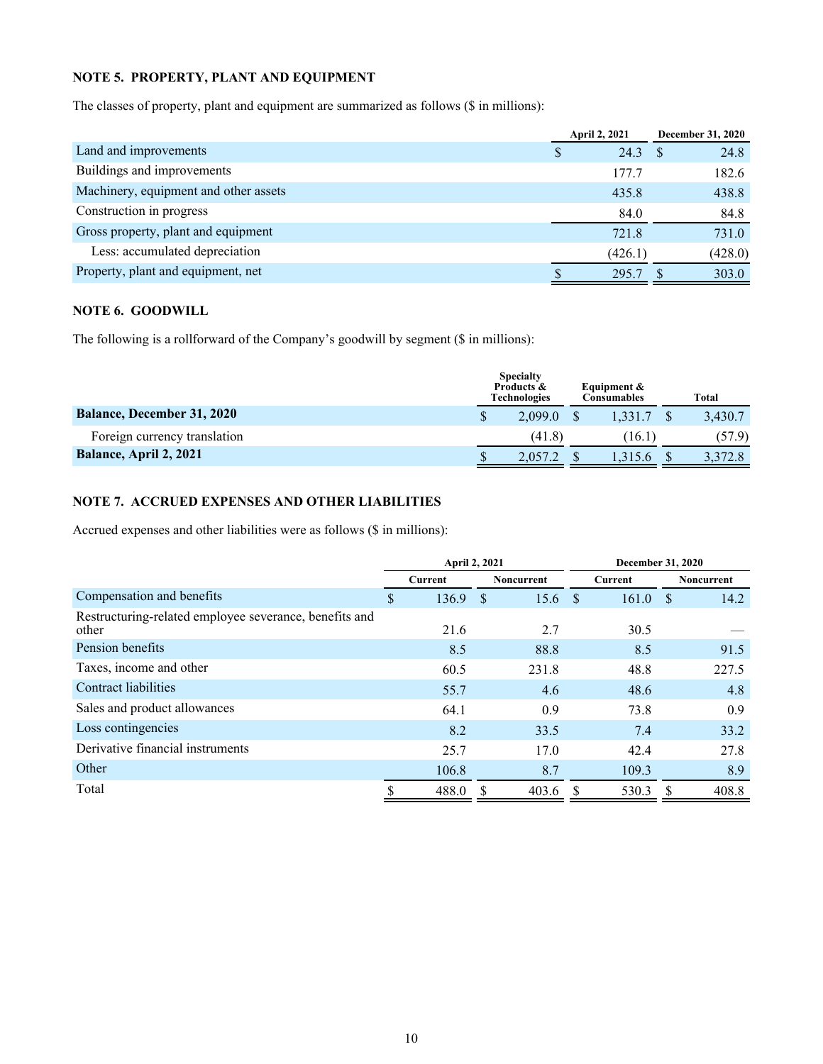## NOTE 5. PROPERTY, PLANT AND EQUIPMENT

The classes of property, plant and equipment are summarized as follows ($ in millions):

| | April 2, 2021 | December 31, 2020 |
|---|---|---|
| Land and improvements | $ 24.3 | $ 24.8 |
| Buildings and improvements | 177.7 | 182.6 |
| Machinery, equipment and other assets | 435.8 | 438.8 |
| Construction in progress | 84.0 | 84.8 |
| Gross property, plant and equipment | 721.8 | 731.0 |
| Less: accumulated depreciation | (426.1) | (428.0) |
| Property, plant and equipment, net | $ 295.7 | $ 303.0 |

## NOTE 6. GOODWILL

The following is a rollforward of the Company's goodwill by segment ($ in millions):

| | Specialty Products & Technologies | Equipment & Consumables | Total |
|---|---|---|---|
| **Balance, December 31, 2020** | $ 2,099.0 | $ 1,331.7 | $ 3,430.7 |
| Foreign currency translation | (41.8) | (16.1) | (57.9) |
| **Balance, April 2, 2021** | $ 2,057.2 | $ 1,315.6 | $ 3,372.8 |

## NOTE 7. ACCRUED EXPENSES AND OTHER LIABILITIES

Accrued expenses and other liabilities were as follows ($ in millions):

| | April 2, 2021 | | December 31, 2020 | |
|---|---|---|---|---|
| | Current | Noncurrent | Current | Noncurrent |
| Compensation and benefits | $ 136.9 | $ 15.6 | $ 161.0 | $ 14.2 |
| Restructuring-related employee severance, benefits and other | 21.6 | 2.7 | 30.5 | — |
| Pension benefits | 8.5 | 88.8 | 8.5 | 91.5 |
| Taxes, income and other | 60.5 | 231.8 | 48.8 | 227.5 |
| Contract liabilities | 55.7 | 4.6 | 48.6 | 4.8 |
| Sales and product allowances | 64.1 | 0.9 | 73.8 | 0.9 |
| Loss contingencies | 8.2 | 33.5 | 7.4 | 33.2 |
| Derivative financial instruments | 25.7 | 17.0 | 42.4 | 27.8 |
| Other | 106.8 | 8.7 | 109.3 | 8.9 |
| Total | $ 488.0 | $ 403.6 | $ 530.3 | $ 408.8 |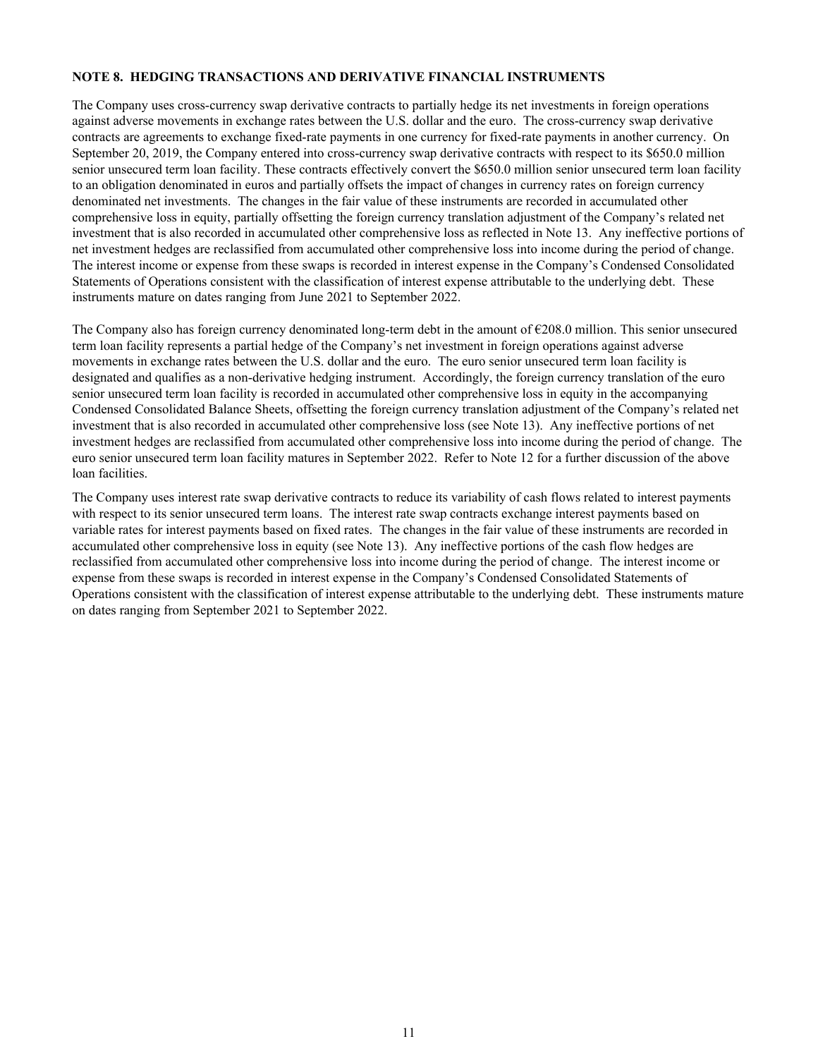### NOTE 8. HEDGING TRANSACTIONS AND DERIVATIVE FINANCIAL INSTRUMENTS

The Company uses cross-currency swap derivative contracts to partially hedge its net investments in foreign operations against adverse movements in exchange rates between the U.S. dollar and the euro. The cross-currency swap derivative contracts are agreements to exchange fixed-rate payments in one currency for fixed-rate payments in another currency. On September 20, 2019, the Company entered into cross-currency swap derivative contracts with respect to its $650.0 million senior unsecured term loan facility. These contracts effectively convert the $650.0 million senior unsecured term loan facility to an obligation denominated in euros and partially offsets the impact of changes in currency rates on foreign currency denominated net investments. The changes in the fair value of these instruments are recorded in accumulated other comprehensive loss in equity, partially offsetting the foreign currency translation adjustment of the Company's related net investment that is also recorded in accumulated other comprehensive loss as reflected in Note 13. Any ineffective portions of net investment hedges are reclassified from accumulated other comprehensive loss into income during the period of change. The interest income or expense from these swaps is recorded in interest expense in the Company's Condensed Consolidated Statements of Operations consistent with the classification of interest expense attributable to the underlying debt. These instruments mature on dates ranging from June 2021 to September 2022.

The Company also has foreign currency denominated long-term debt in the amount of €208.0 million. This senior unsecured term loan facility represents a partial hedge of the Company's net investment in foreign operations against adverse movements in exchange rates between the U.S. dollar and the euro. The euro senior unsecured term loan facility is designated and qualifies as a non-derivative hedging instrument. Accordingly, the foreign currency translation of the euro senior unsecured term loan facility is recorded in accumulated other comprehensive loss in equity in the accompanying Condensed Consolidated Balance Sheets, offsetting the foreign currency translation adjustment of the Company's related net investment that is also recorded in accumulated other comprehensive loss (see Note 13). Any ineffective portions of net investment hedges are reclassified from accumulated other comprehensive loss into income during the period of change. The euro senior unsecured term loan facility matures in September 2022. Refer to Note 12 for a further discussion of the above loan facilities.

The Company uses interest rate swap derivative contracts to reduce its variability of cash flows related to interest payments with respect to its senior unsecured term loans. The interest rate swap contracts exchange interest payments based on variable rates for interest payments based on fixed rates. The changes in the fair value of these instruments are recorded in accumulated other comprehensive loss in equity (see Note 13). Any ineffective portions of the cash flow hedges are reclassified from accumulated other comprehensive loss into income during the period of change. The interest income or expense from these swaps is recorded in interest expense in the Company's Condensed Consolidated Statements of Operations consistent with the classification of interest expense attributable to the underlying debt. These instruments mature on dates ranging from September 2021 to September 2022.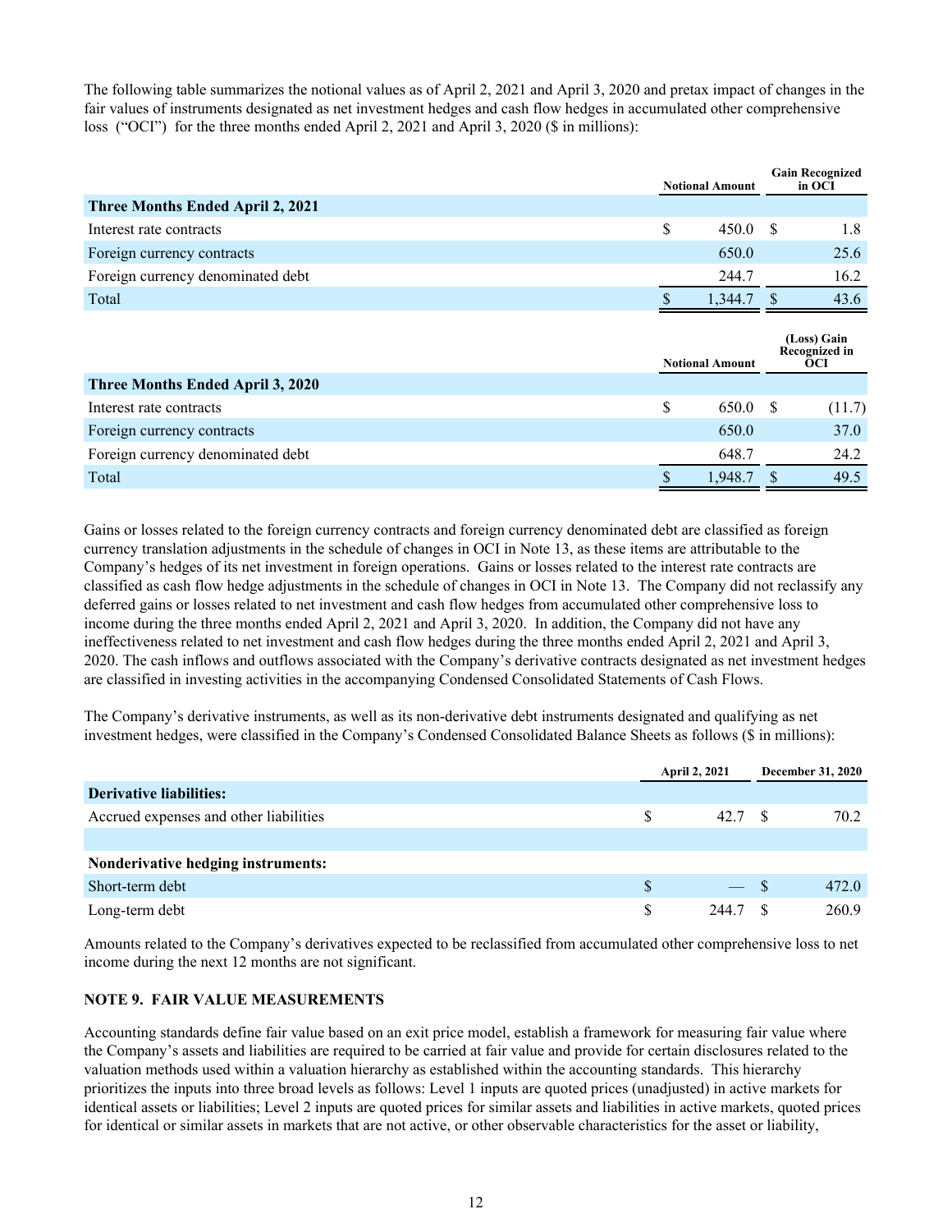The following table summarizes the notional values as of April 2, 2021 and April 3, 2020 and pretax impact of changes in the fair values of instruments designated as net investment hedges and cash flow hedges in accumulated other comprehensive loss ("OCI") for the three months ended April 2, 2021 and April 3, 2020 ($ in millions):

| | Notional Amount | Gain Recognized in OCI |
|---|---|---|
| **Three Months Ended April 2, 2021** | | |
| Interest rate contracts | $ 450.0 | $ 1.8 |
| Foreign currency contracts | 650.0 | 25.6 |
| Foreign currency denominated debt | 244.7 | 16.2 |
| Total | $ 1,344.7 | $ 43.6 |

| | Notional Amount | (Loss) Gain Recognized in OCI |
|---|---|---|
| **Three Months Ended April 3, 2020** | | |
| Interest rate contracts | $ 650.0 | $ (11.7) |
| Foreign currency contracts | 650.0 | 37.0 |
| Foreign currency denominated debt | 648.7 | 24.2 |
| Total | $ 1,948.7 | $ 49.5 |

Gains or losses related to the foreign currency contracts and foreign currency denominated debt are classified as foreign currency translation adjustments in the schedule of changes in OCI in Note 13, as these items are attributable to the Company's hedges of its net investment in foreign operations. Gains or losses related to the interest rate contracts are classified as cash flow hedge adjustments in the schedule of changes in OCI in Note 13. The Company did not reclassify any deferred gains or losses related to net investment and cash flow hedges from accumulated other comprehensive loss to income during the three months ended April 2, 2021 and April 3, 2020. In addition, the Company did not have any ineffectiveness related to net investment and cash flow hedges during the three months ended April 2, 2021 and April 3, 2020. The cash inflows and outflows associated with the Company's derivative contracts designated as net investment hedges are classified in investing activities in the accompanying Condensed Consolidated Statements of Cash Flows.

The Company's derivative instruments, as well as its non-derivative debt instruments designated and qualifying as net investment hedges, were classified in the Company's Condensed Consolidated Balance Sheets as follows ($ in millions):

| | April 2, 2021 | December 31, 2020 |
|---|---|---|
| **Derivative liabilities:** | | |
| Accrued expenses and other liabilities | $ 42.7 | $ 70.2 |
| | | |
| **Nonderivative hedging instruments:** | | |
| Short-term debt | $ — | $ 472.0 |
| Long-term debt | $ 244.7 | $ 260.9 |

Amounts related to the Company's derivatives expected to be reclassified from accumulated other comprehensive loss to net income during the next 12 months are not significant.

## NOTE 9. FAIR VALUE MEASUREMENTS

Accounting standards define fair value based on an exit price model, establish a framework for measuring fair value where the Company's assets and liabilities are required to be carried at fair value and provide for certain disclosures related to the valuation methods used within a valuation hierarchy as established within the accounting standards. This hierarchy prioritizes the inputs into three broad levels as follows: Level 1 inputs are quoted prices (unadjusted) in active markets for identical assets or liabilities; Level 2 inputs are quoted prices for similar assets and liabilities in active markets, quoted prices for identical or similar assets in markets that are not active, or other observable characteristics for the asset or liability,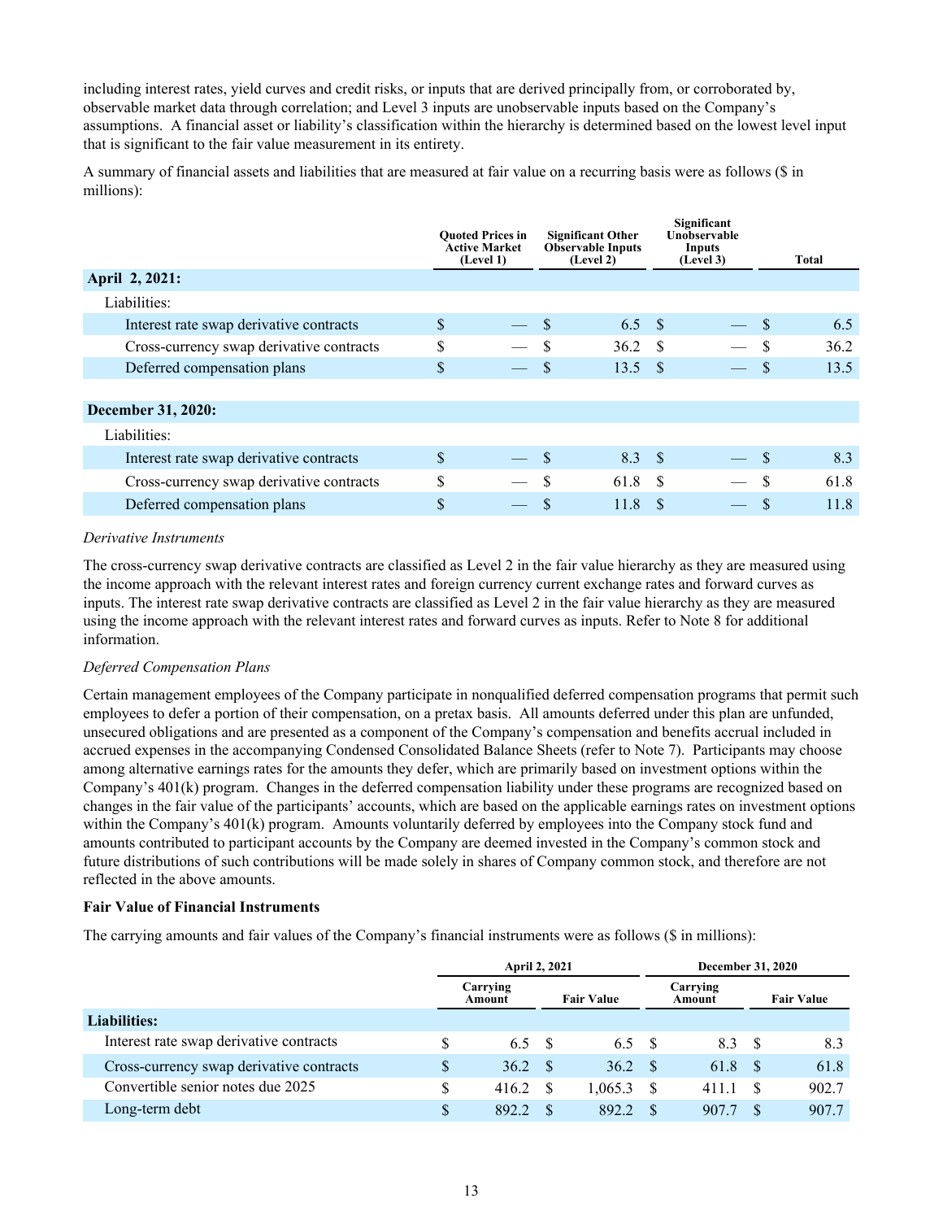including interest rates, yield curves and credit risks, or inputs that are derived principally from, or corroborated by, observable market data through correlation; and Level 3 inputs are unobservable inputs based on the Company's assumptions. A financial asset or liability's classification within the hierarchy is determined based on the lowest level input that is significant to the fair value measurement in its entirety.

A summary of financial assets and liabilities that are measured at fair value on a recurring basis were as follows ($ in millions):

| | Quoted Prices in Active Market (Level 1) | Significant Other Observable Inputs (Level 2) | Significant Unobservable Inputs (Level 3) | Total |
|---|---|---|---|---|
| **April 2, 2021:** | | | | |
| Liabilities: | | | | |
| Interest rate swap derivative contracts | $ — | $ 6.5 | $ — | $ 6.5 |
| Cross-currency swap derivative contracts | $ — | $ 36.2 | $ — | $ 36.2 |
| Deferred compensation plans | $ — | $ 13.5 | $ — | $ 13.5 |
| **December 31, 2020:** | | | | |
| Liabilities: | | | | |
| Interest rate swap derivative contracts | $ — | $ 8.3 | $ — | $ 8.3 |
| Cross-currency swap derivative contracts | $ — | $ 61.8 | $ — | $ 61.8 |
| Deferred compensation plans | $ — | $ 11.8 | $ — | $ 11.8 |

*Derivative Instruments*

The cross-currency swap derivative contracts are classified as Level 2 in the fair value hierarchy as they are measured using the income approach with the relevant interest rates and foreign currency current exchange rates and forward curves as inputs. The interest rate swap derivative contracts are classified as Level 2 in the fair value hierarchy as they are measured using the income approach with the relevant interest rates and forward curves as inputs. Refer to Note 8 for additional information.

*Deferred Compensation Plans*

Certain management employees of the Company participate in nonqualified deferred compensation programs that permit such employees to defer a portion of their compensation, on a pretax basis. All amounts deferred under this plan are unfunded, unsecured obligations and are presented as a component of the Company's compensation and benefits accrual included in accrued expenses in the accompanying Condensed Consolidated Balance Sheets (refer to Note 7). Participants may choose among alternative earnings rates for the amounts they defer, which are primarily based on investment options within the Company's 401(k) program. Changes in the deferred compensation liability under these programs are recognized based on changes in the fair value of the participants' accounts, which are based on the applicable earnings rates on investment options within the Company's 401(k) program. Amounts voluntarily deferred by employees into the Company stock fund and amounts contributed to participant accounts by the Company are deemed invested in the Company's common stock and future distributions of such contributions will be made solely in shares of Company common stock, and therefore are not reflected in the above amounts.

**Fair Value of Financial Instruments**

The carrying amounts and fair values of the Company's financial instruments were as follows ($ in millions):

| | April 2, 2021 | | December 31, 2020 | |
|---|---|---|---|---|
| | Carrying Amount | Fair Value | Carrying Amount | Fair Value |
| **Liabilities:** | | | | |
| Interest rate swap derivative contracts | $ 6.5 | $ 6.5 | $ 8.3 | $ 8.3 |
| Cross-currency swap derivative contracts | $ 36.2 | $ 36.2 | $ 61.8 | $ 61.8 |
| Convertible senior notes due 2025 | $ 416.2 | $ 1,065.3 | $ 411.1 | $ 902.7 |
| Long-term debt | $ 892.2 | $ 892.2 | $ 907.7 | $ 907.7 |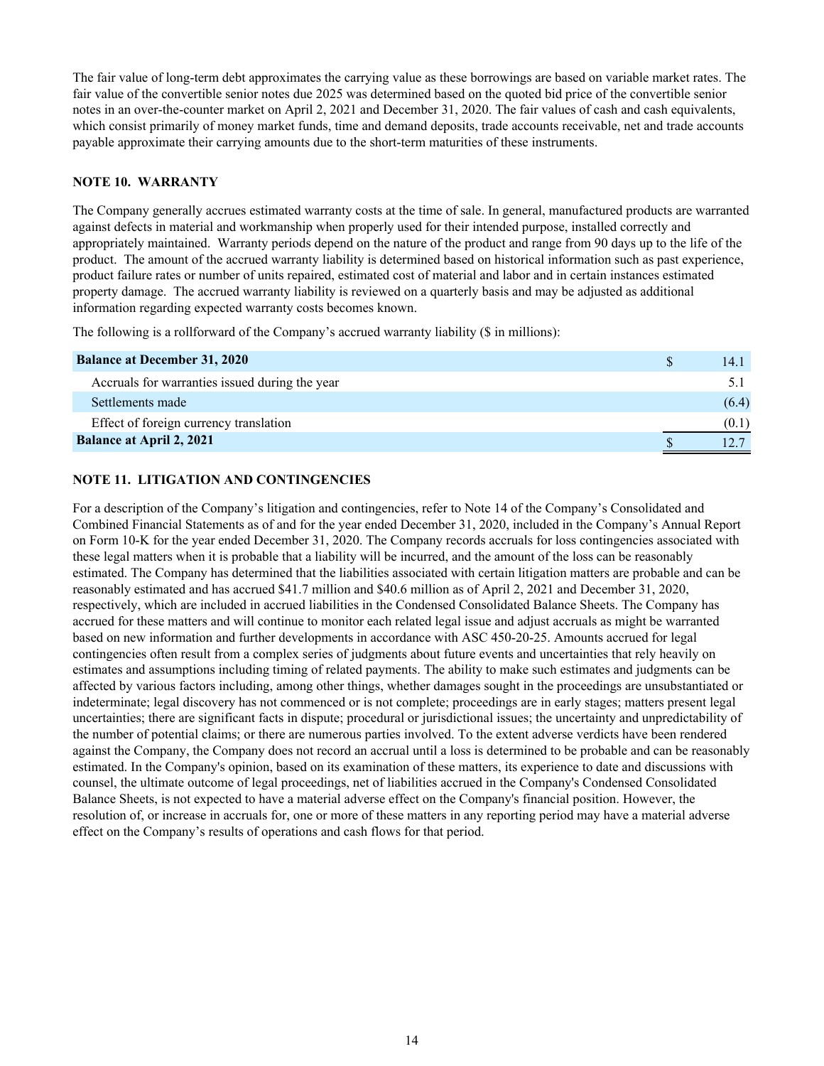The fair value of long-term debt approximates the carrying value as these borrowings are based on variable market rates. The fair value of the convertible senior notes due 2025 was determined based on the quoted bid price of the convertible senior notes in an over-the-counter market on April 2, 2021 and December 31, 2020. The fair values of cash and cash equivalents, which consist primarily of money market funds, time and demand deposits, trade accounts receivable, net and trade accounts payable approximate their carrying amounts due to the short-term maturities of these instruments.

## NOTE 10. WARRANTY

The Company generally accrues estimated warranty costs at the time of sale. In general, manufactured products are warranted against defects in material and workmanship when properly used for their intended purpose, installed correctly and appropriately maintained. Warranty periods depend on the nature of the product and range from 90 days up to the life of the product. The amount of the accrued warranty liability is determined based on historical information such as past experience, product failure rates or number of units repaired, estimated cost of material and labor and in certain instances estimated property damage. The accrued warranty liability is reviewed on a quarterly basis and may be adjusted as additional information regarding expected warranty costs becomes known.

The following is a rollforward of the Company's accrued warranty liability ($ in millions):

| | | |
|---|---|---|
| **Balance at December 31, 2020** | $ | 14.1 |
| Accruals for warranties issued during the year | | 5.1 |
| Settlements made | | (6.4) |
| Effect of foreign currency translation | | (0.1) |
| **Balance at April 2, 2021** | $ | 12.7 |

## NOTE 11. LITIGATION AND CONTINGENCIES

For a description of the Company's litigation and contingencies, refer to Note 14 of the Company's Consolidated and Combined Financial Statements as of and for the year ended December 31, 2020, included in the Company's Annual Report on Form 10-K for the year ended December 31, 2020. The Company records accruals for loss contingencies associated with these legal matters when it is probable that a liability will be incurred, and the amount of the loss can be reasonably estimated. The Company has determined that the liabilities associated with certain litigation matters are probable and can be reasonably estimated and has accrued $41.7 million and $40.6 million as of April 2, 2021 and December 31, 2020, respectively, which are included in accrued liabilities in the Condensed Consolidated Balance Sheets. The Company has accrued for these matters and will continue to monitor each related legal issue and adjust accruals as might be warranted based on new information and further developments in accordance with ASC 450-20-25. Amounts accrued for legal contingencies often result from a complex series of judgments about future events and uncertainties that rely heavily on estimates and assumptions including timing of related payments. The ability to make such estimates and judgments can be affected by various factors including, among other things, whether damages sought in the proceedings are unsubstantiated or indeterminate; legal discovery has not commenced or is not complete; proceedings are in early stages; matters present legal uncertainties; there are significant facts in dispute; procedural or jurisdictional issues; the uncertainty and unpredictability of the number of potential claims; or there are numerous parties involved. To the extent adverse verdicts have been rendered against the Company, the Company does not record an accrual until a loss is determined to be probable and can be reasonably estimated. In the Company's opinion, based on its examination of these matters, its experience to date and discussions with counsel, the ultimate outcome of legal proceedings, net of liabilities accrued in the Company's Condensed Consolidated Balance Sheets, is not expected to have a material adverse effect on the Company's financial position. However, the resolution of, or increase in accruals for, one or more of these matters in any reporting period may have a material adverse effect on the Company's results of operations and cash flows for that period.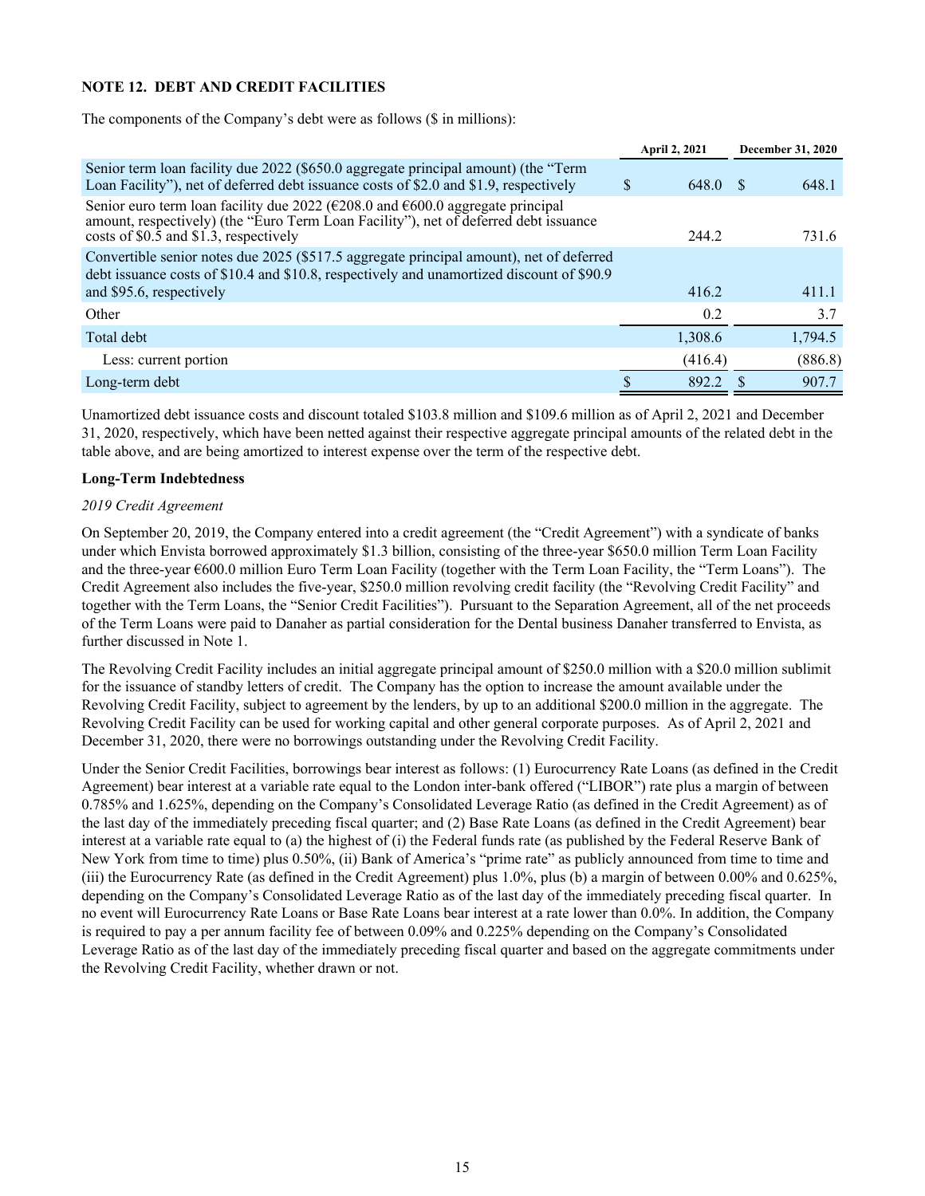## NOTE 12. DEBT AND CREDIT FACILITIES

The components of the Company's debt were as follows ($ in millions):

| | April 2, 2021 | December 31, 2020 |
|---|---|---|
| Senior term loan facility due 2022 ($650.0 aggregate principal amount) (the "Term Loan Facility"), net of deferred debt issuance costs of $2.0 and $1.9, respectively | $ 648.0 | $ 648.1 |
| Senior euro term loan facility due 2022 (€208.0 and €600.0 aggregate principal amount, respectively) (the "Euro Term Loan Facility"), net of deferred debt issuance costs of $0.5 and $1.3, respectively | 244.2 | 731.6 |
| Convertible senior notes due 2025 ($517.5 aggregate principal amount), net of deferred debt issuance costs of $10.4 and $10.8, respectively and unamortized discount of $90.9 and $95.6, respectively | 416.2 | 411.1 |
| Other | 0.2 | 3.7 |
| Total debt | 1,308.6 | 1,794.5 |
| Less: current portion | (416.4) | (886.8) |
| Long-term debt | $ 892.2 | $ 907.7 |

Unamortized debt issuance costs and discount totaled $103.8 million and $109.6 million as of April 2, 2021 and December 31, 2020, respectively, which have been netted against their respective aggregate principal amounts of the related debt in the table above, and are being amortized to interest expense over the term of the respective debt.

### Long-Term Indebtedness

*2019 Credit Agreement*

On September 20, 2019, the Company entered into a credit agreement (the "Credit Agreement") with a syndicate of banks under which Envista borrowed approximately $1.3 billion, consisting of the three-year $650.0 million Term Loan Facility and the three-year €600.0 million Euro Term Loan Facility (together with the Term Loan Facility, the "Term Loans"). The Credit Agreement also includes the five-year, $250.0 million revolving credit facility (the "Revolving Credit Facility" and together with the Term Loans, the "Senior Credit Facilities"). Pursuant to the Separation Agreement, all of the net proceeds of the Term Loans were paid to Danaher as partial consideration for the Dental business Danaher transferred to Envista, as further discussed in Note 1.

The Revolving Credit Facility includes an initial aggregate principal amount of $250.0 million with a $20.0 million sublimit for the issuance of standby letters of credit. The Company has the option to increase the amount available under the Revolving Credit Facility, subject to agreement by the lenders, by up to an additional $200.0 million in the aggregate. The Revolving Credit Facility can be used for working capital and other general corporate purposes. As of April 2, 2021 and December 31, 2020, there were no borrowings outstanding under the Revolving Credit Facility.

Under the Senior Credit Facilities, borrowings bear interest as follows: (1) Eurocurrency Rate Loans (as defined in the Credit Agreement) bear interest at a variable rate equal to the London inter-bank offered ("LIBOR") rate plus a margin of between 0.785% and 1.625%, depending on the Company's Consolidated Leverage Ratio (as defined in the Credit Agreement) as of the last day of the immediately preceding fiscal quarter; and (2) Base Rate Loans (as defined in the Credit Agreement) bear interest at a variable rate equal to (a) the highest of (i) the Federal funds rate (as published by the Federal Reserve Bank of New York from time to time) plus 0.50%, (ii) Bank of America's "prime rate" as publicly announced from time to time and (iii) the Eurocurrency Rate (as defined in the Credit Agreement) plus 1.0%, plus (b) a margin of between 0.00% and 0.625%, depending on the Company's Consolidated Leverage Ratio as of the last day of the immediately preceding fiscal quarter. In no event will Eurocurrency Rate Loans or Base Rate Loans bear interest at a rate lower than 0.0%. In addition, the Company is required to pay a per annum facility fee of between 0.09% and 0.225% depending on the Company's Consolidated Leverage Ratio as of the last day of the immediately preceding fiscal quarter and based on the aggregate commitments under the Revolving Credit Facility, whether drawn or not.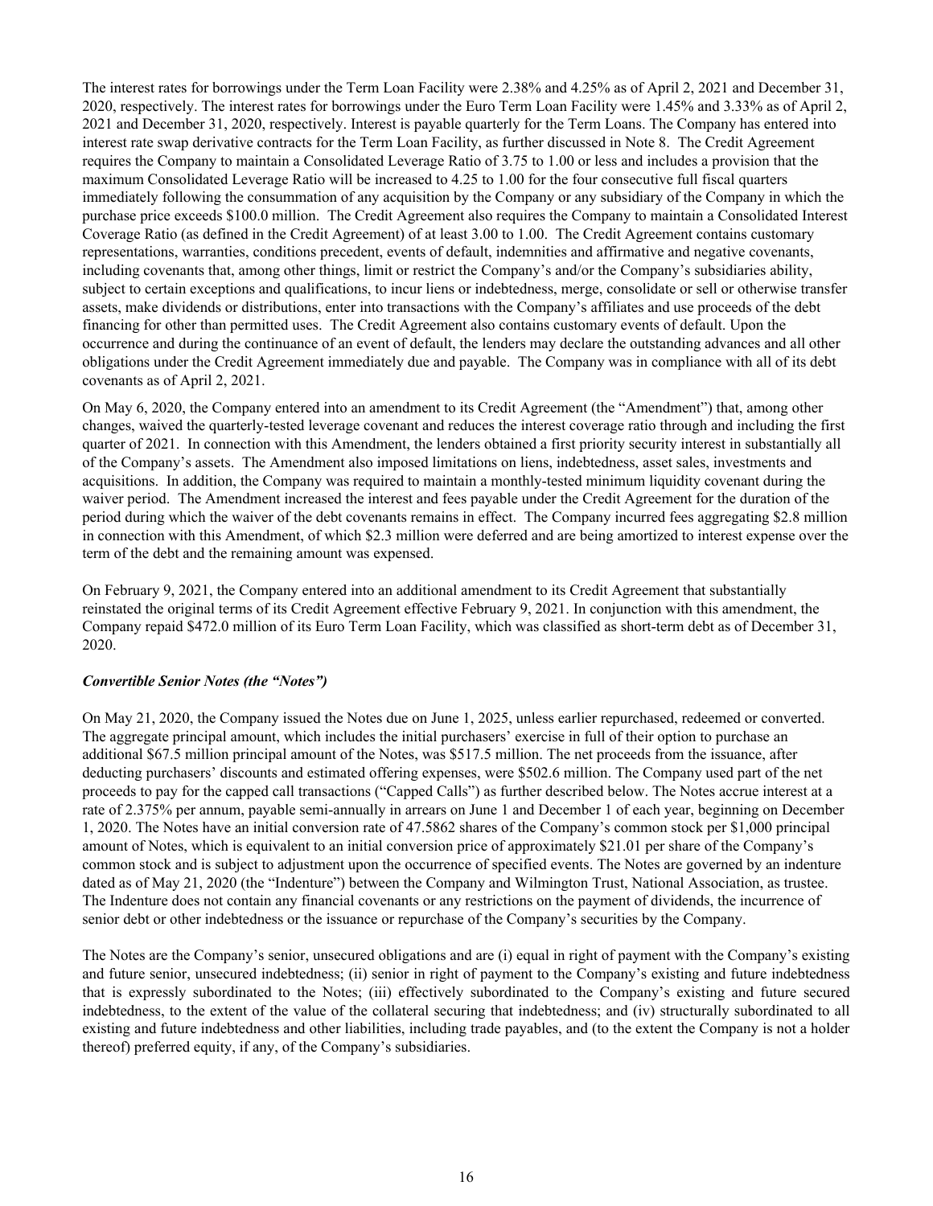The interest rates for borrowings under the Term Loan Facility were 2.38% and 4.25% as of April 2, 2021 and December 31, 2020, respectively. The interest rates for borrowings under the Euro Term Loan Facility were 1.45% and 3.33% as of April 2, 2021 and December 31, 2020, respectively. Interest is payable quarterly for the Term Loans. The Company has entered into interest rate swap derivative contracts for the Term Loan Facility, as further discussed in Note 8. The Credit Agreement requires the Company to maintain a Consolidated Leverage Ratio of 3.75 to 1.00 or less and includes a provision that the maximum Consolidated Leverage Ratio will be increased to 4.25 to 1.00 for the four consecutive full fiscal quarters immediately following the consummation of any acquisition by the Company or any subsidiary of the Company in which the purchase price exceeds $100.0 million. The Credit Agreement also requires the Company to maintain a Consolidated Interest Coverage Ratio (as defined in the Credit Agreement) of at least 3.00 to 1.00. The Credit Agreement contains customary representations, warranties, conditions precedent, events of default, indemnities and affirmative and negative covenants, including covenants that, among other things, limit or restrict the Company's and/or the Company's subsidiaries ability, subject to certain exceptions and qualifications, to incur liens or indebtedness, merge, consolidate or sell or otherwise transfer assets, make dividends or distributions, enter into transactions with the Company's affiliates and use proceeds of the debt financing for other than permitted uses. The Credit Agreement also contains customary events of default. Upon the occurrence and during the continuance of an event of default, the lenders may declare the outstanding advances and all other obligations under the Credit Agreement immediately due and payable. The Company was in compliance with all of its debt covenants as of April 2, 2021.

On May 6, 2020, the Company entered into an amendment to its Credit Agreement (the "Amendment") that, among other changes, waived the quarterly-tested leverage covenant and reduces the interest coverage ratio through and including the first quarter of 2021. In connection with this Amendment, the lenders obtained a first priority security interest in substantially all of the Company's assets. The Amendment also imposed limitations on liens, indebtedness, asset sales, investments and acquisitions. In addition, the Company was required to maintain a monthly-tested minimum liquidity covenant during the waiver period. The Amendment increased the interest and fees payable under the Credit Agreement for the duration of the period during which the waiver of the debt covenants remains in effect. The Company incurred fees aggregating $2.8 million in connection with this Amendment, of which $2.3 million were deferred and are being amortized to interest expense over the term of the debt and the remaining amount was expensed.

On February 9, 2021, the Company entered into an additional amendment to its Credit Agreement that substantially reinstated the original terms of its Credit Agreement effective February 9, 2021. In conjunction with this amendment, the Company repaid $472.0 million of its Euro Term Loan Facility, which was classified as short-term debt as of December 31, 2020.

***Convertible Senior Notes (the "Notes")***

On May 21, 2020, the Company issued the Notes due on June 1, 2025, unless earlier repurchased, redeemed or converted. The aggregate principal amount, which includes the initial purchasers' exercise in full of their option to purchase an additional $67.5 million principal amount of the Notes, was $517.5 million. The net proceeds from the issuance, after deducting purchasers' discounts and estimated offering expenses, were $502.6 million. The Company used part of the net proceeds to pay for the capped call transactions ("Capped Calls") as further described below. The Notes accrue interest at a rate of 2.375% per annum, payable semi-annually in arrears on June 1 and December 1 of each year, beginning on December 1, 2020. The Notes have an initial conversion rate of 47.5862 shares of the Company's common stock per $1,000 principal amount of Notes, which is equivalent to an initial conversion price of approximately $21.01 per share of the Company's common stock and is subject to adjustment upon the occurrence of specified events. The Notes are governed by an indenture dated as of May 21, 2020 (the "Indenture") between the Company and Wilmington Trust, National Association, as trustee. The Indenture does not contain any financial covenants or any restrictions on the payment of dividends, the incurrence of senior debt or other indebtedness or the issuance or repurchase of the Company's securities by the Company.

The Notes are the Company's senior, unsecured obligations and are (i) equal in right of payment with the Company's existing and future senior, unsecured indebtedness; (ii) senior in right of payment to the Company's existing and future indebtedness that is expressly subordinated to the Notes; (iii) effectively subordinated to the Company's existing and future secured indebtedness, to the extent of the value of the collateral securing that indebtedness; and (iv) structurally subordinated to all existing and future indebtedness and other liabilities, including trade payables, and (to the extent the Company is not a holder thereof) preferred equity, if any, of the Company's subsidiaries.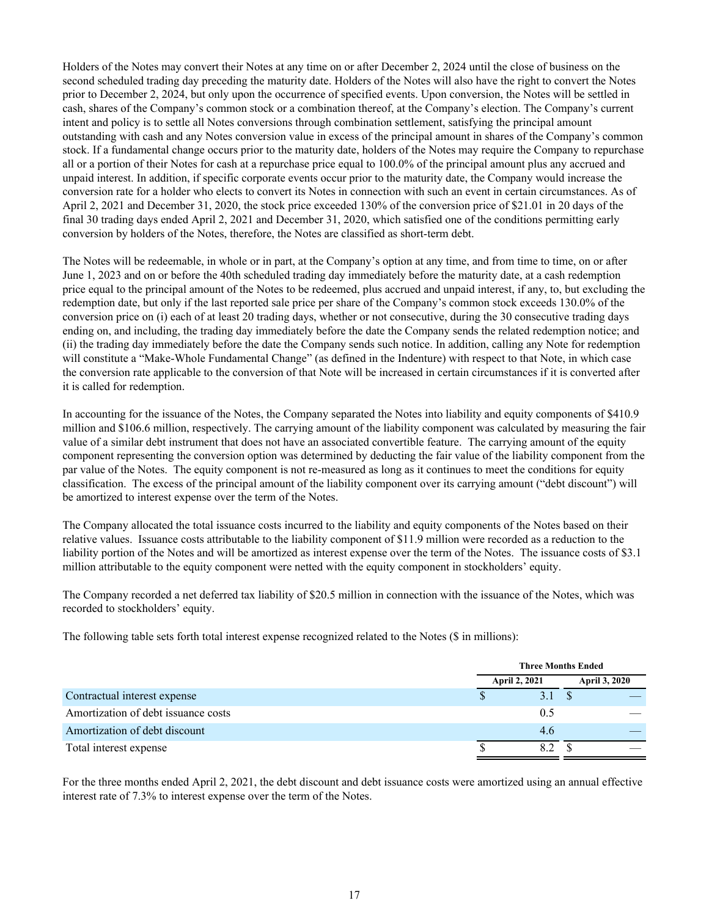Holders of the Notes may convert their Notes at any time on or after December 2, 2024 until the close of business on the second scheduled trading day preceding the maturity date. Holders of the Notes will also have the right to convert the Notes prior to December 2, 2024, but only upon the occurrence of specified events. Upon conversion, the Notes will be settled in cash, shares of the Company's common stock or a combination thereof, at the Company's election. The Company's current intent and policy is to settle all Notes conversions through combination settlement, satisfying the principal amount outstanding with cash and any Notes conversion value in excess of the principal amount in shares of the Company's common stock. If a fundamental change occurs prior to the maturity date, holders of the Notes may require the Company to repurchase all or a portion of their Notes for cash at a repurchase price equal to 100.0% of the principal amount plus any accrued and unpaid interest. In addition, if specific corporate events occur prior to the maturity date, the Company would increase the conversion rate for a holder who elects to convert its Notes in connection with such an event in certain circumstances. As of April 2, 2021 and December 31, 2020, the stock price exceeded 130% of the conversion price of $21.01 in 20 days of the final 30 trading days ended April 2, 2021 and December 31, 2020, which satisfied one of the conditions permitting early conversion by holders of the Notes, therefore, the Notes are classified as short-term debt.

The Notes will be redeemable, in whole or in part, at the Company's option at any time, and from time to time, on or after June 1, 2023 and on or before the 40th scheduled trading day immediately before the maturity date, at a cash redemption price equal to the principal amount of the Notes to be redeemed, plus accrued and unpaid interest, if any, to, but excluding the redemption date, but only if the last reported sale price per share of the Company's common stock exceeds 130.0% of the conversion price on (i) each of at least 20 trading days, whether or not consecutive, during the 30 consecutive trading days ending on, and including, the trading day immediately before the date the Company sends the related redemption notice; and (ii) the trading day immediately before the date the Company sends such notice. In addition, calling any Note for redemption will constitute a "Make-Whole Fundamental Change" (as defined in the Indenture) with respect to that Note, in which case the conversion rate applicable to the conversion of that Note will be increased in certain circumstances if it is converted after it is called for redemption.

In accounting for the issuance of the Notes, the Company separated the Notes into liability and equity components of $410.9 million and $106.6 million, respectively. The carrying amount of the liability component was calculated by measuring the fair value of a similar debt instrument that does not have an associated convertible feature. The carrying amount of the equity component representing the conversion option was determined by deducting the fair value of the liability component from the par value of the Notes. The equity component is not re-measured as long as it continues to meet the conditions for equity classification. The excess of the principal amount of the liability component over its carrying amount ("debt discount") will be amortized to interest expense over the term of the Notes.

The Company allocated the total issuance costs incurred to the liability and equity components of the Notes based on their relative values. Issuance costs attributable to the liability component of $11.9 million were recorded as a reduction to the liability portion of the Notes and will be amortized as interest expense over the term of the Notes. The issuance costs of $3.1 million attributable to the equity component were netted with the equity component in stockholders' equity.

The Company recorded a net deferred tax liability of $20.5 million in connection with the issuance of the Notes, which was recorded to stockholders' equity.

The following table sets forth total interest expense recognized related to the Notes ($ in millions):

| | Three Months Ended | |
|---|---|---|
| | April 2, 2021 | April 3, 2020 |
| Contractual interest expense | $ 3.1 | $ — |
| Amortization of debt issuance costs | 0.5 | — |
| Amortization of debt discount | 4.6 | — |
| Total interest expense | $ 8.2 | $ — |

For the three months ended April 2, 2021, the debt discount and debt issuance costs were amortized using an annual effective interest rate of 7.3% to interest expense over the term of the Notes.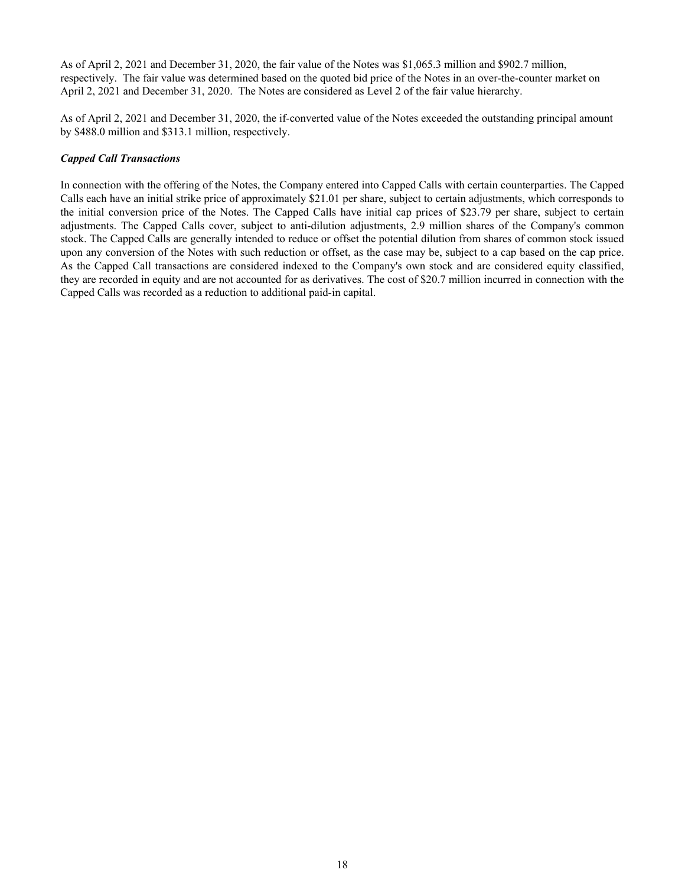As of April 2, 2021 and December 31, 2020, the fair value of the Notes was $1,065.3 million and $902.7 million, respectively. The fair value was determined based on the quoted bid price of the Notes in an over-the-counter market on April 2, 2021 and December 31, 2020. The Notes are considered as Level 2 of the fair value hierarchy.

As of April 2, 2021 and December 31, 2020, the if-converted value of the Notes exceeded the outstanding principal amount by $488.0 million and $313.1 million, respectively.

***Capped Call Transactions***

In connection with the offering of the Notes, the Company entered into Capped Calls with certain counterparties. The Capped Calls each have an initial strike price of approximately $21.01 per share, subject to certain adjustments, which corresponds to the initial conversion price of the Notes. The Capped Calls have initial cap prices of $23.79 per share, subject to certain adjustments. The Capped Calls cover, subject to anti-dilution adjustments, 2.9 million shares of the Company's common stock. The Capped Calls are generally intended to reduce or offset the potential dilution from shares of common stock issued upon any conversion of the Notes with such reduction or offset, as the case may be, subject to a cap based on the cap price. As the Capped Call transactions are considered indexed to the Company's own stock and are considered equity classified, they are recorded in equity and are not accounted for as derivatives. The cost of $20.7 million incurred in connection with the Capped Calls was recorded as a reduction to additional paid-in capital.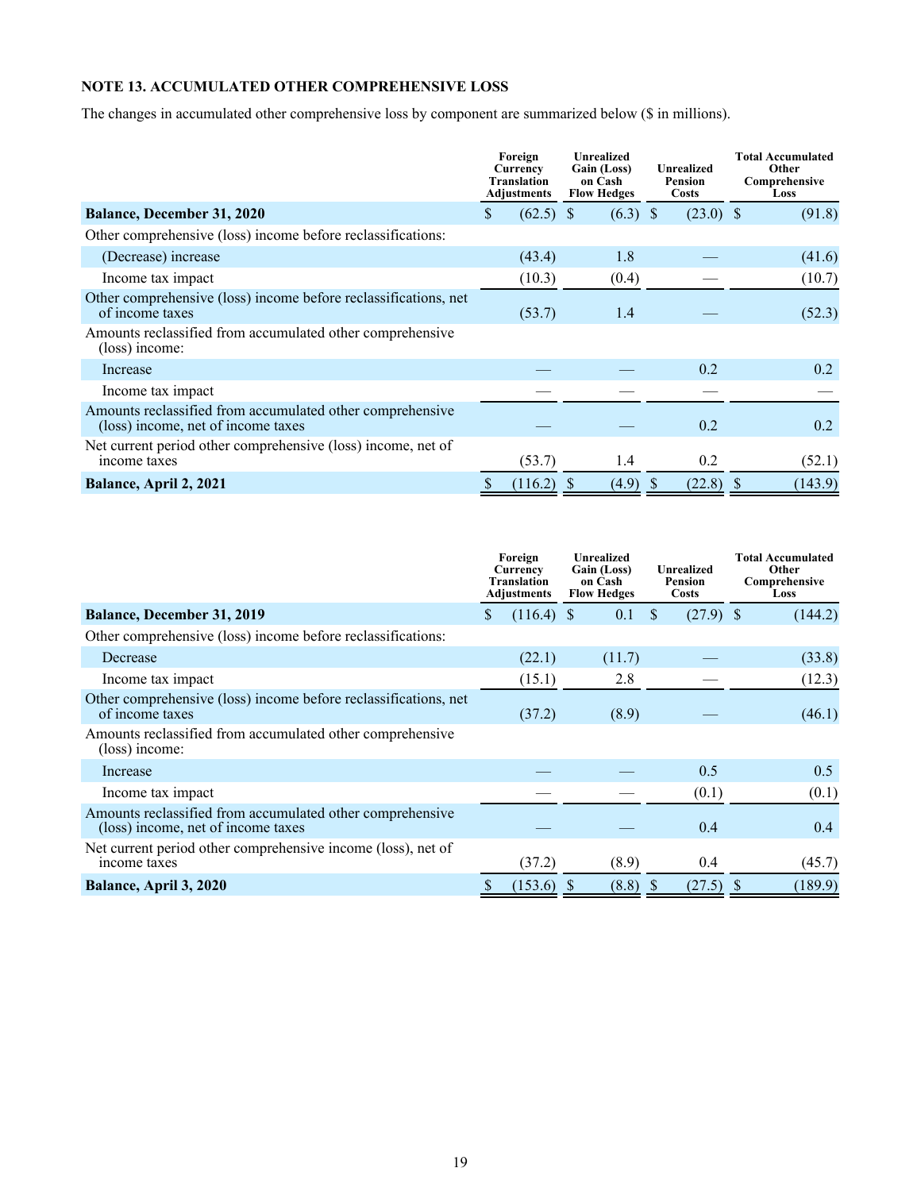## NOTE 13. ACCUMULATED OTHER COMPREHENSIVE LOSS

The changes in accumulated other comprehensive loss by component are summarized below ($ in millions).

| | Foreign Currency Translation Adjustments | Unrealized Gain (Loss) on Cash Flow Hedges | Unrealized Pension Costs | Total Accumulated Other Comprehensive Loss |
|---|---|---|---|---|
| **Balance, December 31, 2020** | $ (62.5) | $ (6.3) | $ (23.0) | $ (91.8) |
| Other comprehensive (loss) income before reclassifications: | | | | |
| (Decrease) increase | (43.4) | 1.8 | — | (41.6) |
| Income tax impact | (10.3) | (0.4) | — | (10.7) |
| Other comprehensive (loss) income before reclassifications, net of income taxes | (53.7) | 1.4 | — | (52.3) |
| Amounts reclassified from accumulated other comprehensive (loss) income: | | | | |
| Increase | — | — | 0.2 | 0.2 |
| Income tax impact | — | — | — | — |
| Amounts reclassified from accumulated other comprehensive (loss) income, net of income taxes | — | — | 0.2 | 0.2 |
| Net current period other comprehensive (loss) income, net of income taxes | (53.7) | 1.4 | 0.2 | (52.1) |
| **Balance, April 2, 2021** | $ (116.2) | $ (4.9) | $ (22.8) | $ (143.9) |

| | Foreign Currency Translation Adjustments | Unrealized Gain (Loss) on Cash Flow Hedges | Unrealized Pension Costs | Total Accumulated Other Comprehensive Loss |
|---|---|---|---|---|
| **Balance, December 31, 2019** | $ (116.4) | $ 0.1 | $ (27.9) | $ (144.2) |
| Other comprehensive (loss) income before reclassifications: | | | | |
| Decrease | (22.1) | (11.7) | — | (33.8) |
| Income tax impact | (15.1) | 2.8 | — | (12.3) |
| Other comprehensive (loss) income before reclassifications, net of income taxes | (37.2) | (8.9) | — | (46.1) |
| Amounts reclassified from accumulated other comprehensive (loss) income: | | | | |
| Increase | — | — | 0.5 | 0.5 |
| Income tax impact | — | — | (0.1) | (0.1) |
| Amounts reclassified from accumulated other comprehensive (loss) income, net of income taxes | — | — | 0.4 | 0.4 |
| Net current period other comprehensive income (loss), net of income taxes | (37.2) | (8.9) | 0.4 | (45.7) |
| **Balance, April 3, 2020** | $ (153.6) | $ (8.8) | $ (27.5) | $ (189.9) |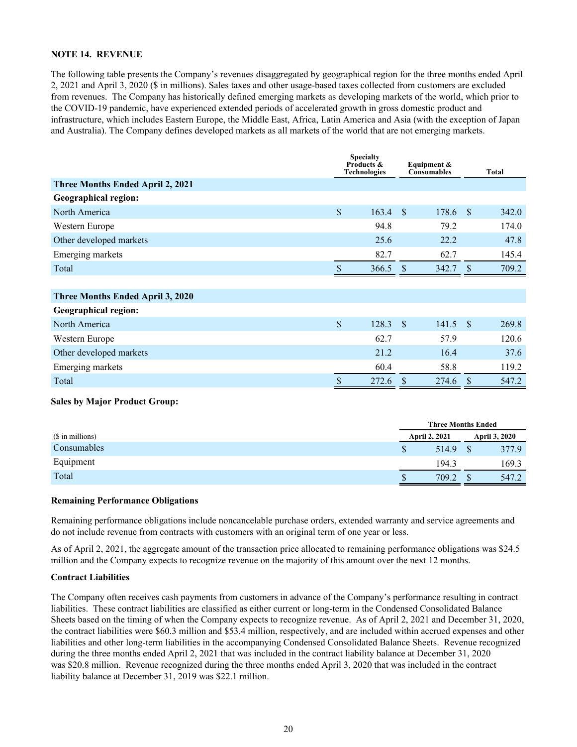**NOTE 14. REVENUE**

The following table presents the Company's revenues disaggregated by geographical region for the three months ended April 2, 2021 and April 3, 2020 ($ in millions). Sales taxes and other usage-based taxes collected from customers are excluded from revenues. The Company has historically defined emerging markets as developing markets of the world, which prior to the COVID-19 pandemic, have experienced extended periods of accelerated growth in gross domestic product and infrastructure, which includes Eastern Europe, the Middle East, Africa, Latin America and Asia (with the exception of Japan and Australia). The Company defines developed markets as all markets of the world that are not emerging markets.

| | Specialty Products & Technologies | Equipment & Consumables | Total |
|---|---|---|---|
| **Three Months Ended April 2, 2021** | | | |
| **Geographical region:** | | | |
| North America | $ 163.4 | $ 178.6 | $ 342.0 |
| Western Europe | 94.8 | 79.2 | 174.0 |
| Other developed markets | 25.6 | 22.2 | 47.8 |
| Emerging markets | 82.7 | 62.7 | 145.4 |
| Total | $ 366.5 | $ 342.7 | $ 709.2 |
| | | | |
| **Three Months Ended April 3, 2020** | | | |
| **Geographical region:** | | | |
| North America | $ 128.3 | $ 141.5 | $ 269.8 |
| Western Europe | 62.7 | 57.9 | 120.6 |
| Other developed markets | 21.2 | 16.4 | 37.6 |
| Emerging markets | 60.4 | 58.8 | 119.2 |
| Total | $ 272.6 | $ 274.6 | $ 547.2 |

**Sales by Major Product Group:**

| | Three Months Ended | |
|---|---|---|
| ($ in millions) | April 2, 2021 | April 3, 2020 |
| Consumables | $ 514.9 | $ 377.9 |
| Equipment | 194.3 | 169.3 |
| Total | $ 709.2 | $ 547.2 |

**Remaining Performance Obligations**

Remaining performance obligations include noncancelable purchase orders, extended warranty and service agreements and do not include revenue from contracts with customers with an original term of one year or less.

As of April 2, 2021, the aggregate amount of the transaction price allocated to remaining performance obligations was $24.5 million and the Company expects to recognize revenue on the majority of this amount over the next 12 months.

**Contract Liabilities**

The Company often receives cash payments from customers in advance of the Company's performance resulting in contract liabilities. These contract liabilities are classified as either current or long-term in the Condensed Consolidated Balance Sheets based on the timing of when the Company expects to recognize revenue. As of April 2, 2021 and December 31, 2020, the contract liabilities were $60.3 million and $53.4 million, respectively, and are included within accrued expenses and other liabilities and other long-term liabilities in the accompanying Condensed Consolidated Balance Sheets. Revenue recognized during the three months ended April 2, 2021 that was included in the contract liability balance at December 31, 2020 was $20.8 million. Revenue recognized during the three months ended April 3, 2020 that was included in the contract liability balance at December 31, 2019 was $22.1 million.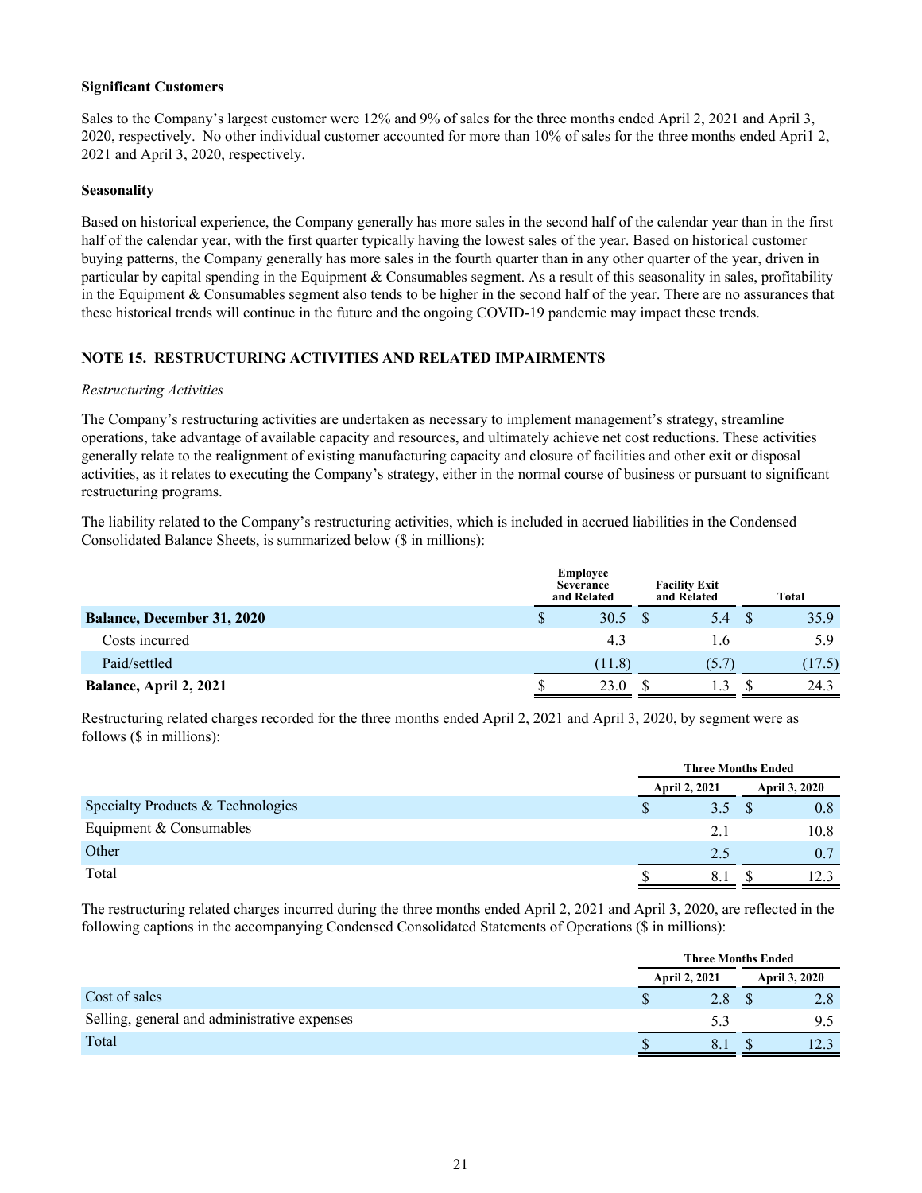**Significant Customers**

Sales to the Company's largest customer were 12% and 9% of sales for the three months ended April 2, 2021 and April 3, 2020, respectively. No other individual customer accounted for more than 10% of sales for the three months ended Apri1 2, 2021 and April 3, 2020, respectively.

**Seasonality**

Based on historical experience, the Company generally has more sales in the second half of the calendar year than in the first half of the calendar year, with the first quarter typically having the lowest sales of the year. Based on historical customer buying patterns, the Company generally has more sales in the fourth quarter than in any other quarter of the year, driven in particular by capital spending in the Equipment & Consumables segment. As a result of this seasonality in sales, profitability in the Equipment & Consumables segment also tends to be higher in the second half of the year. There are no assurances that these historical trends will continue in the future and the ongoing COVID-19 pandemic may impact these trends.

## NOTE 15. RESTRUCTURING ACTIVITIES AND RELATED IMPAIRMENTS

*Restructuring Activities*

The Company's restructuring activities are undertaken as necessary to implement management's strategy, streamline operations, take advantage of available capacity and resources, and ultimately achieve net cost reductions. These activities generally relate to the realignment of existing manufacturing capacity and closure of facilities and other exit or disposal activities, as it relates to executing the Company's strategy, either in the normal course of business or pursuant to significant restructuring programs.

The liability related to the Company's restructuring activities, which is included in accrued liabilities in the Condensed Consolidated Balance Sheets, is summarized below ($ in millions):

| | Employee Severance and Related | Facility Exit and Related | Total |
|---|---|---|---|
| **Balance, December 31, 2020** | $ 30.5 | $ 5.4 | $ 35.9 |
| Costs incurred | 4.3 | 1.6 | 5.9 |
| Paid/settled | (11.8) | (5.7) | (17.5) |
| **Balance, April 2, 2021** | $ 23.0 | $ 1.3 | $ 24.3 |

Restructuring related charges recorded for the three months ended April 2, 2021 and April 3, 2020, by segment were as follows ($ in millions):

| | Three Months Ended | |
|---|---|---|
| | April 2, 2021 | April 3, 2020 |
| Specialty Products & Technologies | $ 3.5 | $ 0.8 |
| Equipment & Consumables | 2.1 | 10.8 |
| Other | 2.5 | 0.7 |
| Total | $ 8.1 | $ 12.3 |

The restructuring related charges incurred during the three months ended April 2, 2021 and April 3, 2020, are reflected in the following captions in the accompanying Condensed Consolidated Statements of Operations ($ in millions):

| | Three Months Ended | |
|---|---|---|
| | April 2, 2021 | April 3, 2020 |
| Cost of sales | $ 2.8 | $ 2.8 |
| Selling, general and administrative expenses | 5.3 | 9.5 |
| Total | $ 8.1 | $ 12.3 |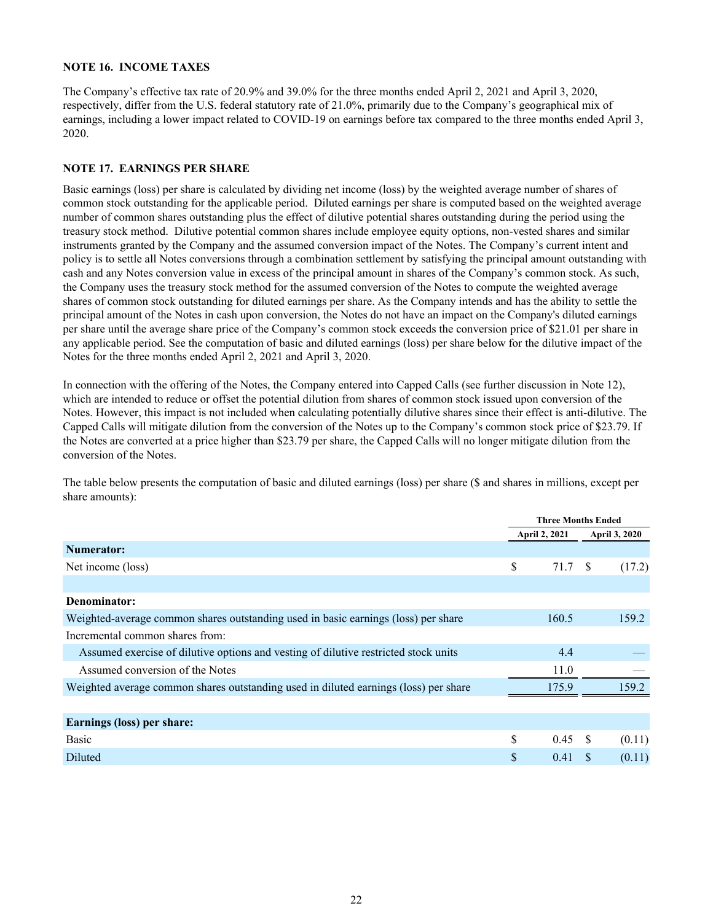**NOTE 16. INCOME TAXES**

The Company's effective tax rate of 20.9% and 39.0% for the three months ended April 2, 2021 and April 3, 2020, respectively, differ from the U.S. federal statutory rate of 21.0%, primarily due to the Company's geographical mix of earnings, including a lower impact related to COVID-19 on earnings before tax compared to the three months ended April 3, 2020.

**NOTE 17. EARNINGS PER SHARE**

Basic earnings (loss) per share is calculated by dividing net income (loss) by the weighted average number of shares of common stock outstanding for the applicable period. Diluted earnings per share is computed based on the weighted average number of common shares outstanding plus the effect of dilutive potential shares outstanding during the period using the treasury stock method. Dilutive potential common shares include employee equity options, non-vested shares and similar instruments granted by the Company and the assumed conversion impact of the Notes. The Company's current intent and policy is to settle all Notes conversions through a combination settlement by satisfying the principal amount outstanding with cash and any Notes conversion value in excess of the principal amount in shares of the Company's common stock. As such, the Company uses the treasury stock method for the assumed conversion of the Notes to compute the weighted average shares of common stock outstanding for diluted earnings per share. As the Company intends and has the ability to settle the principal amount of the Notes in cash upon conversion, the Notes do not have an impact on the Company's diluted earnings per share until the average share price of the Company's common stock exceeds the conversion price of $21.01 per share in any applicable period. See the computation of basic and diluted earnings (loss) per share below for the dilutive impact of the Notes for the three months ended April 2, 2021 and April 3, 2020.

In connection with the offering of the Notes, the Company entered into Capped Calls (see further discussion in Note 12), which are intended to reduce or offset the potential dilution from shares of common stock issued upon conversion of the Notes. However, this impact is not included when calculating potentially dilutive shares since their effect is anti-dilutive. The Capped Calls will mitigate dilution from the conversion of the Notes up to the Company's common stock price of $23.79. If the Notes are converted at a price higher than $23.79 per share, the Capped Calls will no longer mitigate dilution from the conversion of the Notes.

The table below presents the computation of basic and diluted earnings (loss) per share ($ and shares in millions, except per share amounts):

| | Three Months Ended | |
|---|---|---|
| | April 2, 2021 | April 3, 2020 |
| **Numerator:** | | |
| Net income (loss) | $ 71.7 | $ (17.2) |
| | | |
| **Denominator:** | | |
| Weighted-average common shares outstanding used in basic earnings (loss) per share | 160.5 | 159.2 |
| Incremental common shares from: | | |
| Assumed exercise of dilutive options and vesting of dilutive restricted stock units | 4.4 | — |
| Assumed conversion of the Notes | 11.0 | — |
| Weighted average common shares outstanding used in diluted earnings (loss) per share | 175.9 | 159.2 |
| | | |
| **Earnings (loss) per share:** | | |
| Basic | $ 0.45 | $ (0.11) |
| Diluted | $ 0.41 | $ (0.11) |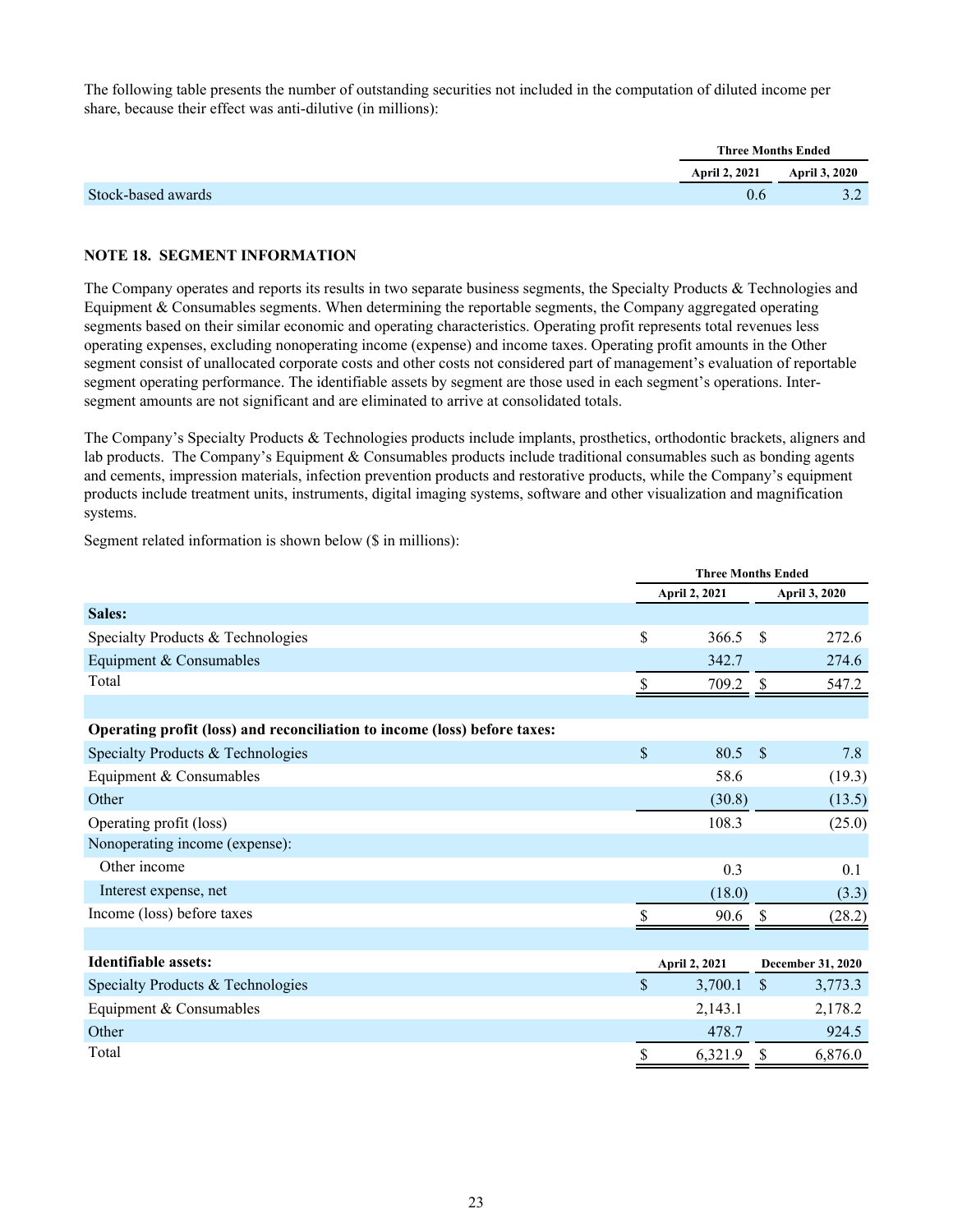The following table presents the number of outstanding securities not included in the computation of diluted income per share, because their effect was anti-dilutive (in millions):

| | Three Months Ended | |
|---|---|---|
| | April 2, 2021 | April 3, 2020 |
| Stock-based awards | 0.6 | 3.2 |

## NOTE 18. SEGMENT INFORMATION

The Company operates and reports its results in two separate business segments, the Specialty Products & Technologies and Equipment & Consumables segments. When determining the reportable segments, the Company aggregated operating segments based on their similar economic and operating characteristics. Operating profit represents total revenues less operating expenses, excluding nonoperating income (expense) and income taxes. Operating profit amounts in the Other segment consist of unallocated corporate costs and other costs not considered part of management's evaluation of reportable segment operating performance. The identifiable assets by segment are those used in each segment's operations. Inter-segment amounts are not significant and are eliminated to arrive at consolidated totals.

The Company's Specialty Products & Technologies products include implants, prosthetics, orthodontic brackets, aligners and lab products. The Company's Equipment & Consumables products include traditional consumables such as bonding agents and cements, impression materials, infection prevention products and restorative products, while the Company's equipment products include treatment units, instruments, digital imaging systems, software and other visualization and magnification systems.

Segment related information is shown below ($ in millions):

| | Three Months Ended | |
|---|---|---|
| | April 2, 2021 | April 3, 2020 |
| **Sales:** | | |
| Specialty Products & Technologies | $ 366.5 | $ 272.6 |
| Equipment & Consumables | 342.7 | 274.6 |
| Total | $ 709.2 | $ 547.2 |
| | | |
| **Operating profit (loss) and reconciliation to income (loss) before taxes:** | | |
| Specialty Products & Technologies | $ 80.5 | $ 7.8 |
| Equipment & Consumables | 58.6 | (19.3) |
| Other | (30.8) | (13.5) |
| Operating profit (loss) | 108.3 | (25.0) |
| Nonoperating income (expense): | | |
| Other income | 0.3 | 0.1 |
| Interest expense, net | (18.0) | (3.3) |
| Income (loss) before taxes | $ 90.6 | $ (28.2) |
| | | |
| **Identifiable assets:** | April 2, 2021 | December 31, 2020 |
| Specialty Products & Technologies | $ 3,700.1 | $ 3,773.3 |
| Equipment & Consumables | 2,143.1 | 2,178.2 |
| Other | 478.7 | 924.5 |
| Total | $ 6,321.9 | $ 6,876.0 |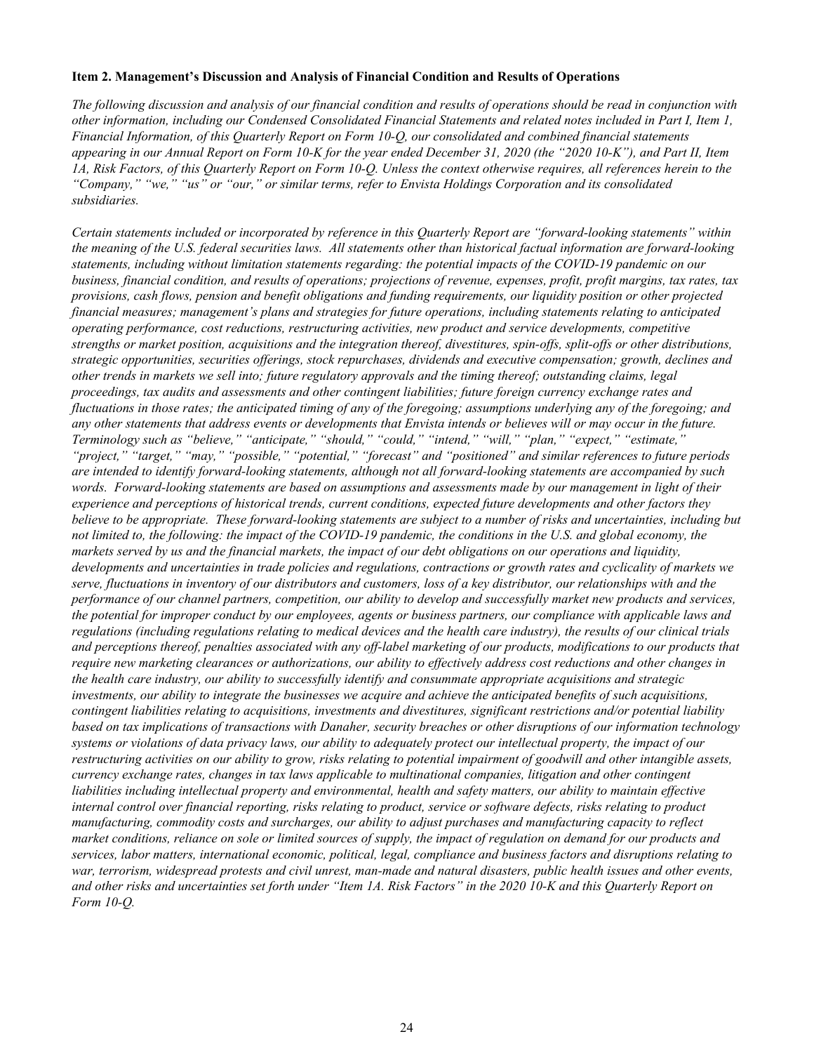### Item 2. Management's Discussion and Analysis of Financial Condition and Results of Operations

*The following discussion and analysis of our financial condition and results of operations should be read in conjunction with other information, including our Condensed Consolidated Financial Statements and related notes included in Part I, Item 1, Financial Information, of this Quarterly Report on Form 10-Q, our consolidated and combined financial statements appearing in our Annual Report on Form 10-K for the year ended December 31, 2020 (the "2020 10-K"), and Part II, Item 1A, Risk Factors, of this Quarterly Report on Form 10-Q. Unless the context otherwise requires, all references herein to the "Company," "we," "us" or "our," or similar terms, refer to Envista Holdings Corporation and its consolidated subsidiaries.*

*Certain statements included or incorporated by reference in this Quarterly Report are "forward-looking statements" within the meaning of the U.S. federal securities laws. All statements other than historical factual information are forward-looking statements, including without limitation statements regarding: the potential impacts of the COVID-19 pandemic on our business, financial condition, and results of operations; projections of revenue, expenses, profit, profit margins, tax rates, tax provisions, cash flows, pension and benefit obligations and funding requirements, our liquidity position or other projected financial measures; management's plans and strategies for future operations, including statements relating to anticipated operating performance, cost reductions, restructuring activities, new product and service developments, competitive strengths or market position, acquisitions and the integration thereof, divestitures, spin-offs, split-offs or other distributions, strategic opportunities, securities offerings, stock repurchases, dividends and executive compensation; growth, declines and other trends in markets we sell into; future regulatory approvals and the timing thereof; outstanding claims, legal proceedings, tax audits and assessments and other contingent liabilities; future foreign currency exchange rates and fluctuations in those rates; the anticipated timing of any of the foregoing; assumptions underlying any of the foregoing; and any other statements that address events or developments that Envista intends or believes will or may occur in the future. Terminology such as "believe," "anticipate," "should," "could," "intend," "will," "plan," "expect," "estimate," "project," "target," "may," "possible," "potential," "forecast" and "positioned" and similar references to future periods are intended to identify forward-looking statements, although not all forward-looking statements are accompanied by such words. Forward-looking statements are based on assumptions and assessments made by our management in light of their experience and perceptions of historical trends, current conditions, expected future developments and other factors they believe to be appropriate. These forward-looking statements are subject to a number of risks and uncertainties, including but not limited to, the following: the impact of the COVID-19 pandemic, the conditions in the U.S. and global economy, the markets served by us and the financial markets, the impact of our debt obligations on our operations and liquidity, developments and uncertainties in trade policies and regulations, contractions or growth rates and cyclicality of markets we serve, fluctuations in inventory of our distributors and customers, loss of a key distributor, our relationships with and the performance of our channel partners, competition, our ability to develop and successfully market new products and services, the potential for improper conduct by our employees, agents or business partners, our compliance with applicable laws and regulations (including regulations relating to medical devices and the health care industry), the results of our clinical trials and perceptions thereof, penalties associated with any off-label marketing of our products, modifications to our products that require new marketing clearances or authorizations, our ability to effectively address cost reductions and other changes in the health care industry, our ability to successfully identify and consummate appropriate acquisitions and strategic investments, our ability to integrate the businesses we acquire and achieve the anticipated benefits of such acquisitions, contingent liabilities relating to acquisitions, investments and divestitures, significant restrictions and/or potential liability based on tax implications of transactions with Danaher, security breaches or other disruptions of our information technology systems or violations of data privacy laws, our ability to adequately protect our intellectual property, the impact of our restructuring activities on our ability to grow, risks relating to potential impairment of goodwill and other intangible assets, currency exchange rates, changes in tax laws applicable to multinational companies, litigation and other contingent liabilities including intellectual property and environmental, health and safety matters, our ability to maintain effective internal control over financial reporting, risks relating to product, service or software defects, risks relating to product manufacturing, commodity costs and surcharges, our ability to adjust purchases and manufacturing capacity to reflect market conditions, reliance on sole or limited sources of supply, the impact of regulation on demand for our products and services, labor matters, international economic, political, legal, compliance and business factors and disruptions relating to war, terrorism, widespread protests and civil unrest, man-made and natural disasters, public health issues and other events, and other risks and uncertainties set forth under "Item 1A. Risk Factors" in the 2020 10-K and this Quarterly Report on Form 10-Q.*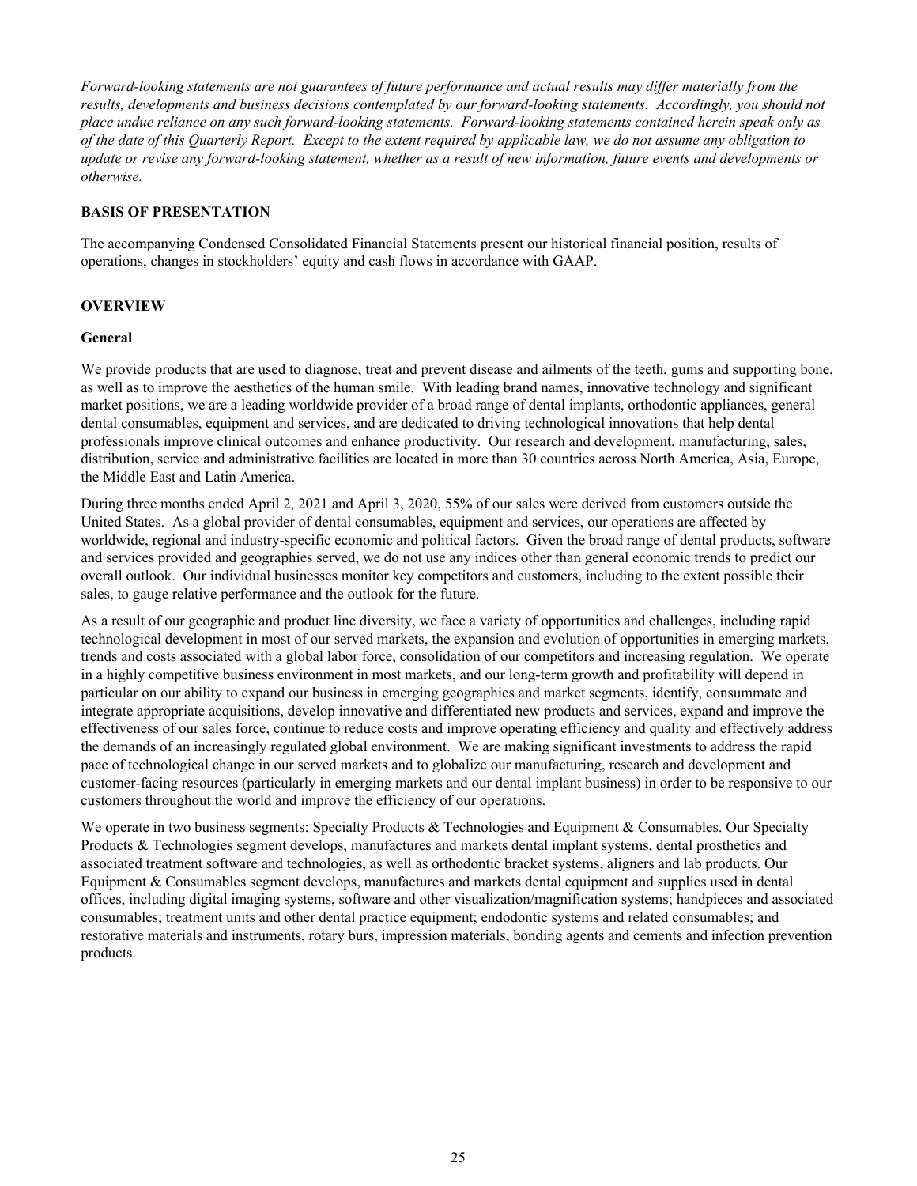*Forward-looking statements are not guarantees of future performance and actual results may differ materially from the results, developments and business decisions contemplated by our forward-looking statements. Accordingly, you should not place undue reliance on any such forward-looking statements. Forward-looking statements contained herein speak only as of the date of this Quarterly Report. Except to the extent required by applicable law, we do not assume any obligation to update or revise any forward-looking statement, whether as a result of new information, future events and developments or otherwise.*

**BASIS OF PRESENTATION**

The accompanying Condensed Consolidated Financial Statements present our historical financial position, results of operations, changes in stockholders' equity and cash flows in accordance with GAAP.

**OVERVIEW**

**General**

We provide products that are used to diagnose, treat and prevent disease and ailments of the teeth, gums and supporting bone, as well as to improve the aesthetics of the human smile. With leading brand names, innovative technology and significant market positions, we are a leading worldwide provider of a broad range of dental implants, orthodontic appliances, general dental consumables, equipment and services, and are dedicated to driving technological innovations that help dental professionals improve clinical outcomes and enhance productivity. Our research and development, manufacturing, sales, distribution, service and administrative facilities are located in more than 30 countries across North America, Asia, Europe, the Middle East and Latin America.

During three months ended April 2, 2021 and April 3, 2020, 55% of our sales were derived from customers outside the United States. As a global provider of dental consumables, equipment and services, our operations are affected by worldwide, regional and industry-specific economic and political factors. Given the broad range of dental products, software and services provided and geographies served, we do not use any indices other than general economic trends to predict our overall outlook. Our individual businesses monitor key competitors and customers, including to the extent possible their sales, to gauge relative performance and the outlook for the future.

As a result of our geographic and product line diversity, we face a variety of opportunities and challenges, including rapid technological development in most of our served markets, the expansion and evolution of opportunities in emerging markets, trends and costs associated with a global labor force, consolidation of our competitors and increasing regulation. We operate in a highly competitive business environment in most markets, and our long-term growth and profitability will depend in particular on our ability to expand our business in emerging geographies and market segments, identify, consummate and integrate appropriate acquisitions, develop innovative and differentiated new products and services, expand and improve the effectiveness of our sales force, continue to reduce costs and improve operating efficiency and quality and effectively address the demands of an increasingly regulated global environment. We are making significant investments to address the rapid pace of technological change in our served markets and to globalize our manufacturing, research and development and customer-facing resources (particularly in emerging markets and our dental implant business) in order to be responsive to our customers throughout the world and improve the efficiency of our operations.

We operate in two business segments: Specialty Products & Technologies and Equipment & Consumables. Our Specialty Products & Technologies segment develops, manufactures and markets dental implant systems, dental prosthetics and associated treatment software and technologies, as well as orthodontic bracket systems, aligners and lab products. Our Equipment & Consumables segment develops, manufactures and markets dental equipment and supplies used in dental offices, including digital imaging systems, software and other visualization/magnification systems; handpieces and associated consumables; treatment units and other dental practice equipment; endodontic systems and related consumables; and restorative materials and instruments, rotary burs, impression materials, bonding agents and cements and infection prevention products.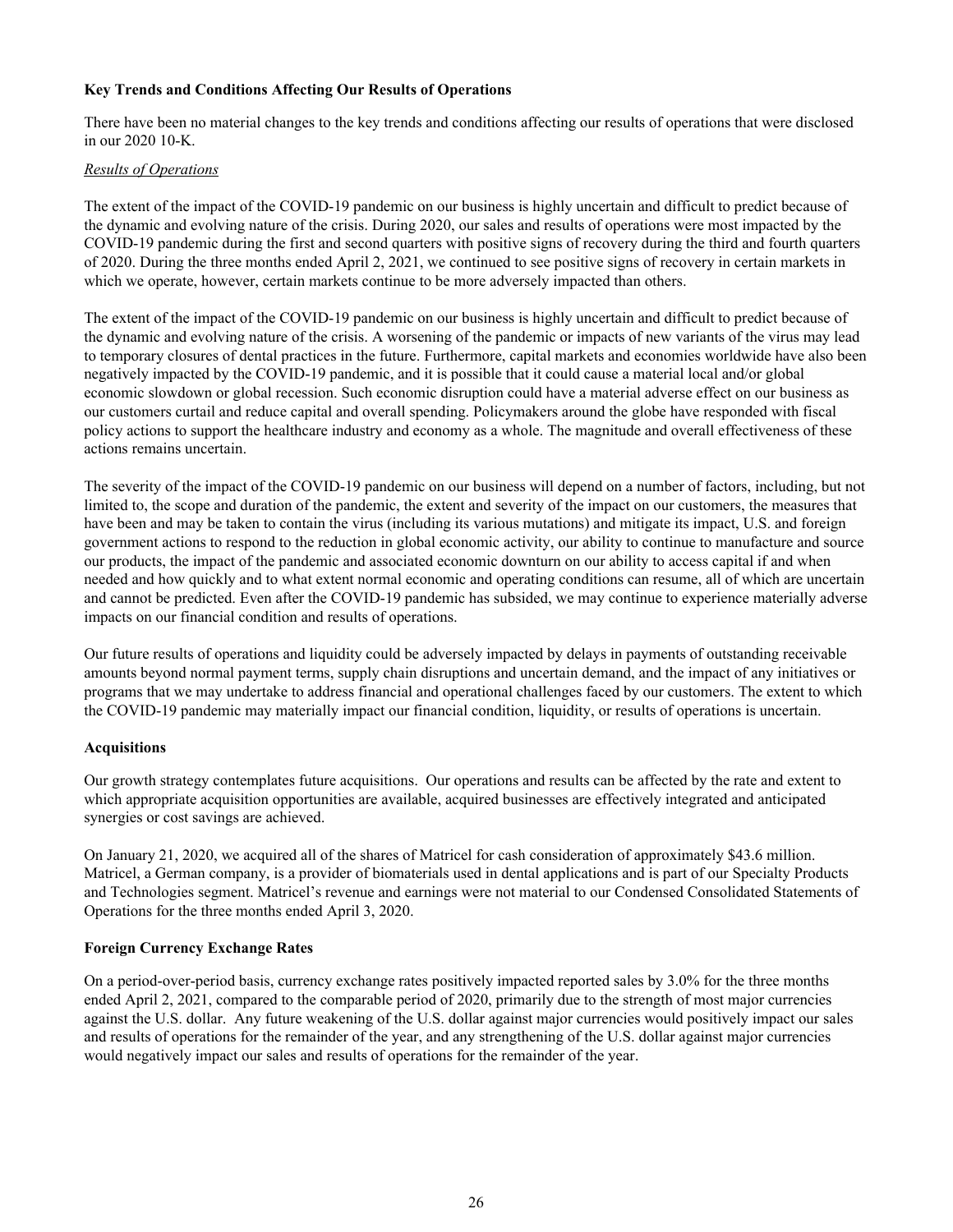**Key Trends and Conditions Affecting Our Results of Operations**

There have been no material changes to the key trends and conditions affecting our results of operations that were disclosed in our 2020 10-K.

*Results of Operations*

The extent of the impact of the COVID-19 pandemic on our business is highly uncertain and difficult to predict because of the dynamic and evolving nature of the crisis. During 2020, our sales and results of operations were most impacted by the COVID-19 pandemic during the first and second quarters with positive signs of recovery during the third and fourth quarters of 2020. During the three months ended April 2, 2021, we continued to see positive signs of recovery in certain markets in which we operate, however, certain markets continue to be more adversely impacted than others.

The extent of the impact of the COVID-19 pandemic on our business is highly uncertain and difficult to predict because of the dynamic and evolving nature of the crisis. A worsening of the pandemic or impacts of new variants of the virus may lead to temporary closures of dental practices in the future. Furthermore, capital markets and economies worldwide have also been negatively impacted by the COVID-19 pandemic, and it is possible that it could cause a material local and/or global economic slowdown or global recession. Such economic disruption could have a material adverse effect on our business as our customers curtail and reduce capital and overall spending. Policymakers around the globe have responded with fiscal policy actions to support the healthcare industry and economy as a whole. The magnitude and overall effectiveness of these actions remains uncertain.

The severity of the impact of the COVID-19 pandemic on our business will depend on a number of factors, including, but not limited to, the scope and duration of the pandemic, the extent and severity of the impact on our customers, the measures that have been and may be taken to contain the virus (including its various mutations) and mitigate its impact, U.S. and foreign government actions to respond to the reduction in global economic activity, our ability to continue to manufacture and source our products, the impact of the pandemic and associated economic downturn on our ability to access capital if and when needed and how quickly and to what extent normal economic and operating conditions can resume, all of which are uncertain and cannot be predicted. Even after the COVID-19 pandemic has subsided, we may continue to experience materially adverse impacts on our financial condition and results of operations.

Our future results of operations and liquidity could be adversely impacted by delays in payments of outstanding receivable amounts beyond normal payment terms, supply chain disruptions and uncertain demand, and the impact of any initiatives or programs that we may undertake to address financial and operational challenges faced by our customers. The extent to which the COVID-19 pandemic may materially impact our financial condition, liquidity, or results of operations is uncertain.

**Acquisitions**

Our growth strategy contemplates future acquisitions. Our operations and results can be affected by the rate and extent to which appropriate acquisition opportunities are available, acquired businesses are effectively integrated and anticipated synergies or cost savings are achieved.

On January 21, 2020, we acquired all of the shares of Matricel for cash consideration of approximately $43.6 million. Matricel, a German company, is a provider of biomaterials used in dental applications and is part of our Specialty Products and Technologies segment. Matricel's revenue and earnings were not material to our Condensed Consolidated Statements of Operations for the three months ended April 3, 2020.

**Foreign Currency Exchange Rates**

On a period-over-period basis, currency exchange rates positively impacted reported sales by 3.0% for the three months ended April 2, 2021, compared to the comparable period of 2020, primarily due to the strength of most major currencies against the U.S. dollar. Any future weakening of the U.S. dollar against major currencies would positively impact our sales and results of operations for the remainder of the year, and any strengthening of the U.S. dollar against major currencies would negatively impact our sales and results of operations for the remainder of the year.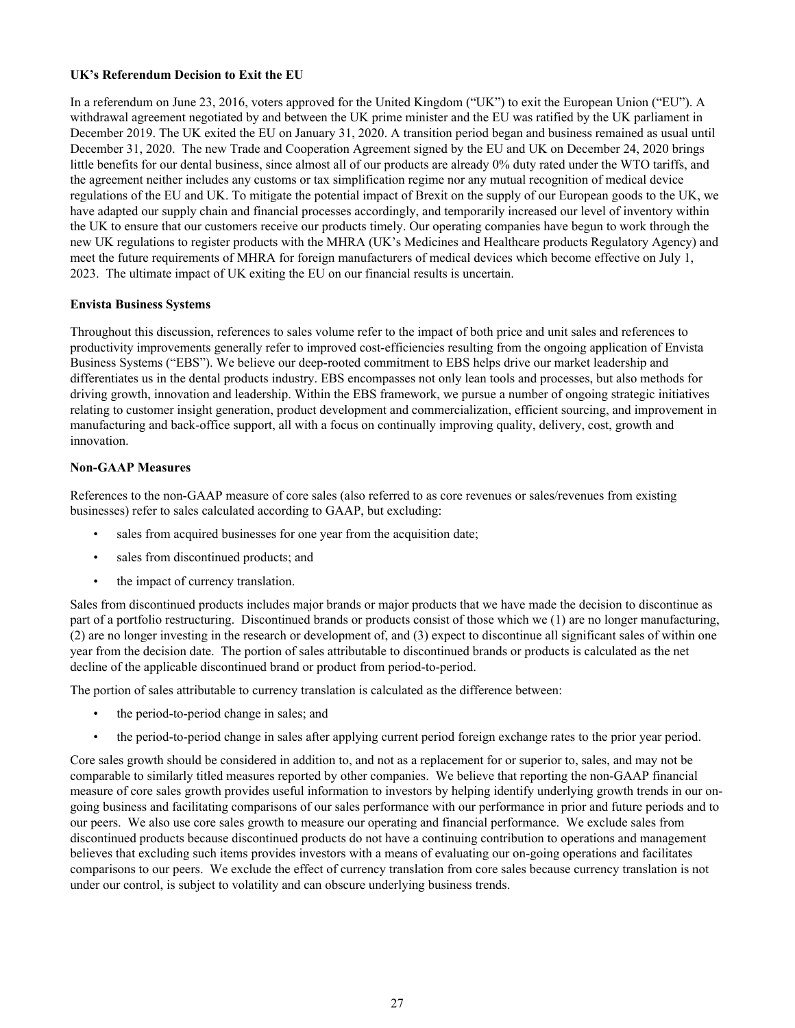**UK's Referendum Decision to Exit the EU**

In a referendum on June 23, 2016, voters approved for the United Kingdom ("UK") to exit the European Union ("EU"). A withdrawal agreement negotiated by and between the UK prime minister and the EU was ratified by the UK parliament in December 2019. The UK exited the EU on January 31, 2020. A transition period began and business remained as usual until December 31, 2020. The new Trade and Cooperation Agreement signed by the EU and UK on December 24, 2020 brings little benefits for our dental business, since almost all of our products are already 0% duty rated under the WTO tariffs, and the agreement neither includes any customs or tax simplification regime nor any mutual recognition of medical device regulations of the EU and UK. To mitigate the potential impact of Brexit on the supply of our European goods to the UK, we have adapted our supply chain and financial processes accordingly, and temporarily increased our level of inventory within the UK to ensure that our customers receive our products timely. Our operating companies have begun to work through the new UK regulations to register products with the MHRA (UK's Medicines and Healthcare products Regulatory Agency) and meet the future requirements of MHRA for foreign manufacturers of medical devices which become effective on July 1, 2023. The ultimate impact of UK exiting the EU on our financial results is uncertain.

**Envista Business Systems**

Throughout this discussion, references to sales volume refer to the impact of both price and unit sales and references to productivity improvements generally refer to improved cost-efficiencies resulting from the ongoing application of Envista Business Systems ("EBS"). We believe our deep-rooted commitment to EBS helps drive our market leadership and differentiates us in the dental products industry. EBS encompasses not only lean tools and processes, but also methods for driving growth, innovation and leadership. Within the EBS framework, we pursue a number of ongoing strategic initiatives relating to customer insight generation, product development and commercialization, efficient sourcing, and improvement in manufacturing and back-office support, all with a focus on continually improving quality, delivery, cost, growth and innovation.

**Non-GAAP Measures**

References to the non-GAAP measure of core sales (also referred to as core revenues or sales/revenues from existing businesses) refer to sales calculated according to GAAP, but excluding:

- sales from acquired businesses for one year from the acquisition date;
- sales from discontinued products; and
- the impact of currency translation.

Sales from discontinued products includes major brands or major products that we have made the decision to discontinue as part of a portfolio restructuring. Discontinued brands or products consist of those which we (1) are no longer manufacturing, (2) are no longer investing in the research or development of, and (3) expect to discontinue all significant sales of within one year from the decision date. The portion of sales attributable to discontinued brands or products is calculated as the net decline of the applicable discontinued brand or product from period-to-period.

The portion of sales attributable to currency translation is calculated as the difference between:

- the period-to-period change in sales; and
- the period-to-period change in sales after applying current period foreign exchange rates to the prior year period.

Core sales growth should be considered in addition to, and not as a replacement for or superior to, sales, and may not be comparable to similarly titled measures reported by other companies. We believe that reporting the non-GAAP financial measure of core sales growth provides useful information to investors by helping identify underlying growth trends in our on-going business and facilitating comparisons of our sales performance with our performance in prior and future periods and to our peers. We also use core sales growth to measure our operating and financial performance. We exclude sales from discontinued products because discontinued products do not have a continuing contribution to operations and management believes that excluding such items provides investors with a means of evaluating our on-going operations and facilitates comparisons to our peers. We exclude the effect of currency translation from core sales because currency translation is not under our control, is subject to volatility and can obscure underlying business trends.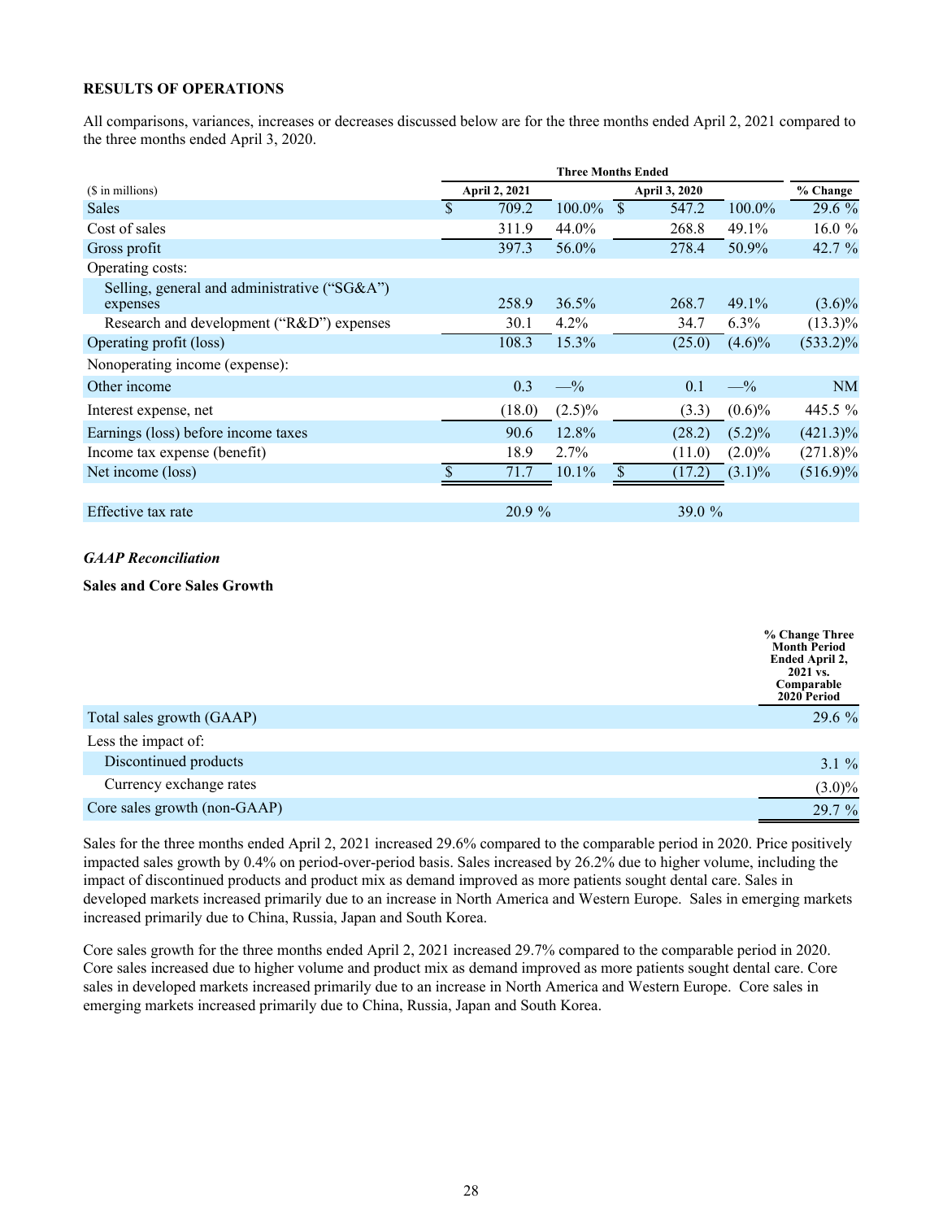**RESULTS OF OPERATIONS**

All comparisons, variances, increases or decreases discussed below are for the three months ended April 2, 2021 compared to the three months ended April 3, 2020.

| | Three Months Ended | | | | |
|---|---|---|---|---|---|
| ($ in millions) | April 2, 2021 | | April 3, 2020 | | % Change |
| Sales | $ 709.2 | 100.0% | $ 547.2 | 100.0% | 29.6 % |
| Cost of sales | 311.9 | 44.0% | 268.8 | 49.1% | 16.0 % |
| Gross profit | 397.3 | 56.0% | 278.4 | 50.9% | 42.7 % |
| Operating costs: | | | | | |
| Selling, general and administrative ("SG&A") expenses | 258.9 | 36.5% | 268.7 | 49.1% | (3.6)% |
| Research and development ("R&D") expenses | 30.1 | 4.2% | 34.7 | 6.3% | (13.3)% |
| Operating profit (loss) | 108.3 | 15.3% | (25.0) | (4.6)% | (533.2)% |
| Nonoperating income (expense): | | | | | |
| Other income | 0.3 | —% | 0.1 | —% | NM |
| Interest expense, net | (18.0) | (2.5)% | (3.3) | (0.6)% | 445.5 % |
| Earnings (loss) before income taxes | 90.6 | 12.8% | (28.2) | (5.2)% | (421.3)% |
| Income tax expense (benefit) | 18.9 | 2.7% | (11.0) | (2.0)% | (271.8)% |
| Net income (loss) | $ 71.7 | 10.1% | $ (17.2) | (3.1)% | (516.9)% |
| | | | | | |
| Effective tax rate | 20.9 % | | 39.0 % | | |

***GAAP Reconciliation***

**Sales and Core Sales Growth**

| | % Change Three Month Period Ended April 2, 2021 vs. Comparable 2020 Period |
|---|---|
| Total sales growth (GAAP) | 29.6 % |
| Less the impact of: | |
| Discontinued products | 3.1 % |
| Currency exchange rates | (3.0)% |
| Core sales growth (non-GAAP) | 29.7 % |

Sales for the three months ended April 2, 2021 increased 29.6% compared to the comparable period in 2020. Price positively impacted sales growth by 0.4% on period-over-period basis. Sales increased by 26.2% due to higher volume, including the impact of discontinued products and product mix as demand improved as more patients sought dental care. Sales in developed markets increased primarily due to an increase in North America and Western Europe. Sales in emerging markets increased primarily due to China, Russia, Japan and South Korea.

Core sales growth for the three months ended April 2, 2021 increased 29.7% compared to the comparable period in 2020. Core sales increased due to higher volume and product mix as demand improved as more patients sought dental care. Core sales in developed markets increased primarily due to an increase in North America and Western Europe. Core sales in emerging markets increased primarily due to China, Russia, Japan and South Korea.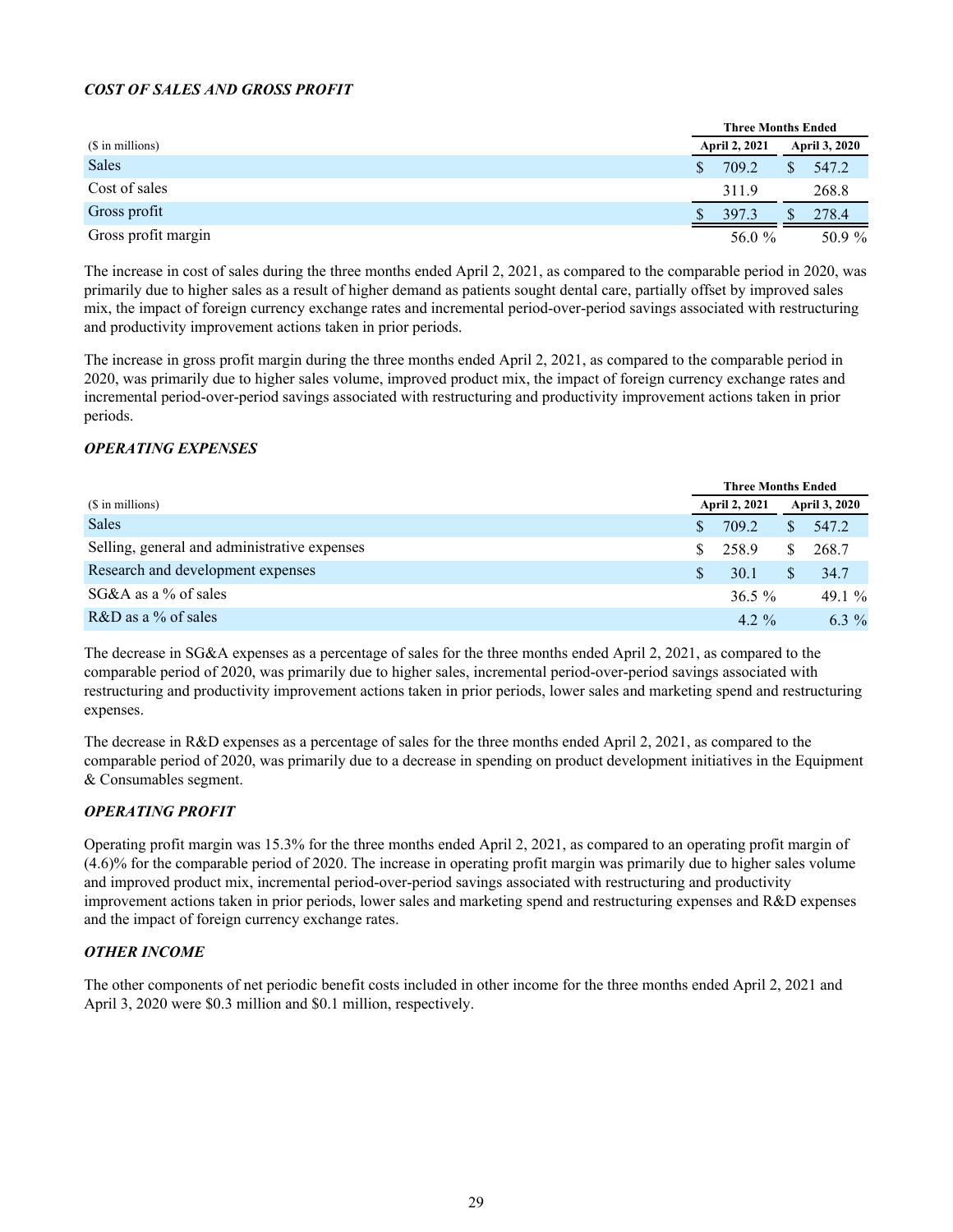### *COST OF SALES AND GROSS PROFIT*

| | Three Months Ended | |
|---|---|---|
| ($ in millions) | April 2, 2021 | April 3, 2020 |
| Sales | $ 709.2 | $ 547.2 |
| Cost of sales | 311.9 | 268.8 |
| Gross profit | $ 397.3 | $ 278.4 |
| Gross profit margin | 56.0 % | 50.9 % |

The increase in cost of sales during the three months ended April 2, 2021, as compared to the comparable period in 2020, was primarily due to higher sales as a result of higher demand as patients sought dental care, partially offset by improved sales mix, the impact of foreign currency exchange rates and incremental period-over-period savings associated with restructuring and productivity improvement actions taken in prior periods.

The increase in gross profit margin during the three months ended April 2, 2021, as compared to the comparable period in 2020, was primarily due to higher sales volume, improved product mix, the impact of foreign currency exchange rates and incremental period-over-period savings associated with restructuring and productivity improvement actions taken in prior periods.

### *OPERATING EXPENSES*

| | Three Months Ended | |
|---|---|---|
| ($ in millions) | April 2, 2021 | April 3, 2020 |
| Sales | $ 709.2 | $ 547.2 |
| Selling, general and administrative expenses | $ 258.9 | $ 268.7 |
| Research and development expenses | $ 30.1 | $ 34.7 |
| SG&A as a % of sales | 36.5 % | 49.1 % |
| R&D as a % of sales | 4.2 % | 6.3 % |

The decrease in SG&A expenses as a percentage of sales for the three months ended April 2, 2021, as compared to the comparable period of 2020, was primarily due to higher sales, incremental period-over-period savings associated with restructuring and productivity improvement actions taken in prior periods, lower sales and marketing spend and restructuring expenses.

The decrease in R&D expenses as a percentage of sales for the three months ended April 2, 2021, as compared to the comparable period of 2020, was primarily due to a decrease in spending on product development initiatives in the Equipment & Consumables segment.

### *OPERATING PROFIT*

Operating profit margin was 15.3% for the three months ended April 2, 2021, as compared to an operating profit margin of (4.6)% for the comparable period of 2020. The increase in operating profit margin was primarily due to higher sales volume and improved product mix, incremental period-over-period savings associated with restructuring and productivity improvement actions taken in prior periods, lower sales and marketing spend and restructuring expenses and R&D expenses and the impact of foreign currency exchange rates.

### *OTHER INCOME*

The other components of net periodic benefit costs included in other income for the three months ended April 2, 2021 and April 3, 2020 were $0.3 million and $0.1 million, respectively.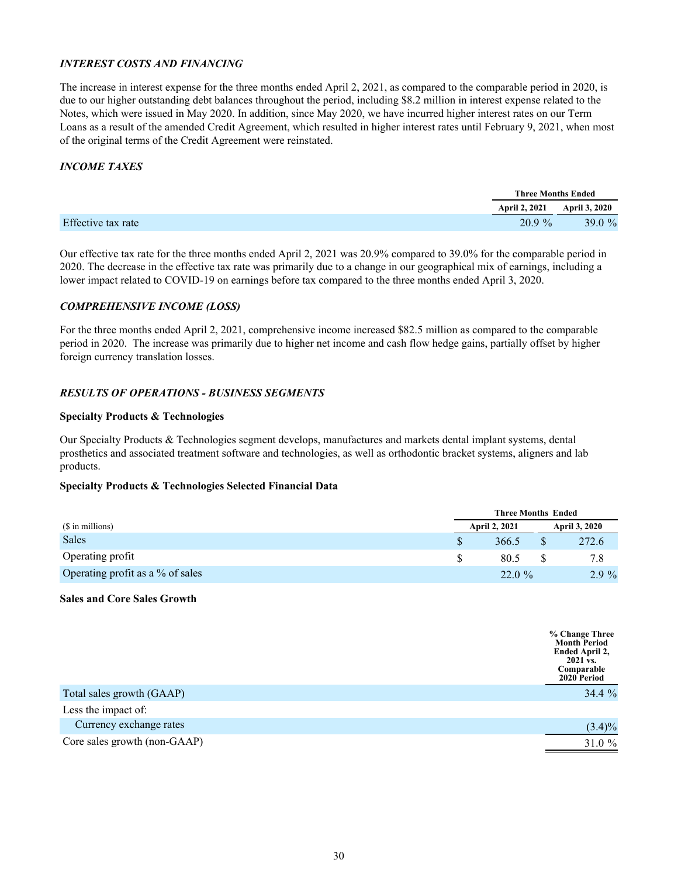### *INTEREST COSTS AND FINANCING*

The increase in interest expense for the three months ended April 2, 2021, as compared to the comparable period in 2020, is due to our higher outstanding debt balances throughout the period, including $8.2 million in interest expense related to the Notes, which were issued in May 2020. In addition, since May 2020, we have incurred higher interest rates on our Term Loans as a result of the amended Credit Agreement, which resulted in higher interest rates until February 9, 2021, when most of the original terms of the Credit Agreement were reinstated.

### *INCOME TAXES*

| | Three Months Ended | |
|---|---|---|
| | April 2, 2021 | April 3, 2020 |
| Effective tax rate | 20.9 % | 39.0 % |

Our effective tax rate for the three months ended April 2, 2021 was 20.9% compared to 39.0% for the comparable period in 2020. The decrease in the effective tax rate was primarily due to a change in our geographical mix of earnings, including a lower impact related to COVID-19 on earnings before tax compared to the three months ended April 3, 2020.

### *COMPREHENSIVE INCOME (LOSS)*

For the three months ended April 2, 2021, comprehensive income increased $82.5 million as compared to the comparable period in 2020. The increase was primarily due to higher net income and cash flow hedge gains, partially offset by higher foreign currency translation losses.

### *RESULTS OF OPERATIONS - BUSINESS SEGMENTS*

**Specialty Products & Technologies**

Our Specialty Products & Technologies segment develops, manufactures and markets dental implant systems, dental prosthetics and associated treatment software and technologies, as well as orthodontic bracket systems, aligners and lab products.

**Specialty Products & Technologies Selected Financial Data**

| | Three Months Ended | |
|---|---|---|
| ($ in millions) | April 2, 2021 | April 3, 2020 |
| Sales | $ 366.5 | $ 272.6 |
| Operating profit | $ 80.5 | $ 7.8 |
| Operating profit as a % of sales | 22.0 % | 2.9 % |

**Sales and Core Sales Growth**

| | % Change Three Month Period Ended April 2, 2021 vs. Comparable 2020 Period |
|---|---|
| Total sales growth (GAAP) | 34.4 % |
| Less the impact of: | |
| Currency exchange rates | (3.4)% |
| Core sales growth (non-GAAP) | 31.0 % |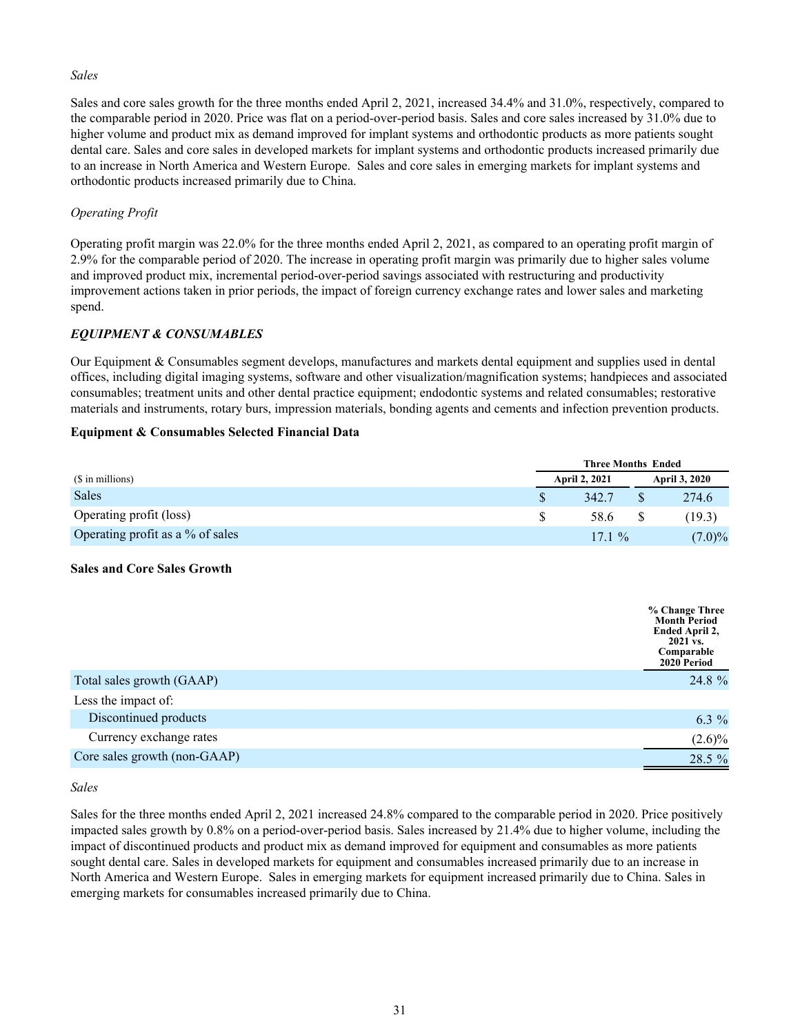*Sales*

Sales and core sales growth for the three months ended April 2, 2021, increased 34.4% and 31.0%, respectively, compared to the comparable period in 2020. Price was flat on a period-over-period basis. Sales and core sales increased by 31.0% due to higher volume and product mix as demand improved for implant systems and orthodontic products as more patients sought dental care. Sales and core sales in developed markets for implant systems and orthodontic products increased primarily due to an increase in North America and Western Europe. Sales and core sales in emerging markets for implant systems and orthodontic products increased primarily due to China.

*Operating Profit*

Operating profit margin was 22.0% for the three months ended April 2, 2021, as compared to an operating profit margin of 2.9% for the comparable period of 2020. The increase in operating profit margin was primarily due to higher sales volume and improved product mix, incremental period-over-period savings associated with restructuring and productivity improvement actions taken in prior periods, the impact of foreign currency exchange rates and lower sales and marketing spend.

### ***EQUIPMENT & CONSUMABLES***

Our Equipment & Consumables segment develops, manufactures and markets dental equipment and supplies used in dental offices, including digital imaging systems, software and other visualization/magnification systems; handpieces and associated consumables; treatment units and other dental practice equipment; endodontic systems and related consumables; restorative materials and instruments, rotary burs, impression materials, bonding agents and cements and infection prevention products.

**Equipment & Consumables Selected Financial Data**

| | Three Months Ended | |
|---|---|---|
| ($ in millions) | April 2, 2021 | April 3, 2020 |
| Sales | $ 342.7 | $ 274.6 |
| Operating profit (loss) | $ 58.6 | $ (19.3) |
| Operating profit as a % of sales | 17.1 % | (7.0)% |

**Sales and Core Sales Growth**

| | % Change Three Month Period Ended April 2, 2021 vs. Comparable 2020 Period |
|---|---|
| Total sales growth (GAAP) | 24.8 % |
| Less the impact of: | |
| Discontinued products | 6.3 % |
| Currency exchange rates | (2.6)% |
| Core sales growth (non-GAAP) | 28.5 % |

*Sales*

Sales for the three months ended April 2, 2021 increased 24.8% compared to the comparable period in 2020. Price positively impacted sales growth by 0.8% on a period-over-period basis. Sales increased by 21.4% due to higher volume, including the impact of discontinued products and product mix as demand improved for equipment and consumables as more patients sought dental care. Sales in developed markets for equipment and consumables increased primarily due to an increase in North America and Western Europe. Sales in emerging markets for equipment increased primarily due to China. Sales in emerging markets for consumables increased primarily due to China.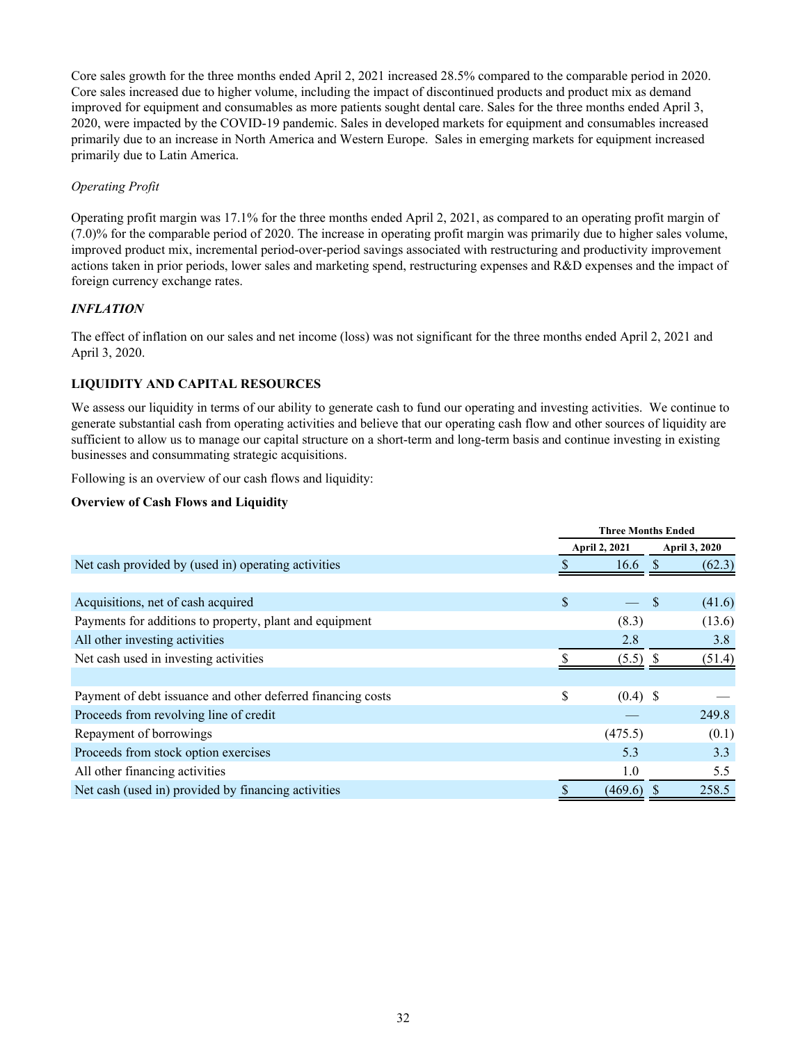Core sales growth for the three months ended April 2, 2021 increased 28.5% compared to the comparable period in 2020. Core sales increased due to higher volume, including the impact of discontinued products and product mix as demand improved for equipment and consumables as more patients sought dental care. Sales for the three months ended April 3, 2020, were impacted by the COVID-19 pandemic. Sales in developed markets for equipment and consumables increased primarily due to an increase in North America and Western Europe. Sales in emerging markets for equipment increased primarily due to Latin America.

*Operating Profit*

Operating profit margin was 17.1% for the three months ended April 2, 2021, as compared to an operating profit margin of (7.0)% for the comparable period of 2020. The increase in operating profit margin was primarily due to higher sales volume, improved product mix, incremental period-over-period savings associated with restructuring and productivity improvement actions taken in prior periods, lower sales and marketing spend, restructuring expenses and R&D expenses and the impact of foreign currency exchange rates.

***INFLATION***

The effect of inflation on our sales and net income (loss) was not significant for the three months ended April 2, 2021 and April 3, 2020.

## LIQUIDITY AND CAPITAL RESOURCES

We assess our liquidity in terms of our ability to generate cash to fund our operating and investing activities. We continue to generate substantial cash from operating activities and believe that our operating cash flow and other sources of liquidity are sufficient to allow us to manage our capital structure on a short-term and long-term basis and continue investing in existing businesses and consummating strategic acquisitions.

Following is an overview of our cash flows and liquidity:

**Overview of Cash Flows and Liquidity**

| | Three Months Ended | |
|---|---|---|
| | April 2, 2021 | April 3, 2020 |
| Net cash provided by (used in) operating activities | $ 16.6 | $ (62.3) |
| | | |
| Acquisitions, net of cash acquired | $ — | $ (41.6) |
| Payments for additions to property, plant and equipment | (8.3) | (13.6) |
| All other investing activities | 2.8 | 3.8 |
| Net cash used in investing activities | $ (5.5) | $ (51.4) |
| | | |
| Payment of debt issuance and other deferred financing costs | $ (0.4) | $ — |
| Proceeds from revolving line of credit | — | 249.8 |
| Repayment of borrowings | (475.5) | (0.1) |
| Proceeds from stock option exercises | 5.3 | 3.3 |
| All other financing activities | 1.0 | 5.5 |
| Net cash (used in) provided by financing activities | $ (469.6) | $ 258.5 |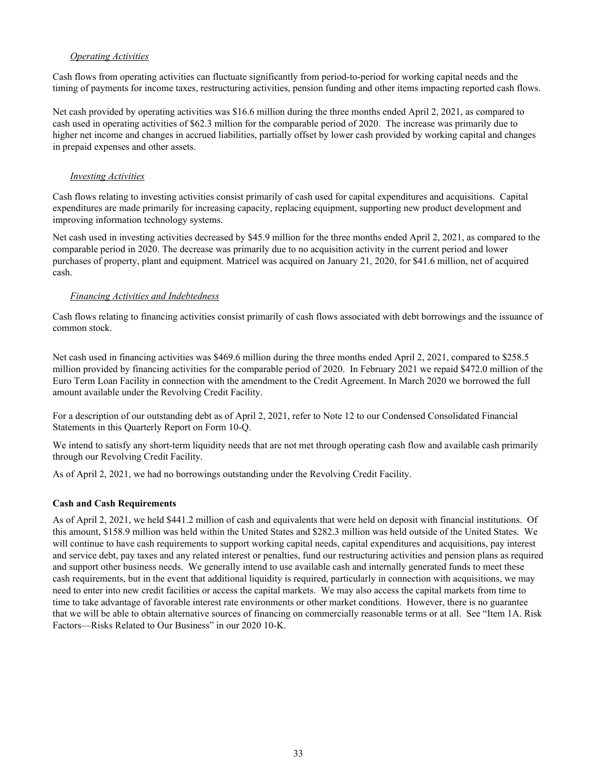*Operating Activities*

Cash flows from operating activities can fluctuate significantly from period-to-period for working capital needs and the timing of payments for income taxes, restructuring activities, pension funding and other items impacting reported cash flows.

Net cash provided by operating activities was $16.6 million during the three months ended April 2, 2021, as compared to cash used in operating activities of $62.3 million for the comparable period of 2020. The increase was primarily due to higher net income and changes in accrued liabilities, partially offset by lower cash provided by working capital and changes in prepaid expenses and other assets.

*Investing Activities*

Cash flows relating to investing activities consist primarily of cash used for capital expenditures and acquisitions. Capital expenditures are made primarily for increasing capacity, replacing equipment, supporting new product development and improving information technology systems.

Net cash used in investing activities decreased by $45.9 million for the three months ended April 2, 2021, as compared to the comparable period in 2020. The decrease was primarily due to no acquisition activity in the current period and lower purchases of property, plant and equipment. Matricel was acquired on January 21, 2020, for $41.6 million, net of acquired cash.

*Financing Activities and Indebtedness*

Cash flows relating to financing activities consist primarily of cash flows associated with debt borrowings and the issuance of common stock.

Net cash used in financing activities was $469.6 million during the three months ended April 2, 2021, compared to $258.5 million provided by financing activities for the comparable period of 2020. In February 2021 we repaid $472.0 million of the Euro Term Loan Facility in connection with the amendment to the Credit Agreement. In March 2020 we borrowed the full amount available under the Revolving Credit Facility.

For a description of our outstanding debt as of April 2, 2021, refer to Note 12 to our Condensed Consolidated Financial Statements in this Quarterly Report on Form 10-Q.

We intend to satisfy any short-term liquidity needs that are not met through operating cash flow and available cash primarily through our Revolving Credit Facility.

As of April 2, 2021, we had no borrowings outstanding under the Revolving Credit Facility.

**Cash and Cash Requirements**

As of April 2, 2021, we held $441.2 million of cash and equivalents that were held on deposit with financial institutions. Of this amount, $158.9 million was held within the United States and $282.3 million was held outside of the United States. We will continue to have cash requirements to support working capital needs, capital expenditures and acquisitions, pay interest and service debt, pay taxes and any related interest or penalties, fund our restructuring activities and pension plans as required and support other business needs. We generally intend to use available cash and internally generated funds to meet these cash requirements, but in the event that additional liquidity is required, particularly in connection with acquisitions, we may need to enter into new credit facilities or access the capital markets. We may also access the capital markets from time to time to take advantage of favorable interest rate environments or other market conditions. However, there is no guarantee that we will be able to obtain alternative sources of financing on commercially reasonable terms or at all. See "Item 1A. Risk Factors—Risks Related to Our Business" in our 2020 10-K.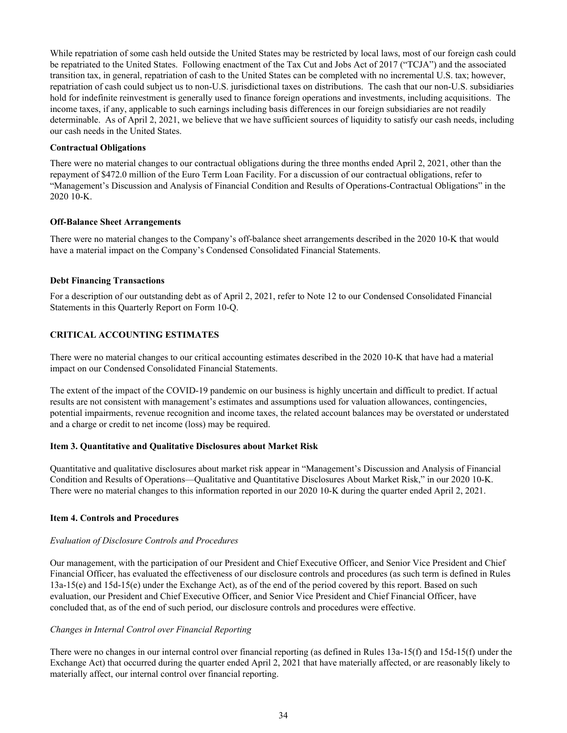While repatriation of some cash held outside the United States may be restricted by local laws, most of our foreign cash could be repatriated to the United States. Following enactment of the Tax Cut and Jobs Act of 2017 ("TCJA") and the associated transition tax, in general, repatriation of cash to the United States can be completed with no incremental U.S. tax; however, repatriation of cash could subject us to non-U.S. jurisdictional taxes on distributions. The cash that our non-U.S. subsidiaries hold for indefinite reinvestment is generally used to finance foreign operations and investments, including acquisitions. The income taxes, if any, applicable to such earnings including basis differences in our foreign subsidiaries are not readily determinable. As of April 2, 2021, we believe that we have sufficient sources of liquidity to satisfy our cash needs, including our cash needs in the United States.

**Contractual Obligations**

There were no material changes to our contractual obligations during the three months ended April 2, 2021, other than the repayment of $472.0 million of the Euro Term Loan Facility. For a discussion of our contractual obligations, refer to "Management's Discussion and Analysis of Financial Condition and Results of Operations-Contractual Obligations" in the 2020 10-K.

**Off-Balance Sheet Arrangements**

There were no material changes to the Company's off-balance sheet arrangements described in the 2020 10-K that would have a material impact on the Company's Condensed Consolidated Financial Statements.

**Debt Financing Transactions**

For a description of our outstanding debt as of April 2, 2021, refer to Note 12 to our Condensed Consolidated Financial Statements in this Quarterly Report on Form 10-Q.

## CRITICAL ACCOUNTING ESTIMATES

There were no material changes to our critical accounting estimates described in the 2020 10-K that have had a material impact on our Condensed Consolidated Financial Statements.

The extent of the impact of the COVID-19 pandemic on our business is highly uncertain and difficult to predict. If actual results are not consistent with management's estimates and assumptions used for valuation allowances, contingencies, potential impairments, revenue recognition and income taxes, the related account balances may be overstated or understated and a charge or credit to net income (loss) may be required.

### Item 3. Quantitative and Qualitative Disclosures about Market Risk

Quantitative and qualitative disclosures about market risk appear in "Management's Discussion and Analysis of Financial Condition and Results of Operations—Qualitative and Quantitative Disclosures About Market Risk," in our 2020 10-K. There were no material changes to this information reported in our 2020 10-K during the quarter ended April 2, 2021.

### Item 4. Controls and Procedures

*Evaluation of Disclosure Controls and Procedures*

Our management, with the participation of our President and Chief Executive Officer, and Senior Vice President and Chief Financial Officer, has evaluated the effectiveness of our disclosure controls and procedures (as such term is defined in Rules 13a-15(e) and 15d-15(e) under the Exchange Act), as of the end of the period covered by this report. Based on such evaluation, our President and Chief Executive Officer, and Senior Vice President and Chief Financial Officer, have concluded that, as of the end of such period, our disclosure controls and procedures were effective.

*Changes in Internal Control over Financial Reporting*

There were no changes in our internal control over financial reporting (as defined in Rules 13a-15(f) and 15d-15(f) under the Exchange Act) that occurred during the quarter ended April 2, 2021 that have materially affected, or are reasonably likely to materially affect, our internal control over financial reporting.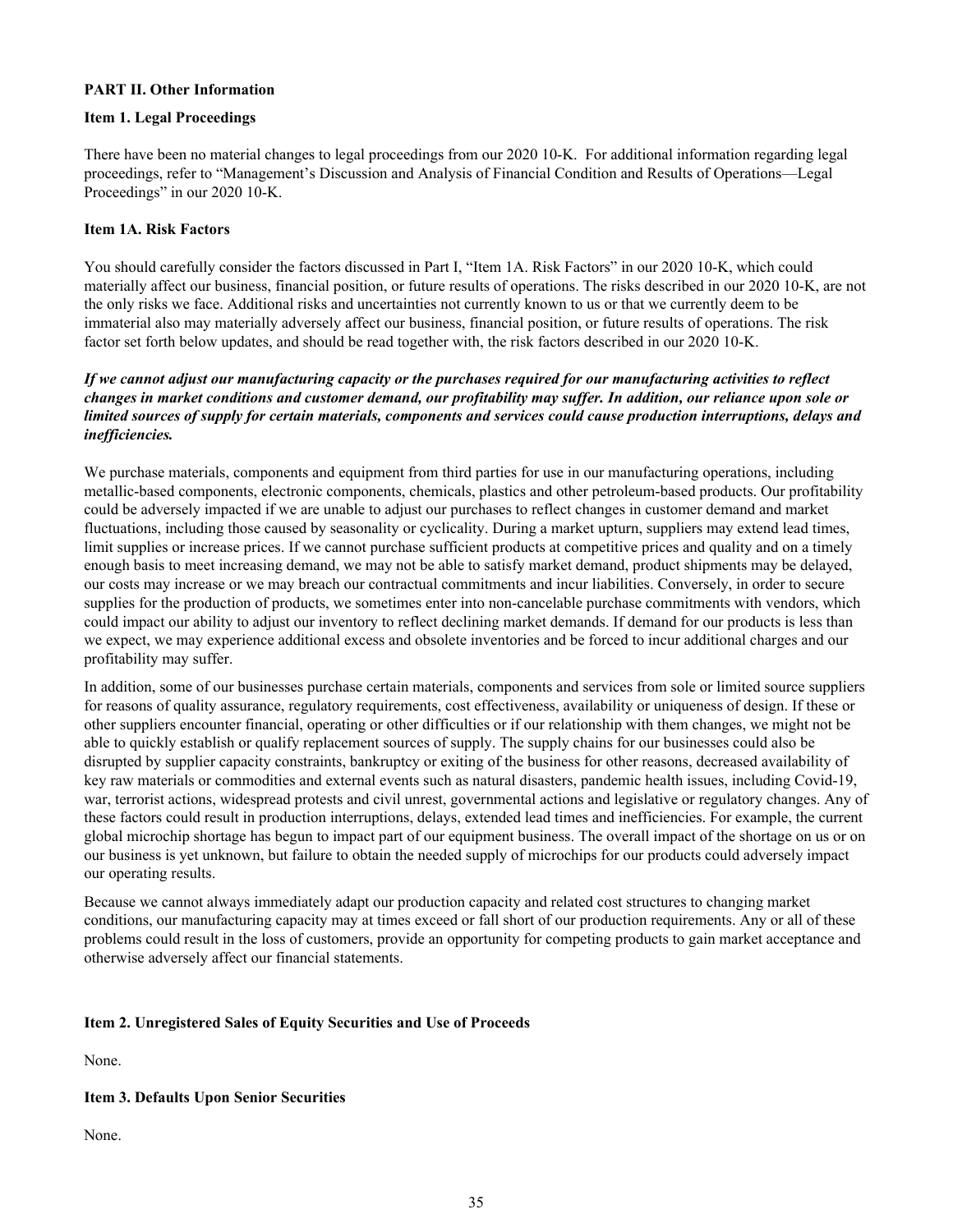## PART II. Other Information

### Item 1. Legal Proceedings

There have been no material changes to legal proceedings from our 2020 10-K. For additional information regarding legal proceedings, refer to "Management's Discussion and Analysis of Financial Condition and Results of Operations—Legal Proceedings" in our 2020 10-K.

### Item 1A. Risk Factors

You should carefully consider the factors discussed in Part I, "Item 1A. Risk Factors" in our 2020 10-K, which could materially affect our business, financial position, or future results of operations. The risks described in our 2020 10-K, are not the only risks we face. Additional risks and uncertainties not currently known to us or that we currently deem to be immaterial also may materially adversely affect our business, financial position, or future results of operations. The risk factor set forth below updates, and should be read together with, the risk factors described in our 2020 10-K.

***If we cannot adjust our manufacturing capacity or the purchases required for our manufacturing activities to reflect changes in market conditions and customer demand, our profitability may suffer. In addition, our reliance upon sole or limited sources of supply for certain materials, components and services could cause production interruptions, delays and inefficiencies.***

We purchase materials, components and equipment from third parties for use in our manufacturing operations, including metallic-based components, electronic components, chemicals, plastics and other petroleum-based products. Our profitability could be adversely impacted if we are unable to adjust our purchases to reflect changes in customer demand and market fluctuations, including those caused by seasonality or cyclicality. During a market upturn, suppliers may extend lead times, limit supplies or increase prices. If we cannot purchase sufficient products at competitive prices and quality and on a timely enough basis to meet increasing demand, we may not be able to satisfy market demand, product shipments may be delayed, our costs may increase or we may breach our contractual commitments and incur liabilities. Conversely, in order to secure supplies for the production of products, we sometimes enter into non-cancelable purchase commitments with vendors, which could impact our ability to adjust our inventory to reflect declining market demands. If demand for our products is less than we expect, we may experience additional excess and obsolete inventories and be forced to incur additional charges and our profitability may suffer.

In addition, some of our businesses purchase certain materials, components and services from sole or limited source suppliers for reasons of quality assurance, regulatory requirements, cost effectiveness, availability or uniqueness of design. If these or other suppliers encounter financial, operating or other difficulties or if our relationship with them changes, we might not be able to quickly establish or qualify replacement sources of supply. The supply chains for our businesses could also be disrupted by supplier capacity constraints, bankruptcy or exiting of the business for other reasons, decreased availability of key raw materials or commodities and external events such as natural disasters, pandemic health issues, including Covid-19, war, terrorist actions, widespread protests and civil unrest, governmental actions and legislative or regulatory changes. Any of these factors could result in production interruptions, delays, extended lead times and inefficiencies. For example, the current global microchip shortage has begun to impact part of our equipment business. The overall impact of the shortage on us or on our business is yet unknown, but failure to obtain the needed supply of microchips for our products could adversely impact our operating results.

Because we cannot always immediately adapt our production capacity and related cost structures to changing market conditions, our manufacturing capacity may at times exceed or fall short of our production requirements. Any or all of these problems could result in the loss of customers, provide an opportunity for competing products to gain market acceptance and otherwise adversely affect our financial statements.

### Item 2. Unregistered Sales of Equity Securities and Use of Proceeds

None.

### Item 3. Defaults Upon Senior Securities

None.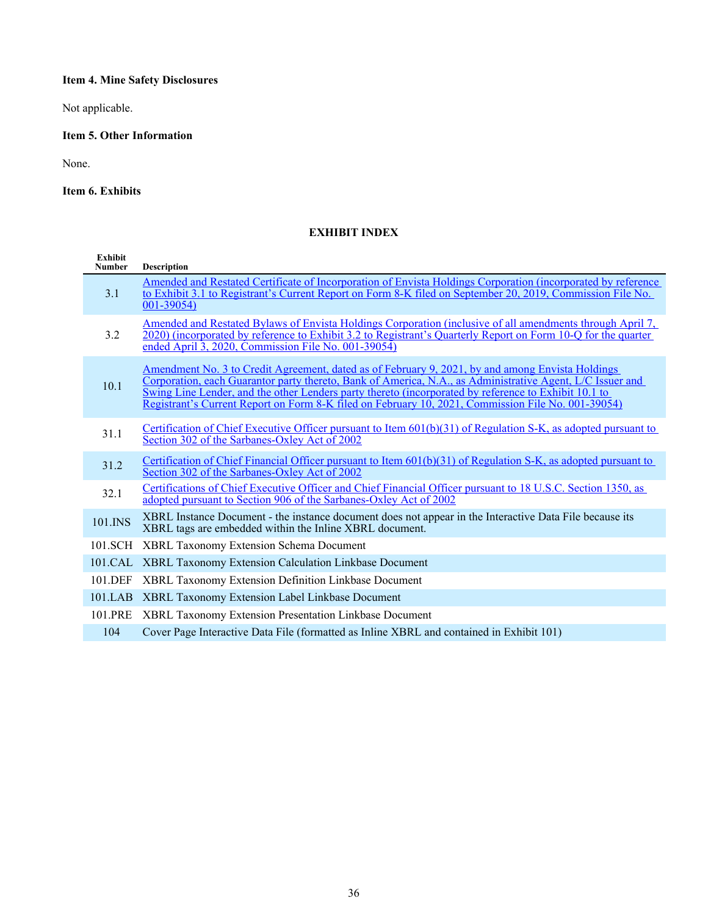### Item 4. Mine Safety Disclosures

Not applicable.

### Item 5. Other Information

None.

### Item 6. Exhibits

**EXHIBIT INDEX**

| Exhibit Number | Description |
|---|---|
| 3.1 | Amended and Restated Certificate of Incorporation of Envista Holdings Corporation (incorporated by reference to Exhibit 3.1 to Registrant's Current Report on Form 8-K filed on September 20, 2019, Commission File No. 001-39054) |
| 3.2 | Amended and Restated Bylaws of Envista Holdings Corporation (inclusive of all amendments through April 7, 2020) (incorporated by reference to Exhibit 3.2 to Registrant's Quarterly Report on Form 10-Q for the quarter ended April 3, 2020, Commission File No. 001-39054) |
| 10.1 | Amendment No. 3 to Credit Agreement, dated as of February 9, 2021, by and among Envista Holdings Corporation, each Guarantor party thereto, Bank of America, N.A., as Administrative Agent, L/C Issuer and Swing Line Lender, and the other Lenders party thereto (incorporated by reference to Exhibit 10.1 to Registrant's Current Report on Form 8-K filed on February 10, 2021, Commission File No. 001-39054) |
| 31.1 | Certification of Chief Executive Officer pursuant to Item 601(b)(31) of Regulation S-K, as adopted pursuant to Section 302 of the Sarbanes-Oxley Act of 2002 |
| 31.2 | Certification of Chief Financial Officer pursuant to Item 601(b)(31) of Regulation S-K, as adopted pursuant to Section 302 of the Sarbanes-Oxley Act of 2002 |
| 32.1 | Certifications of Chief Executive Officer and Chief Financial Officer pursuant to 18 U.S.C. Section 1350, as adopted pursuant to Section 906 of the Sarbanes-Oxley Act of 2002 |
| 101.INS | XBRL Instance Document - the instance document does not appear in the Interactive Data File because its XBRL tags are embedded within the Inline XBRL document. |
| 101.SCH | XBRL Taxonomy Extension Schema Document |
| 101.CAL | XBRL Taxonomy Extension Calculation Linkbase Document |
| 101.DEF | XBRL Taxonomy Extension Definition Linkbase Document |
| 101.LAB | XBRL Taxonomy Extension Label Linkbase Document |
| 101.PRE | XBRL Taxonomy Extension Presentation Linkbase Document |
| 104 | Cover Page Interactive Data File (formatted as Inline XBRL and contained in Exhibit 101) |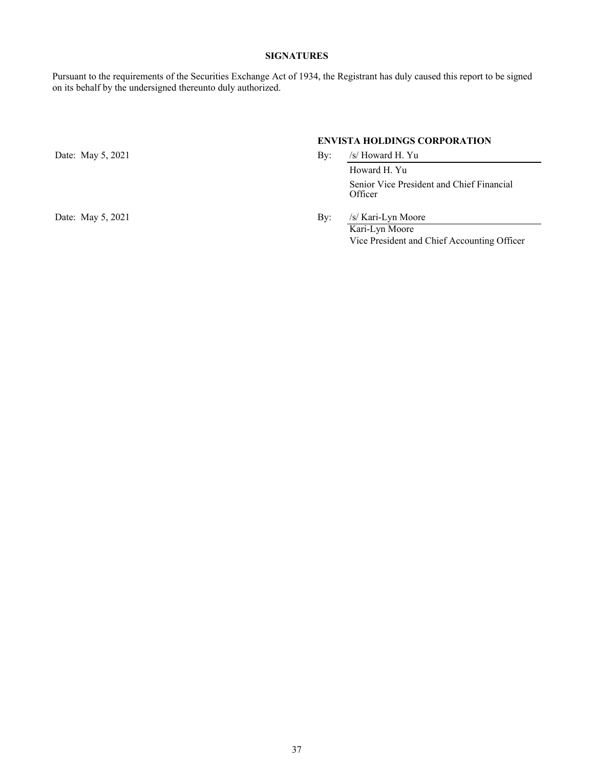**SIGNATURES**

Pursuant to the requirements of the Securities Exchange Act of 1934, the Registrant has duly caused this report to be signed on its behalf by the undersigned thereunto duly authorized.

| | | |
|---|---|---|
| | | **ENVISTA HOLDINGS CORPORATION** |
| Date: May 5, 2021 | By: | /s/ Howard H. Yu |
| | | Howard H. Yu |
| | | Senior Vice President and Chief Financial Officer |
| Date: May 5, 2021 | By: | /s/ Kari-Lyn Moore |
| | | Kari-Lyn Moore |
| | | Vice President and Chief Accounting Officer |